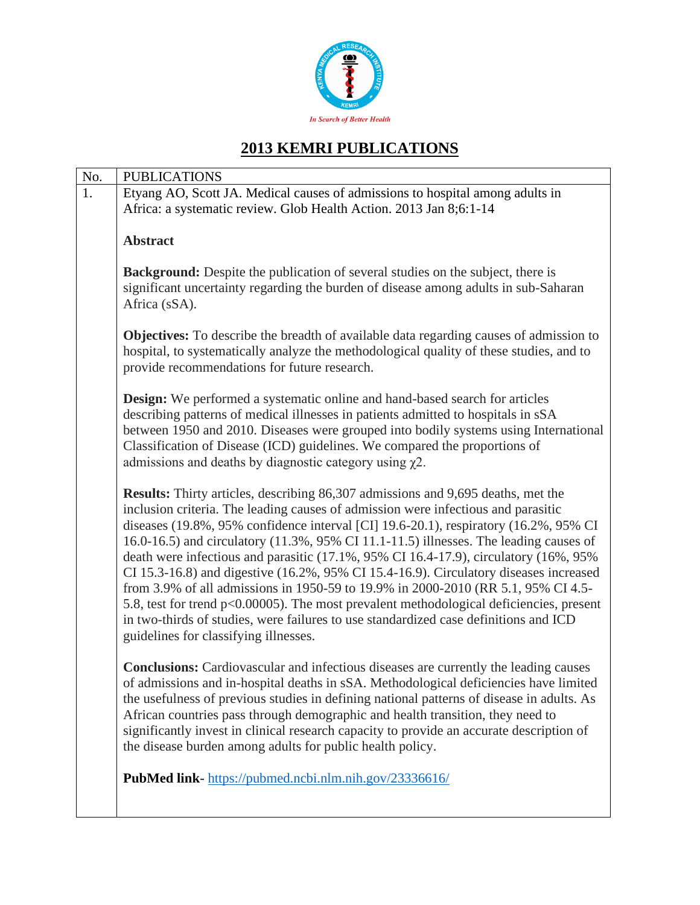In Search of Better Health

# 2013 KEMRI PUBLICATIONS

| No. | PUBLICATIONS |
| --- | --- |
| 1. | Etyang AO, Scott JA. Medical causes of admissions to hospital among adults in Africa: a systematic review. Glob Health Action. 2013 Jan 8;6:1-14<br><br>**Abstract**<br><br>**Background:** Despite the publication of several studies on the subject, there is significant uncertainty regarding the burden of disease among adults in sub-Saharan Africa (sSA).<br><br>**Objectives:** To describe the breadth of available data regarding causes of admission to hospital, to systematically analyze the methodological quality of these studies, and to provide recommendations for future research.<br><br>**Design:** We performed a systematic online and hand-based search for articles describing patterns of medical illnesses in patients admitted to hospitals in sSA between 1950 and 2010. Diseases were grouped into bodily systems using International Classification of Disease (ICD) guidelines. We compared the proportions of admissions and deaths by diagnostic category using $\chi^2$.<br><br>**Results:** Thirty articles, describing 86,307 admissions and 9,695 deaths, met the inclusion criteria. The leading causes of admission were infectious and parasitic diseases (19.8%, 95% confidence interval [CI] 19.6-20.1), respiratory (16.2%, 95% CI 16.0-16.5) and circulatory (11.3%, 95% CI 11.1-11.5) illnesses. The leading causes of death were infectious and parasitic (17.1%, 95% CI 16.4-17.9), circulatory (16%, 95% CI 15.3-16.8) and digestive (16.2%, 95% CI 15.4-16.9). Circulatory diseases increased from 3.9% of all admissions in 1950-59 to 19.9% in 2000-2010 (RR 5.1, 95% CI 4.5-5.8, test for trend $p<0.00005$). The most prevalent methodological deficiencies, present in two-thirds of studies, were failures to use standardized case definitions and ICD guidelines for classifying illnesses.<br><br>**Conclusions:** Cardiovascular and infectious diseases are currently the leading causes of admissions and in-hospital deaths in sSA. Methodological deficiencies have limited the usefulness of previous studies in defining national patterns of disease in adults. As African countries pass through demographic and health transition, they need to significantly invest in clinical research capacity to provide an accurate description of the disease burden among adults for public health policy.<br><br>**PubMed link**- https://pubmed.ncbi.nlm.nih.gov/23336616/ |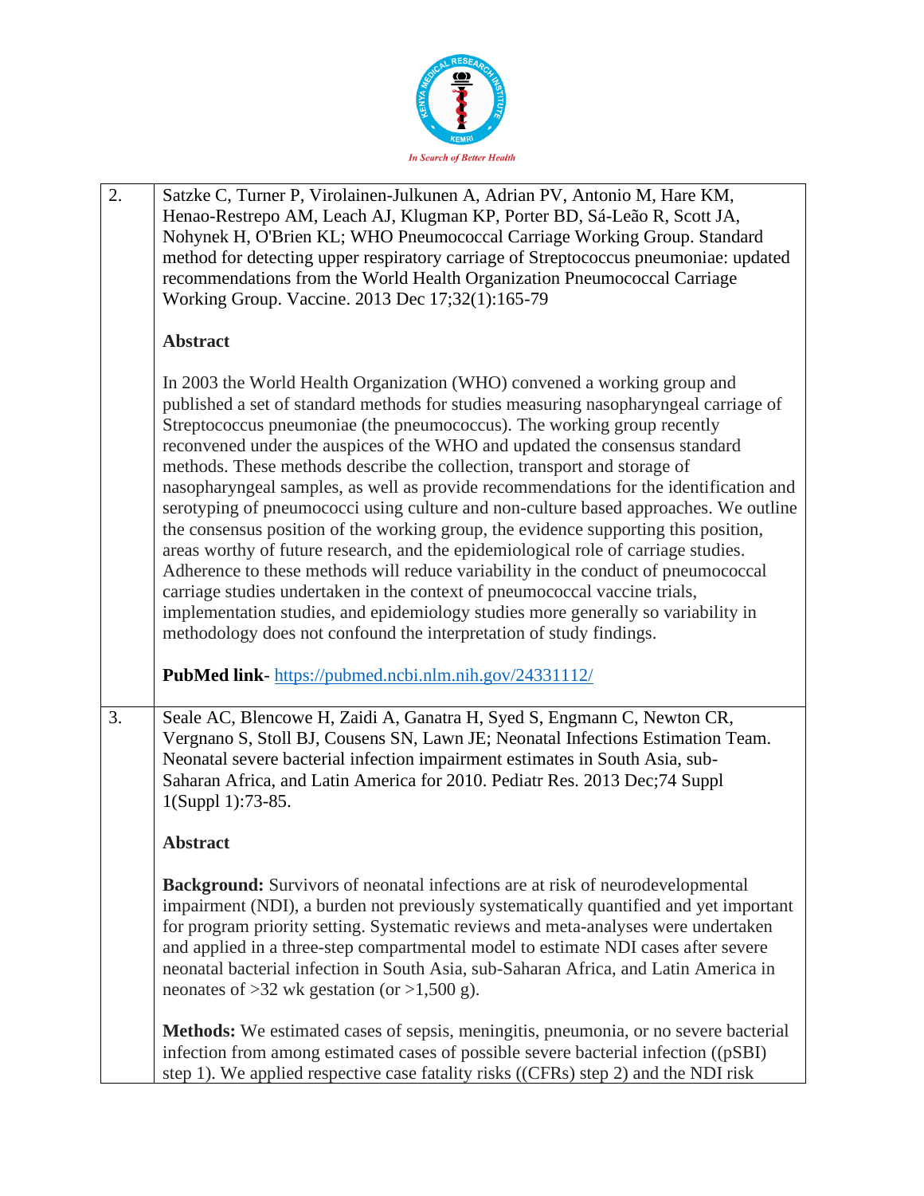| | |
|---|---|
| 2. | Satzke C, Turner P, Virolainen-Julkunen A, Adrian PV, Antonio M, Hare KM, Henao-Restrepo AM, Leach AJ, Klugman KP, Porter BD, Sá-Leão R, Scott JA, Nohynek H, O'Brien KL; WHO Pneumococcal Carriage Working Group. Standard method for detecting upper respiratory carriage of Streptococcus pneumoniae: updated recommendations from the World Health Organization Pneumococcal Carriage Working Group. Vaccine. 2013 Dec 17;32(1):165-79<br><br>**Abstract**<br><br>In 2003 the World Health Organization (WHO) convened a working group and published a set of standard methods for studies measuring nasopharyngeal carriage of Streptococcus pneumoniae (the pneumococcus). The working group recently reconvened under the auspices of the WHO and updated the consensus standard methods. These methods describe the collection, transport and storage of nasopharyngeal samples, as well as provide recommendations for the identification and serotyping of pneumococci using culture and non-culture based approaches. We outline the consensus position of the working group, the evidence supporting this position, areas worthy of future research, and the epidemiological role of carriage studies. Adherence to these methods will reduce variability in the conduct of pneumococcal carriage studies undertaken in the context of pneumococcal vaccine trials, implementation studies, and epidemiology studies more generally so variability in methodology does not confound the interpretation of study findings.<br><br>**PubMed link**- https://pubmed.ncbi.nlm.nih.gov/24331112/ |
| 3. | Seale AC, Blencowe H, Zaidi A, Ganatra H, Syed S, Engmann C, Newton CR, Vergnano S, Stoll BJ, Cousens SN, Lawn JE; Neonatal Infections Estimation Team. Neonatal severe bacterial infection impairment estimates in South Asia, sub-Saharan Africa, and Latin America for 2010. Pediatr Res. 2013 Dec;74 Suppl 1(Suppl 1):73-85.<br><br>**Abstract**<br><br>**Background:** Survivors of neonatal infections are at risk of neurodevelopmental impairment (NDI), a burden not previously systematically quantified and yet important for program priority setting. Systematic reviews and meta-analyses were undertaken and applied in a three-step compartmental model to estimate NDI cases after severe neonatal bacterial infection in South Asia, sub-Saharan Africa, and Latin America in neonates of >32 wk gestation (or >1,500 g).<br><br>**Methods:** We estimated cases of sepsis, meningitis, pneumonia, or no severe bacterial infection from among estimated cases of possible severe bacterial infection ((pSBI) step 1). We applied respective case fatality risks ((CFRs) step 2) and the NDI risk |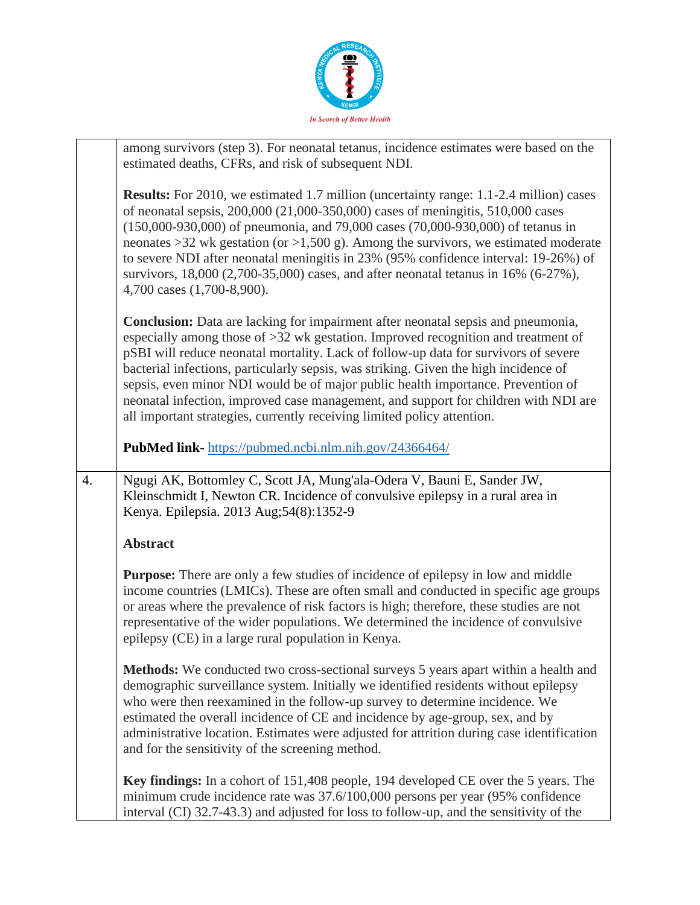|  |  |
|---|---|
|  | among survivors (step 3). For neonatal tetanus, incidence estimates were based on the estimated deaths, CFRs, and risk of subsequent NDI.<br><br>**Results:** For 2010, we estimated 1.7 million (uncertainty range: 1.1-2.4 million) cases of neonatal sepsis, 200,000 (21,000-350,000) cases of meningitis, 510,000 cases (150,000-930,000) of pneumonia, and 79,000 cases (70,000-930,000) of tetanus in neonates >32 wk gestation (or >1,500 g). Among the survivors, we estimated moderate to severe NDI after neonatal meningitis in 23% (95% confidence interval: 19-26%) of survivors, 18,000 (2,700-35,000) cases, and after neonatal tetanus in 16% (6-27%), 4,700 cases (1,700-8,900).<br><br>**Conclusion:** Data are lacking for impairment after neonatal sepsis and pneumonia, especially among those of >32 wk gestation. Improved recognition and treatment of pSBI will reduce neonatal mortality. Lack of follow-up data for survivors of severe bacterial infections, particularly sepsis, was striking. Given the high incidence of sepsis, even minor NDI would be of major public health importance. Prevention of neonatal infection, improved case management, and support for children with NDI are all important strategies, currently receiving limited policy attention.<br><br>**PubMed link**- https://pubmed.ncbi.nlm.nih.gov/24366464/ |
| 4. | Ngugi AK, Bottomley C, Scott JA, Mung'ala-Odera V, Bauni E, Sander JW, Kleinschmidt I, Newton CR. Incidence of convulsive epilepsy in a rural area in Kenya. Epilepsia. 2013 Aug;54(8):1352-9<br><br>**Abstract**<br><br>**Purpose:** There are only a few studies of incidence of epilepsy in low and middle income countries (LMICs). These are often small and conducted in specific age groups or areas where the prevalence of risk factors is high; therefore, these studies are not representative of the wider populations. We determined the incidence of convulsive epilepsy (CE) in a large rural population in Kenya.<br><br>**Methods:** We conducted two cross-sectional surveys 5 years apart within a health and demographic surveillance system. Initially we identified residents without epilepsy who were then reexamined in the follow-up survey to determine incidence. We estimated the overall incidence of CE and incidence by age-group, sex, and by administrative location. Estimates were adjusted for attrition during case identification and for the sensitivity of the screening method.<br><br>**Key findings:** In a cohort of 151,408 people, 194 developed CE over the 5 years. The minimum crude incidence rate was 37.6/100,000 persons per year (95% confidence interval (CI) 32.7-43.3) and adjusted for loss to follow-up, and the sensitivity of the |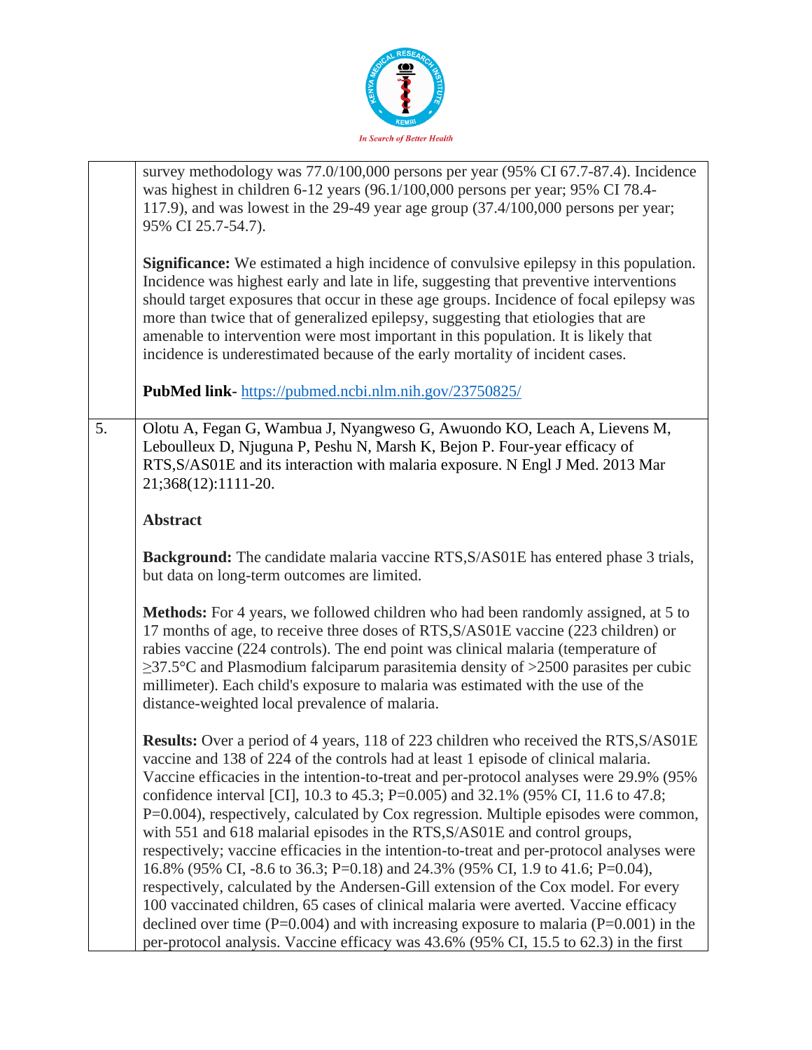| | |
|---|---|
| | survey methodology was 77.0/100,000 persons per year (95% CI 67.7-87.4). Incidence was highest in children 6-12 years (96.1/100,000 persons per year; 95% CI 78.4-117.9), and was lowest in the 29-49 year age group (37.4/100,000 persons per year; 95% CI 25.7-54.7).<br><br>**Significance:** We estimated a high incidence of convulsive epilepsy in this population. Incidence was highest early and late in life, suggesting that preventive interventions should target exposures that occur in these age groups. Incidence of focal epilepsy was more than twice that of generalized epilepsy, suggesting that etiologies that are amenable to intervention were most important in this population. It is likely that incidence is underestimated because of the early mortality of incident cases.<br><br>**PubMed link**- https://pubmed.ncbi.nlm.nih.gov/23750825/ |
| 5. | Olotu A, Fegan G, Wambua J, Nyangweso G, Awuondo KO, Leach A, Lievens M, Leboulleux D, Njuguna P, Peshu N, Marsh K, Bejon P. Four-year efficacy of RTS,S/AS01E and its interaction with malaria exposure. N Engl J Med. 2013 Mar 21;368(12):1111-20.<br><br>**Abstract**<br><br>**Background:** The candidate malaria vaccine RTS,S/AS01E has entered phase 3 trials, but data on long-term outcomes are limited.<br><br>**Methods:** For 4 years, we followed children who had been randomly assigned, at 5 to 17 months of age, to receive three doses of RTS,S/AS01E vaccine (223 children) or rabies vaccine (224 controls). The end point was clinical malaria (temperature of ≥37.5°C and Plasmodium falciparum parasitemia density of >2500 parasites per cubic millimeter). Each child's exposure to malaria was estimated with the use of the distance-weighted local prevalence of malaria.<br><br>**Results:** Over a period of 4 years, 118 of 223 children who received the RTS,S/AS01E vaccine and 138 of 224 of the controls had at least 1 episode of clinical malaria. Vaccine efficacies in the intention-to-treat and per-protocol analyses were 29.9% (95% confidence interval [CI], 10.3 to 45.3; P=0.005) and 32.1% (95% CI, 11.6 to 47.8; P=0.004), respectively, calculated by Cox regression. Multiple episodes were common, with 551 and 618 malarial episodes in the RTS,S/AS01E and control groups, respectively; vaccine efficacies in the intention-to-treat and per-protocol analyses were 16.8% (95% CI, -8.6 to 36.3; P=0.18) and 24.3% (95% CI, 1.9 to 41.6; P=0.04), respectively, calculated by the Andersen-Gill extension of the Cox model. For every 100 vaccinated children, 65 cases of clinical malaria were averted. Vaccine efficacy declined over time (P=0.004) and with increasing exposure to malaria (P=0.001) in the per-protocol analysis. Vaccine efficacy was 43.6% (95% CI, 15.5 to 62.3) in the first |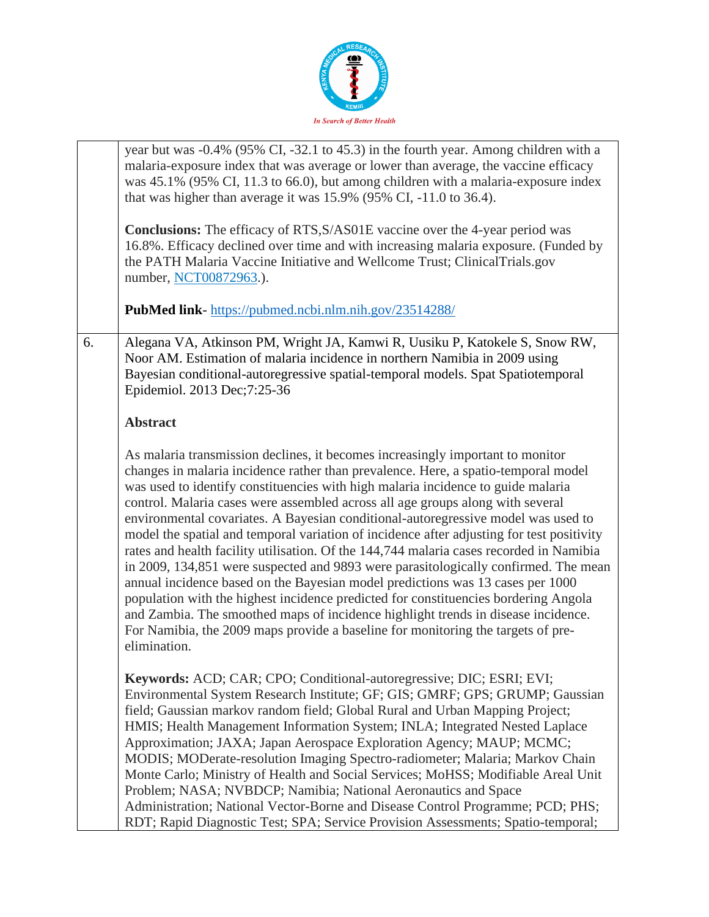| | |
|---|---|
| | year but was -0.4% (95% CI, -32.1 to 45.3) in the fourth year. Among children with a malaria-exposure index that was average or lower than average, the vaccine efficacy was 45.1% (95% CI, 11.3 to 66.0), but among children with a malaria-exposure index that was higher than average it was 15.9% (95% CI, -11.0 to 36.4).<br><br>**Conclusions:** The efficacy of RTS,S/AS01E vaccine over the 4-year period was 16.8%. Efficacy declined over time and with increasing malaria exposure. (Funded by the PATH Malaria Vaccine Initiative and Wellcome Trust; ClinicalTrials.gov number, NCT00872963.).<br><br>**PubMed link**- https://pubmed.ncbi.nlm.nih.gov/23514288/ |
| 6. | Alegana VA, Atkinson PM, Wright JA, Kamwi R, Uusiku P, Katokele S, Snow RW, Noor AM. Estimation of malaria incidence in northern Namibia in 2009 using Bayesian conditional-autoregressive spatial-temporal models. Spat Spatiotemporal Epidemiol. 2013 Dec;7:25-36<br><br>**Abstract**<br><br>As malaria transmission declines, it becomes increasingly important to monitor changes in malaria incidence rather than prevalence. Here, a spatio-temporal model was used to identify constituencies with high malaria incidence to guide malaria control. Malaria cases were assembled across all age groups along with several environmental covariates. A Bayesian conditional-autoregressive model was used to model the spatial and temporal variation of incidence after adjusting for test positivity rates and health facility utilisation. Of the 144,744 malaria cases recorded in Namibia in 2009, 134,851 were suspected and 9893 were parasitologically confirmed. The mean annual incidence based on the Bayesian model predictions was 13 cases per 1000 population with the highest incidence predicted for constituencies bordering Angola and Zambia. The smoothed maps of incidence highlight trends in disease incidence. For Namibia, the 2009 maps provide a baseline for monitoring the targets of pre-elimination.<br><br>**Keywords:** ACD; CAR; CPO; Conditional-autoregressive; DIC; ESRI; EVI; Environmental System Research Institute; GF; GIS; GMRF; GPS; GRUMP; Gaussian field; Gaussian markov random field; Global Rural and Urban Mapping Project; HMIS; Health Management Information System; INLA; Integrated Nested Laplace Approximation; JAXA; Japan Aerospace Exploration Agency; MAUP; MCMC; MODIS; MODerate-resolution Imaging Spectro-radiometer; Malaria; Markov Chain Monte Carlo; Ministry of Health and Social Services; MoHSS; Modifiable Areal Unit Problem; NASA; NVBDCP; Namibia; National Aeronautics and Space Administration; National Vector-Borne and Disease Control Programme; PCD; PHS; RDT; Rapid Diagnostic Test; SPA; Service Provision Assessments; Spatio-temporal; |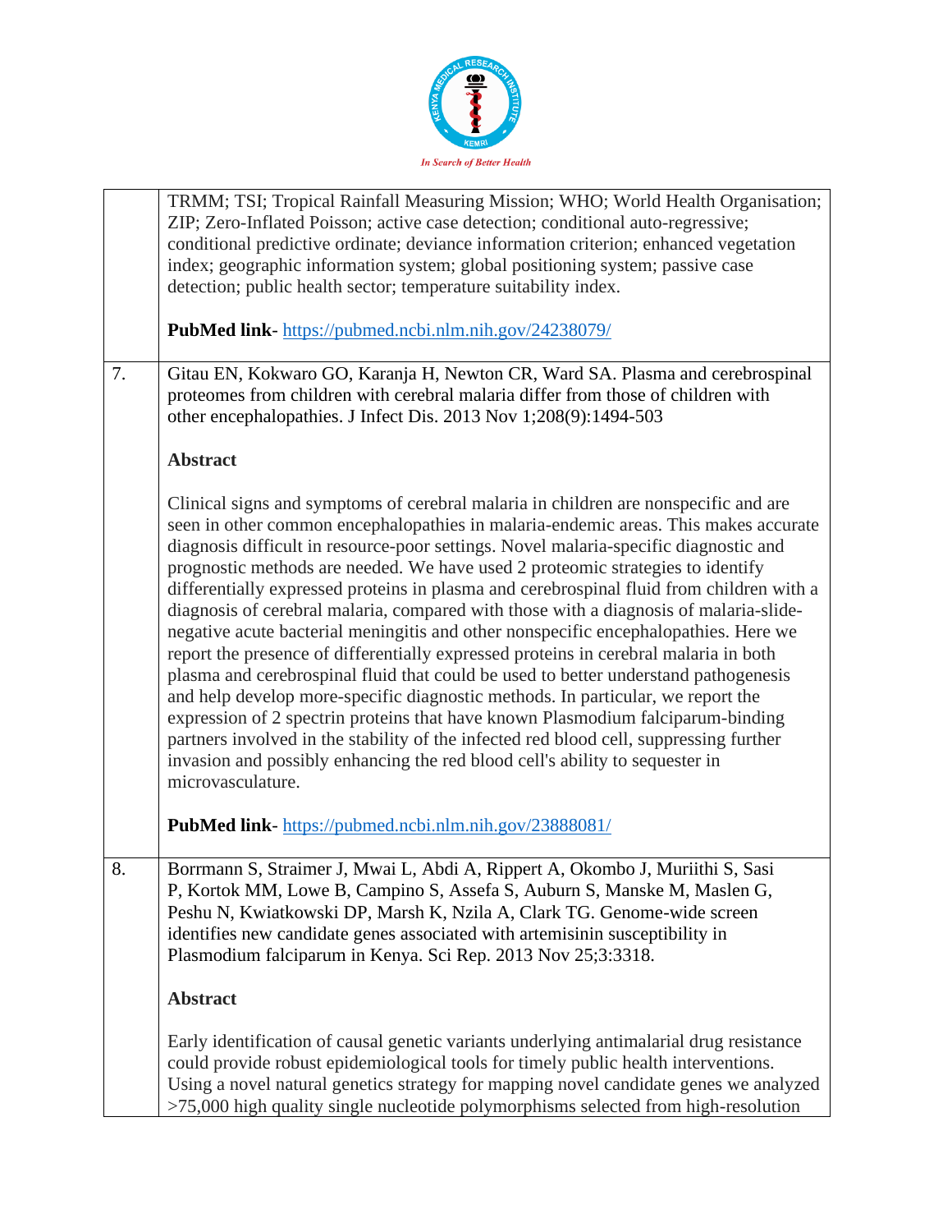| | |
|---|---|
| | TRMM; TSI; Tropical Rainfall Measuring Mission; WHO; World Health Organisation; ZIP; Zero-Inflated Poisson; active case detection; conditional auto-regressive; conditional predictive ordinate; deviance information criterion; enhanced vegetation index; geographic information system; global positioning system; passive case detection; public health sector; temperature suitability index.<br><br>**PubMed link**- https://pubmed.ncbi.nlm.nih.gov/24238079/ |
| 7. | Gitau EN, Kokwaro GO, Karanja H, Newton CR, Ward SA. Plasma and cerebrospinal proteomes from children with cerebral malaria differ from those of children with other encephalopathies. J Infect Dis. 2013 Nov 1;208(9):1494-503<br><br>**Abstract**<br><br>Clinical signs and symptoms of cerebral malaria in children are nonspecific and are seen in other common encephalopathies in malaria-endemic areas. This makes accurate diagnosis difficult in resource-poor settings. Novel malaria-specific diagnostic and prognostic methods are needed. We have used 2 proteomic strategies to identify differentially expressed proteins in plasma and cerebrospinal fluid from children with a diagnosis of cerebral malaria, compared with those with a diagnosis of malaria-slide-negative acute bacterial meningitis and other nonspecific encephalopathies. Here we report the presence of differentially expressed proteins in cerebral malaria in both plasma and cerebrospinal fluid that could be used to better understand pathogenesis and help develop more-specific diagnostic methods. In particular, we report the expression of 2 spectrin proteins that have known Plasmodium falciparum-binding partners involved in the stability of the infected red blood cell, suppressing further invasion and possibly enhancing the red blood cell's ability to sequester in microvasculature.<br><br>**PubMed link**- https://pubmed.ncbi.nlm.nih.gov/23888081/ |
| 8. | Borrmann S, Straimer J, Mwai L, Abdi A, Rippert A, Okombo J, Muriithi S, Sasi P, Kortok MM, Lowe B, Campino S, Assefa S, Auburn S, Manske M, Maslen G, Peshu N, Kwiatkowski DP, Marsh K, Nzila A, Clark TG. Genome-wide screen identifies new candidate genes associated with artemisinin susceptibility in Plasmodium falciparum in Kenya. Sci Rep. 2013 Nov 25;3:3318.<br><br>**Abstract**<br><br>Early identification of causal genetic variants underlying antimalarial drug resistance could provide robust epidemiological tools for timely public health interventions. Using a novel natural genetics strategy for mapping novel candidate genes we analyzed >75,000 high quality single nucleotide polymorphisms selected from high-resolution |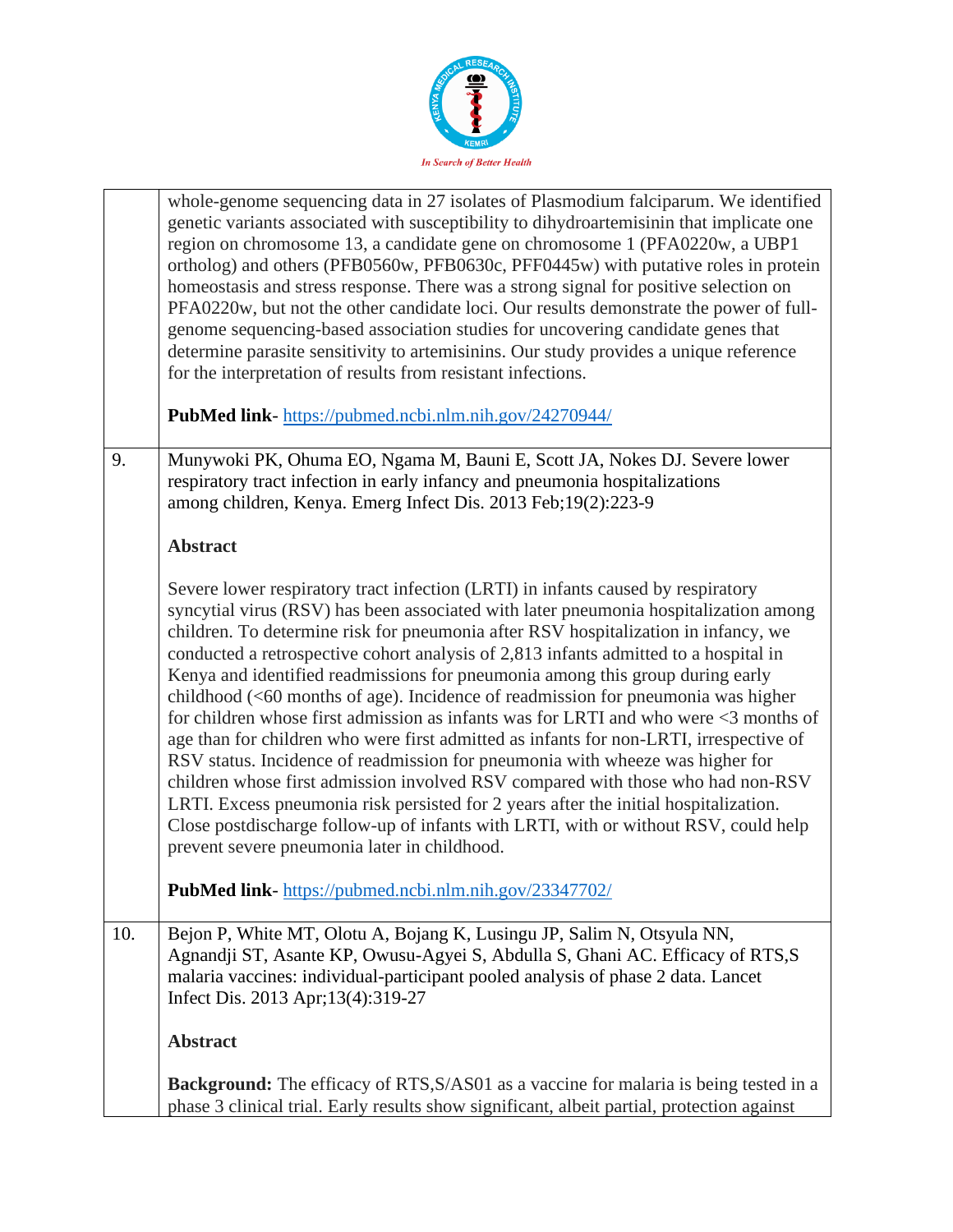| | |
|---|---|
| | whole-genome sequencing data in 27 isolates of Plasmodium falciparum. We identified genetic variants associated with susceptibility to dihydroartemisinin that implicate one region on chromosome 13, a candidate gene on chromosome 1 (PFA0220w, a UBP1 ortholog) and others (PFB0560w, PFB0630c, PFF0445w) with putative roles in protein homeostasis and stress response. There was a strong signal for positive selection on PFA0220w, but not the other candidate loci. Our results demonstrate the power of full-genome sequencing-based association studies for uncovering candidate genes that determine parasite sensitivity to artemisinins. Our study provides a unique reference for the interpretation of results from resistant infections.<br><br>**PubMed link**- https://pubmed.ncbi.nlm.nih.gov/24270944/ |
| 9. | Munywoki PK, Ohuma EO, Ngama M, Bauni E, Scott JA, Nokes DJ. Severe lower respiratory tract infection in early infancy and pneumonia hospitalizations among children, Kenya. Emerg Infect Dis. 2013 Feb;19(2):223-9<br><br>**Abstract**<br><br>Severe lower respiratory tract infection (LRTI) in infants caused by respiratory syncytial virus (RSV) has been associated with later pneumonia hospitalization among children. To determine risk for pneumonia after RSV hospitalization in infancy, we conducted a retrospective cohort analysis of 2,813 infants admitted to a hospital in Kenya and identified readmissions for pneumonia among this group during early childhood (<60 months of age). Incidence of readmission for pneumonia was higher for children whose first admission as infants was for LRTI and who were <3 months of age than for children who were first admitted as infants for non-LRTI, irrespective of RSV status. Incidence of readmission for pneumonia with wheeze was higher for children whose first admission involved RSV compared with those who had non-RSV LRTI. Excess pneumonia risk persisted for 2 years after the initial hospitalization. Close postdischarge follow-up of infants with LRTI, with or without RSV, could help prevent severe pneumonia later in childhood.<br><br>**PubMed link**- https://pubmed.ncbi.nlm.nih.gov/23347702/ |
| 10. | Bejon P, White MT, Olotu A, Bojang K, Lusingu JP, Salim N, Otsyula NN, Agnandji ST, Asante KP, Owusu-Agyei S, Abdulla S, Ghani AC. Efficacy of RTS,S malaria vaccines: individual-participant pooled analysis of phase 2 data. Lancet Infect Dis. 2013 Apr;13(4):319-27<br><br>**Abstract**<br><br>**Background:** The efficacy of RTS,S/AS01 as a vaccine for malaria is being tested in a phase 3 clinical trial. Early results show significant, albeit partial, protection against |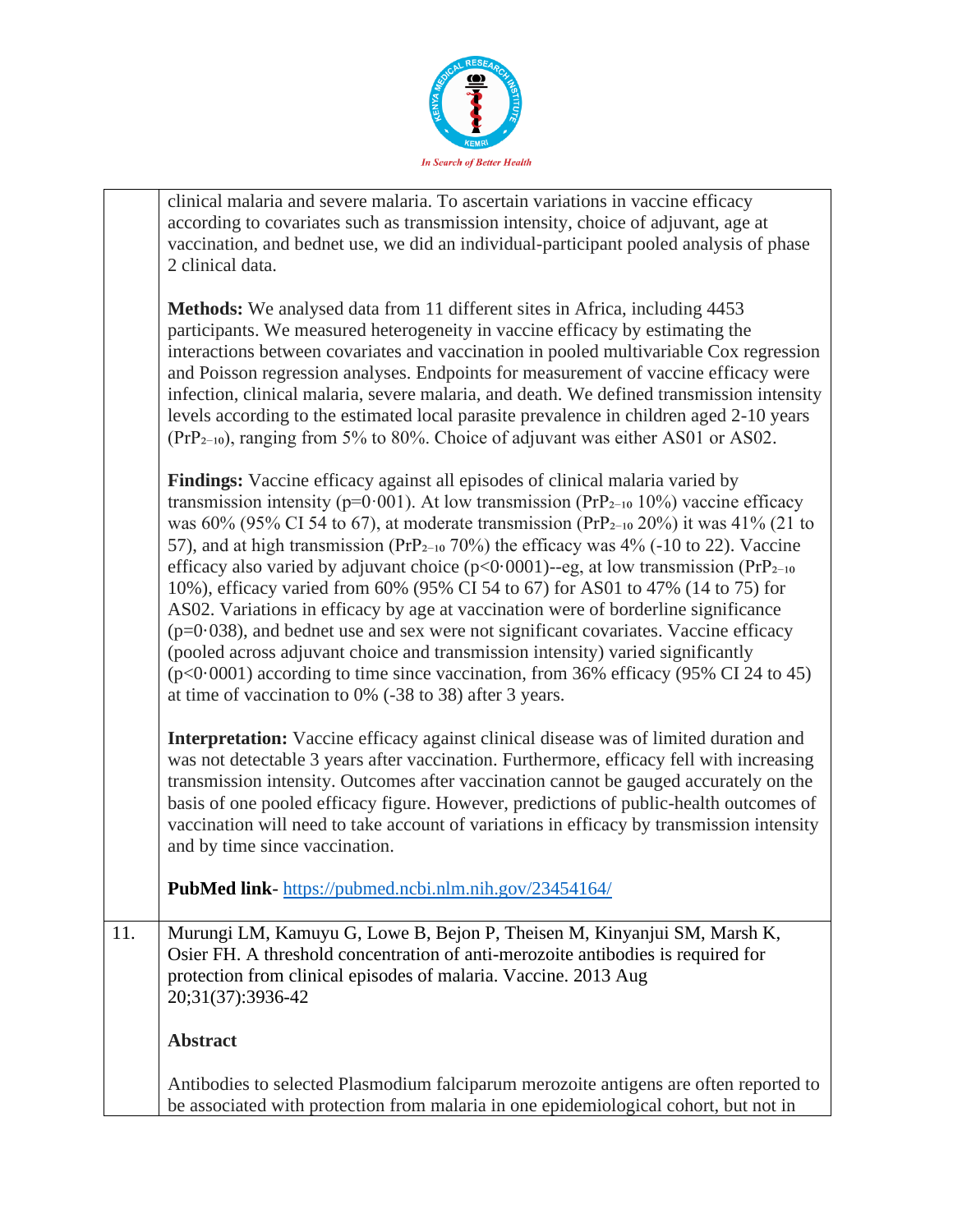| | |
|---|---|
| | clinical malaria and severe malaria. To ascertain variations in vaccine efficacy according to covariates such as transmission intensity, choice of adjuvant, age at vaccination, and bednet use, we did an individual-participant pooled analysis of phase 2 clinical data. <br><br> **Methods:** We analysed data from 11 different sites in Africa, including 4453 participants. We measured heterogeneity in vaccine efficacy by estimating the interactions between covariates and vaccination in pooled multivariable Cox regression and Poisson regression analyses. Endpoints for measurement of vaccine efficacy were infection, clinical malaria, severe malaria, and death. We defined transmission intensity levels according to the estimated local parasite prevalence in children aged 2-10 years ($PrP_{2-10}$), ranging from 5% to 80%. Choice of adjuvant was either AS01 or AS02. <br><br> **Findings:** Vaccine efficacy against all episodes of clinical malaria varied by transmission intensity ($p=0 \cdot 001$). At low transmission ($PrP_{2-10}$ 10%) vaccine efficacy was 60% (95% CI 54 to 67), at moderate transmission ($PrP_{2-10}$ 20%) it was 41% (21 to 57), and at high transmission ($PrP_{2-10}$ 70%) the efficacy was 4% (-10 to 22). Vaccine efficacy also varied by adjuvant choice ($p<0 \cdot 0001$)--eg, at low transmission ($PrP_{2-10}$ 10%), efficacy varied from 60% (95% CI 54 to 67) for AS01 to 47% (14 to 75) for AS02. Variations in efficacy by age at vaccination were of borderline significance ($p=0 \cdot 038$), and bednet use and sex were not significant covariates. Vaccine efficacy (pooled across adjuvant choice and transmission intensity) varied significantly ($p<0 \cdot 0001$) according to time since vaccination, from 36% efficacy (95% CI 24 to 45) at time of vaccination to 0% (-38 to 38) after 3 years. <br><br> **Interpretation:** Vaccine efficacy against clinical disease was of limited duration and was not detectable 3 years after vaccination. Furthermore, efficacy fell with increasing transmission intensity. Outcomes after vaccination cannot be gauged accurately on the basis of one pooled efficacy figure. However, predictions of public-health outcomes of vaccination will need to take account of variations in efficacy by transmission intensity and by time since vaccination. <br><br> **PubMed link**- https://pubmed.ncbi.nlm.nih.gov/23454164/ |
| 11. | Murungi LM, Kamuyu G, Lowe B, Bejon P, Theisen M, Kinyanjui SM, Marsh K, Osier FH. A threshold concentration of anti-merozoite antibodies is required for protection from clinical episodes of malaria. Vaccine. 2013 Aug 20;31(37):3936-42 <br><br> **Abstract** <br><br> Antibodies to selected Plasmodium falciparum merozoite antigens are often reported to be associated with protection from malaria in one epidemiological cohort, but not in |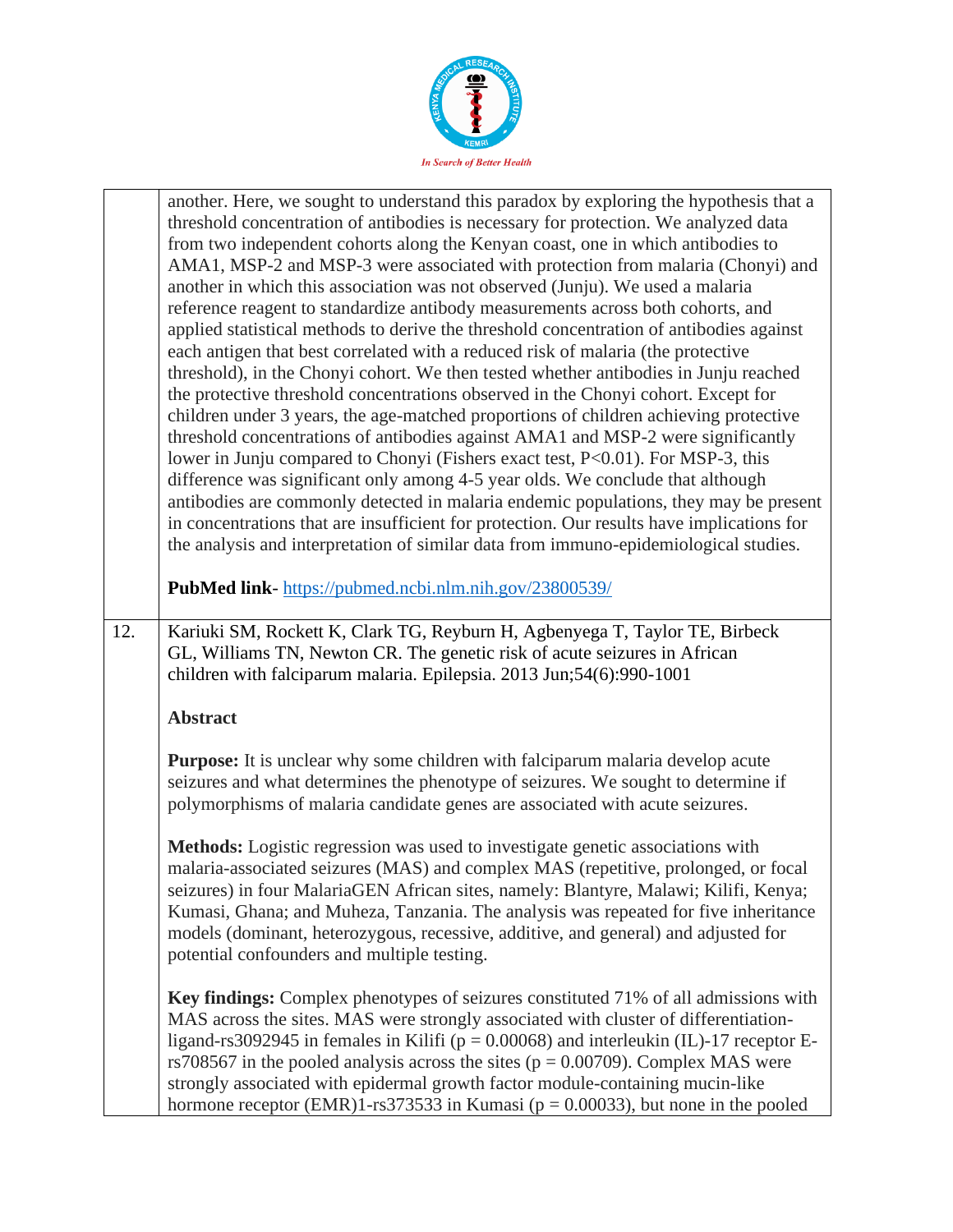| | |
|---|---|
| | another. Here, we sought to understand this paradox by exploring the hypothesis that a threshold concentration of antibodies is necessary for protection. We analyzed data from two independent cohorts along the Kenyan coast, one in which antibodies to AMA1, MSP-2 and MSP-3 were associated with protection from malaria (Chonyi) and another in which this association was not observed (Junju). We used a malaria reference reagent to standardize antibody measurements across both cohorts, and applied statistical methods to derive the threshold concentration of antibodies against each antigen that best correlated with a reduced risk of malaria (the protective threshold), in the Chonyi cohort. We then tested whether antibodies in Junju reached the protective threshold concentrations observed in the Chonyi cohort. Except for children under 3 years, the age-matched proportions of children achieving protective threshold concentrations of antibodies against AMA1 and MSP-2 were significantly lower in Junju compared to Chonyi (Fishers exact test, $P<0.01$). For MSP-3, this difference was significant only among 4-5 year olds. We conclude that although antibodies are commonly detected in malaria endemic populations, they may be present in concentrations that are insufficient for protection. Our results have implications for the analysis and interpretation of similar data from immuno-epidemiological studies.<br><br>**PubMed link**- https://pubmed.ncbi.nlm.nih.gov/23800539/ |
| 12. | Kariuki SM, Rockett K, Clark TG, Reyburn H, Agbenyega T, Taylor TE, Birbeck GL, Williams TN, Newton CR. The genetic risk of acute seizures in African children with falciparum malaria. Epilepsia. 2013 Jun;54(6):990-1001<br><br>**Abstract**<br><br>**Purpose:** It is unclear why some children with falciparum malaria develop acute seizures and what determines the phenotype of seizures. We sought to determine if polymorphisms of malaria candidate genes are associated with acute seizures.<br><br>**Methods:** Logistic regression was used to investigate genetic associations with malaria-associated seizures (MAS) and complex MAS (repetitive, prolonged, or focal seizures) in four MalariaGEN African sites, namely: Blantyre, Malawi; Kilifi, Kenya; Kumasi, Ghana; and Muheza, Tanzania. The analysis was repeated for five inheritance models (dominant, heterozygous, recessive, additive, and general) and adjusted for potential confounders and multiple testing.<br><br>**Key findings:** Complex phenotypes of seizures constituted 71% of all admissions with MAS across the sites. MAS were strongly associated with cluster of differentiation-ligand-rs3092945 in females in Kilifi ($p = 0.00068$) and interleukin (IL)-17 receptor E-rs708567 in the pooled analysis across the sites ($p = 0.00709$). Complex MAS were strongly associated with epidermal growth factor module-containing mucin-like hormone receptor (EMR)1-rs373533 in Kumasi ($p = 0.00033$), but none in the pooled |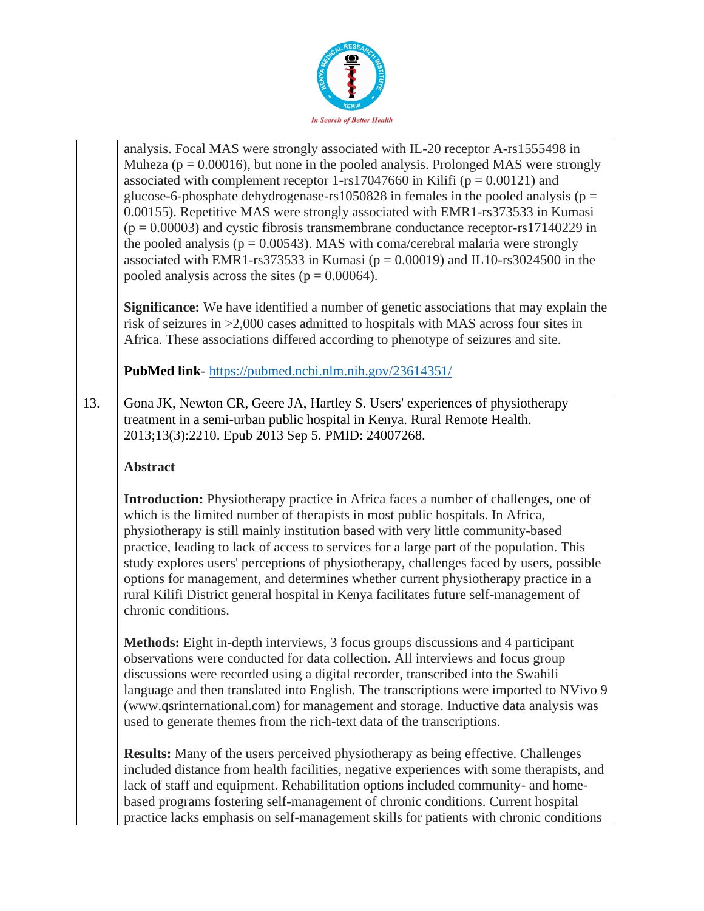| | |
|---|---|
| | analysis. Focal MAS were strongly associated with IL-20 receptor A-rs1555498 in Muheza ($p = 0.00016$), but none in the pooled analysis. Prolonged MAS were strongly associated with complement receptor 1-rs17047660 in Kilifi ($p = 0.00121$) and glucose-6-phosphate dehydrogenase-rs1050828 in females in the pooled analysis ($p = 0.00155$). Repetitive MAS were strongly associated with EMR1-rs373533 in Kumasi ($p = 0.00003$) and cystic fibrosis transmembrane conductance receptor-rs17140229 in the pooled analysis ($p = 0.00543$). MAS with coma/cerebral malaria were strongly associated with EMR1-rs373533 in Kumasi ($p = 0.00019$) and IL10-rs3024500 in the pooled analysis across the sites ($p = 0.00064$).<br><br>**Significance:** We have identified a number of genetic associations that may explain the risk of seizures in >2,000 cases admitted to hospitals with MAS across four sites in Africa. These associations differed according to phenotype of seizures and site.<br><br>**PubMed link**- https://pubmed.ncbi.nlm.nih.gov/23614351/ |
| 13. | Gona JK, Newton CR, Geere JA, Hartley S. Users' experiences of physiotherapy treatment in a semi-urban public hospital in Kenya. Rural Remote Health. 2013;13(3):2210. Epub 2013 Sep 5. PMID: 24007268.<br><br>**Abstract**<br><br>**Introduction:** Physiotherapy practice in Africa faces a number of challenges, one of which is the limited number of therapists in most public hospitals. In Africa, physiotherapy is still mainly institution based with very little community-based practice, leading to lack of access to services for a large part of the population. This study explores users' perceptions of physiotherapy, challenges faced by users, possible options for management, and determines whether current physiotherapy practice in a rural Kilifi District general hospital in Kenya facilitates future self-management of chronic conditions.<br><br>**Methods:** Eight in-depth interviews, 3 focus groups discussions and 4 participant observations were conducted for data collection. All interviews and focus group discussions were recorded using a digital recorder, transcribed into the Swahili language and then translated into English. The transcriptions were imported to NVivo 9 (www.qsrinternational.com) for management and storage. Inductive data analysis was used to generate themes from the rich-text data of the transcriptions.<br><br>**Results:** Many of the users perceived physiotherapy as being effective. Challenges included distance from health facilities, negative experiences with some therapists, and lack of staff and equipment. Rehabilitation options included community- and home-based programs fostering self-management of chronic conditions. Current hospital practice lacks emphasis on self-management skills for patients with chronic conditions |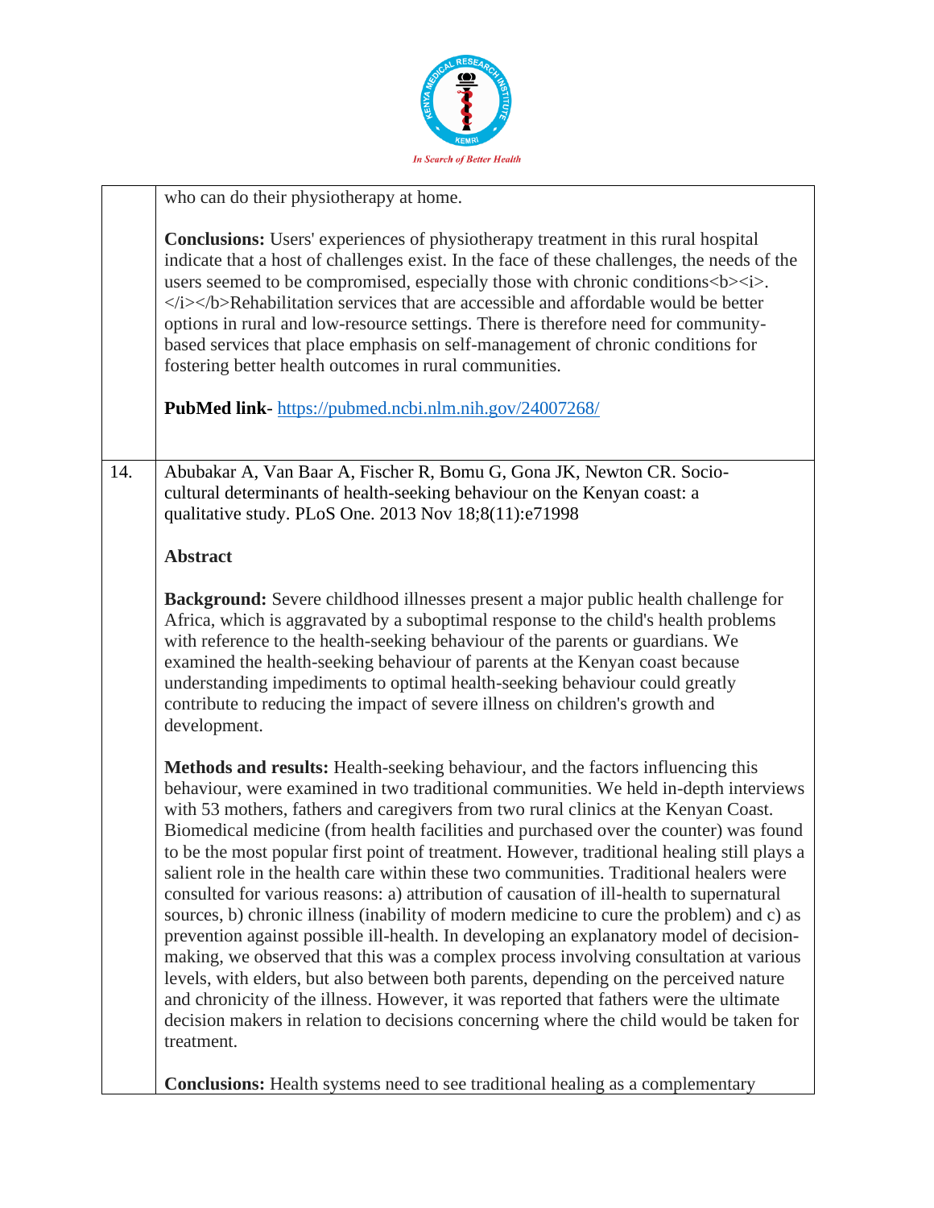who can do their physiotherapy at home.

**Conclusions:** Users' experiences of physiotherapy treatment in this rural hospital indicate that a host of challenges exist. In the face of these challenges, the needs of the users seemed to be compromised, especially those with chronic conditions<b><i>. </i></b>Rehabilitation services that are accessible and affordable would be better options in rural and low-resource settings. There is therefore need for community-based services that place emphasis on self-management of chronic conditions for fostering better health outcomes in rural communities.

**PubMed link**- https://pubmed.ncbi.nlm.nih.gov/24007268/

---

14. Abubakar A, Van Baar A, Fischer R, Bomu G, Gona JK, Newton CR. Socio-cultural determinants of health-seeking behaviour on the Kenyan coast: a qualitative study. PLoS One. 2013 Nov 18;8(11):e71998

**Abstract**

**Background:** Severe childhood illnesses present a major public health challenge for Africa, which is aggravated by a suboptimal response to the child's health problems with reference to the health-seeking behaviour of the parents or guardians. We examined the health-seeking behaviour of parents at the Kenyan coast because understanding impediments to optimal health-seeking behaviour could greatly contribute to reducing the impact of severe illness on children's growth and development.

**Methods and results:** Health-seeking behaviour, and the factors influencing this behaviour, were examined in two traditional communities. We held in-depth interviews with 53 mothers, fathers and caregivers from two rural clinics at the Kenyan Coast. Biomedical medicine (from health facilities and purchased over the counter) was found to be the most popular first point of treatment. However, traditional healing still plays a salient role in the health care within these two communities. Traditional healers were consulted for various reasons: a) attribution of causation of ill-health to supernatural sources, b) chronic illness (inability of modern medicine to cure the problem) and c) as prevention against possible ill-health. In developing an explanatory model of decision-making, we observed that this was a complex process involving consultation at various levels, with elders, but also between both parents, depending on the perceived nature and chronicity of the illness. However, it was reported that fathers were the ultimate decision makers in relation to decisions concerning where the child would be taken for treatment.

**Conclusions:** Health systems need to see traditional healing as a complementary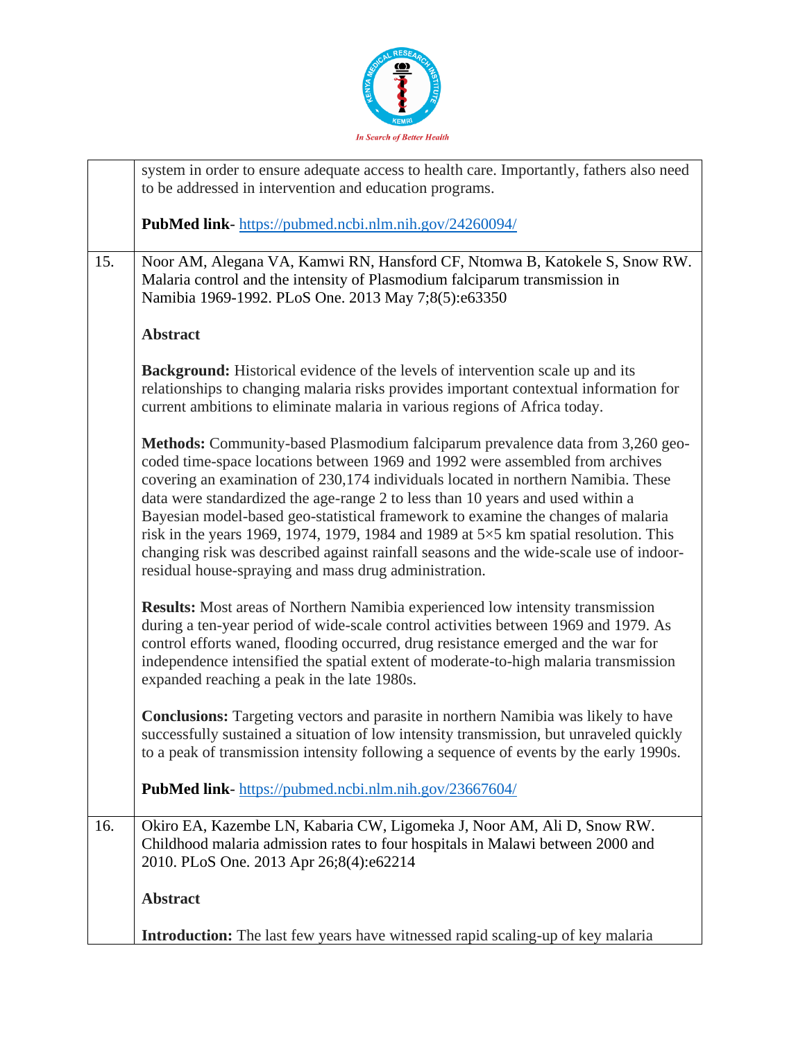| | |
|---|---|
| | system in order to ensure adequate access to health care. Importantly, fathers also need to be addressed in intervention and education programs.<br><br>**PubMed link**- https://pubmed.ncbi.nlm.nih.gov/24260094/ |
| 15. | Noor AM, Alegana VA, Kamwi RN, Hansford CF, Ntomwa B, Katokele S, Snow RW. Malaria control and the intensity of Plasmodium falciparum transmission in Namibia 1969-1992. PLoS One. 2013 May 7;8(5):e63350<br><br>**Abstract**<br><br>**Background:** Historical evidence of the levels of intervention scale up and its relationships to changing malaria risks provides important contextual information for current ambitions to eliminate malaria in various regions of Africa today.<br><br>**Methods:** Community-based Plasmodium falciparum prevalence data from 3,260 geo-coded time-space locations between 1969 and 1992 were assembled from archives covering an examination of 230,174 individuals located in northern Namibia. These data were standardized the age-range 2 to less than 10 years and used within a Bayesian model-based geo-statistical framework to examine the changes of malaria risk in the years 1969, 1974, 1979, 1984 and 1989 at 5×5 km spatial resolution. This changing risk was described against rainfall seasons and the wide-scale use of indoor-residual house-spraying and mass drug administration.<br><br>**Results:** Most areas of Northern Namibia experienced low intensity transmission during a ten-year period of wide-scale control activities between 1969 and 1979. As control efforts waned, flooding occurred, drug resistance emerged and the war for independence intensified the spatial extent of moderate-to-high malaria transmission expanded reaching a peak in the late 1980s.<br><br>**Conclusions:** Targeting vectors and parasite in northern Namibia was likely to have successfully sustained a situation of low intensity transmission, but unraveled quickly to a peak of transmission intensity following a sequence of events by the early 1990s.<br><br>**PubMed link**- https://pubmed.ncbi.nlm.nih.gov/23667604/ |
| 16. | Okiro EA, Kazembe LN, Kabaria CW, Ligomeka J, Noor AM, Ali D, Snow RW. Childhood malaria admission rates to four hospitals in Malawi between 2000 and 2010. PLoS One. 2013 Apr 26;8(4):e62214<br><br>**Abstract**<br><br>**Introduction:** The last few years have witnessed rapid scaling-up of key malaria |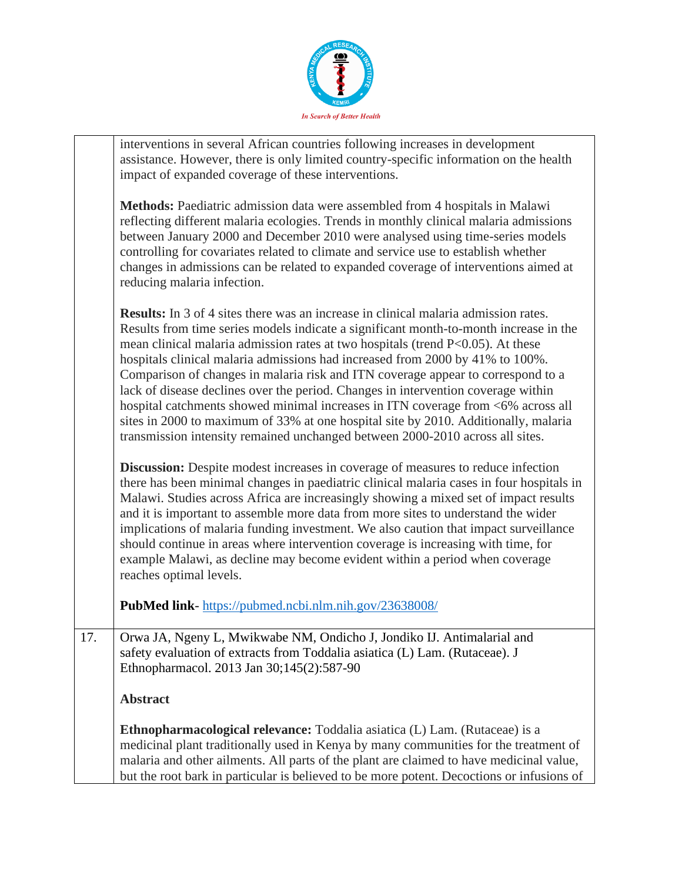| | |
|---|---|
| | interventions in several African countries following increases in development assistance. However, there is only limited country-specific information on the health impact of expanded coverage of these interventions.<br><br>**Methods:** Paediatric admission data were assembled from 4 hospitals in Malawi reflecting different malaria ecologies. Trends in monthly clinical malaria admissions between January 2000 and December 2010 were analysed using time-series models controlling for covariates related to climate and service use to establish whether changes in admissions can be related to expanded coverage of interventions aimed at reducing malaria infection.<br><br>**Results:** In 3 of 4 sites there was an increase in clinical malaria admission rates. Results from time series models indicate a significant month-to-month increase in the mean clinical malaria admission rates at two hospitals (trend $P<0.05$). At these hospitals clinical malaria admissions had increased from 2000 by 41% to 100%. Comparison of changes in malaria risk and ITN coverage appear to correspond to a lack of disease declines over the period. Changes in intervention coverage within hospital catchments showed minimal increases in ITN coverage from <6% across all sites in 2000 to maximum of 33% at one hospital site by 2010. Additionally, malaria transmission intensity remained unchanged between 2000-2010 across all sites.<br><br>**Discussion:** Despite modest increases in coverage of measures to reduce infection there has been minimal changes in paediatric clinical malaria cases in four hospitals in Malawi. Studies across Africa are increasingly showing a mixed set of impact results and it is important to assemble more data from more sites to understand the wider implications of malaria funding investment. We also caution that impact surveillance should continue in areas where intervention coverage is increasing with time, for example Malawi, as decline may become evident within a period when coverage reaches optimal levels.<br><br>**PubMed link**- [https://pubmed.ncbi.nlm.nih.gov/23638008/](https://pubmed.ncbi.nlm.nih.gov/23638008/) |
| 17. | Orwa JA, Ngeny L, Mwikwabe NM, Ondicho J, Jondiko IJ. Antimalarial and safety evaluation of extracts from Toddalia asiatica (L) Lam. (Rutaceae). J Ethnopharmacol. 2013 Jan 30;145(2):587-90<br><br>**Abstract**<br><br>**Ethnopharmacological relevance:** Toddalia asiatica (L) Lam. (Rutaceae) is a medicinal plant traditionally used in Kenya by many communities for the treatment of malaria and other ailments. All parts of the plant are claimed to have medicinal value, but the root bark in particular is believed to be more potent. Decoctions or infusions of |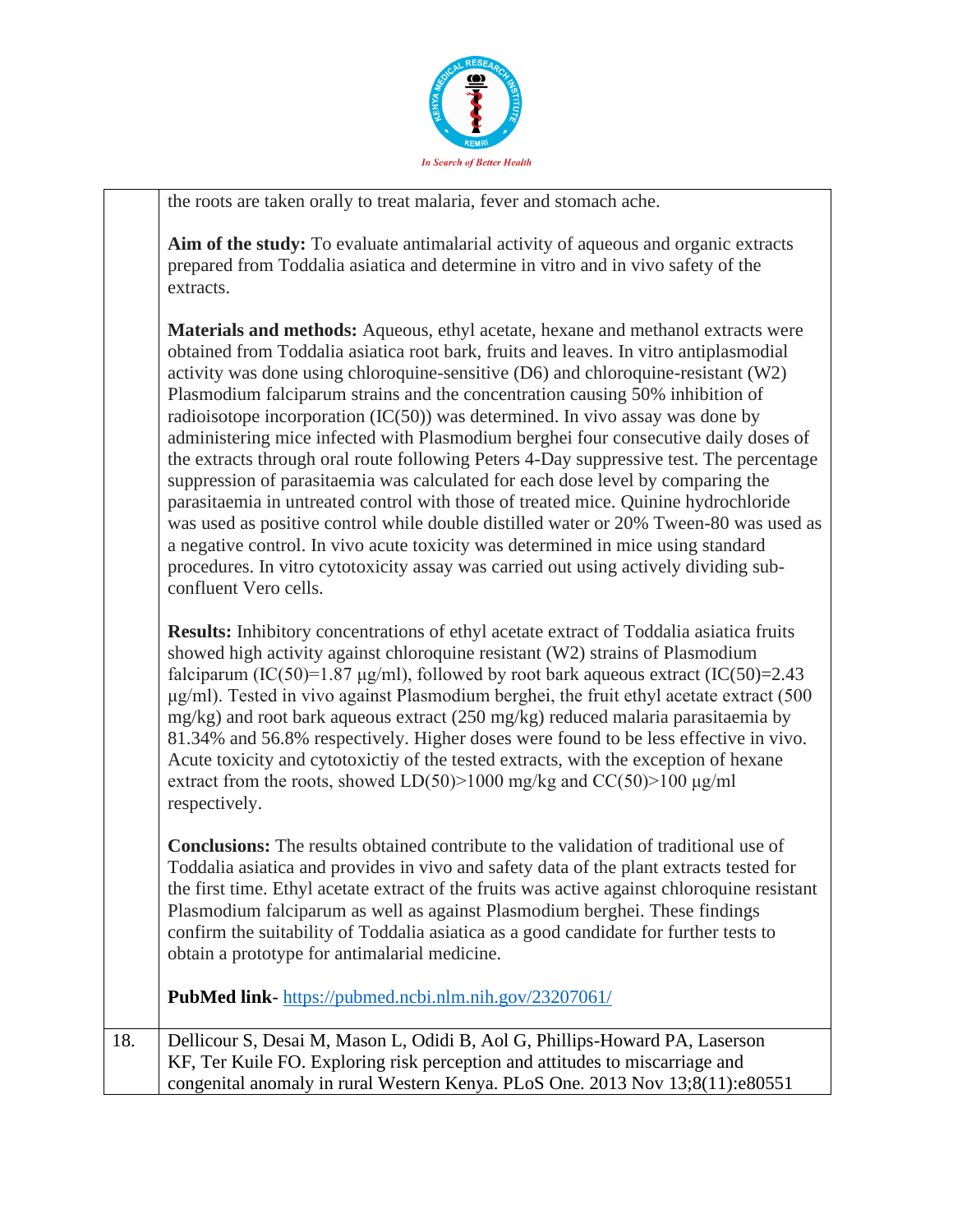| | |
|---|---|
| | the roots are taken orally to treat malaria, fever and stomach ache.<br><br>**Aim of the study:** To evaluate antimalarial activity of aqueous and organic extracts prepared from Toddalia asiatica and determine in vitro and in vivo safety of the extracts.<br><br>**Materials and methods:** Aqueous, ethyl acetate, hexane and methanol extracts were obtained from Toddalia asiatica root bark, fruits and leaves. In vitro antiplasmodial activity was done using chloroquine-sensitive (D6) and chloroquine-resistant (W2) Plasmodium falciparum strains and the concentration causing 50% inhibition of radioisotope incorporation (IC(50)) was determined. In vivo assay was done by administering mice infected with Plasmodium berghei four consecutive daily doses of the extracts through oral route following Peters 4-Day suppressive test. The percentage suppression of parasitaemia was calculated for each dose level by comparing the parasitaemia in untreated control with those of treated mice. Quinine hydrochloride was used as positive control while double distilled water or 20% Tween-80 was used as a negative control. In vivo acute toxicity was determined in mice using standard procedures. In vitro cytotoxicity assay was carried out using actively dividing sub-confluent Vero cells.<br><br>**Results:** Inhibitory concentrations of ethyl acetate extract of Toddalia asiatica fruits showed high activity against chloroquine resistant (W2) strains of Plasmodium falciparum (IC(50)=1.87 μg/ml), followed by root bark aqueous extract (IC(50)=2.43 μg/ml). Tested in vivo against Plasmodium berghei, the fruit ethyl acetate extract (500 mg/kg) and root bark aqueous extract (250 mg/kg) reduced malaria parasitaemia by 81.34% and 56.8% respectively. Higher doses were found to be less effective in vivo. Acute toxicity and cytotoxictiy of the tested extracts, with the exception of hexane extract from the roots, showed LD(50)>1000 mg/kg and CC(50)>100 μg/ml respectively.<br><br>**Conclusions:** The results obtained contribute to the validation of traditional use of Toddalia asiatica and provides in vivo and safety data of the plant extracts tested for the first time. Ethyl acetate extract of the fruits was active against chloroquine resistant Plasmodium falciparum as well as against Plasmodium berghei. These findings confirm the suitability of Toddalia asiatica as a good candidate for further tests to obtain a prototype for antimalarial medicine.<br><br>**PubMed link**- [https://pubmed.ncbi.nlm.nih.gov/23207061/](https://pubmed.ncbi.nlm.nih.gov/23207061/) |
| 18. | Dellicour S, Desai M, Mason L, Odidi B, Aol G, Phillips-Howard PA, Laserson KF, Ter Kuile FO. Exploring risk perception and attitudes to miscarriage and congenital anomaly in rural Western Kenya. PLoS One. 2013 Nov 13;8(11):e80551 |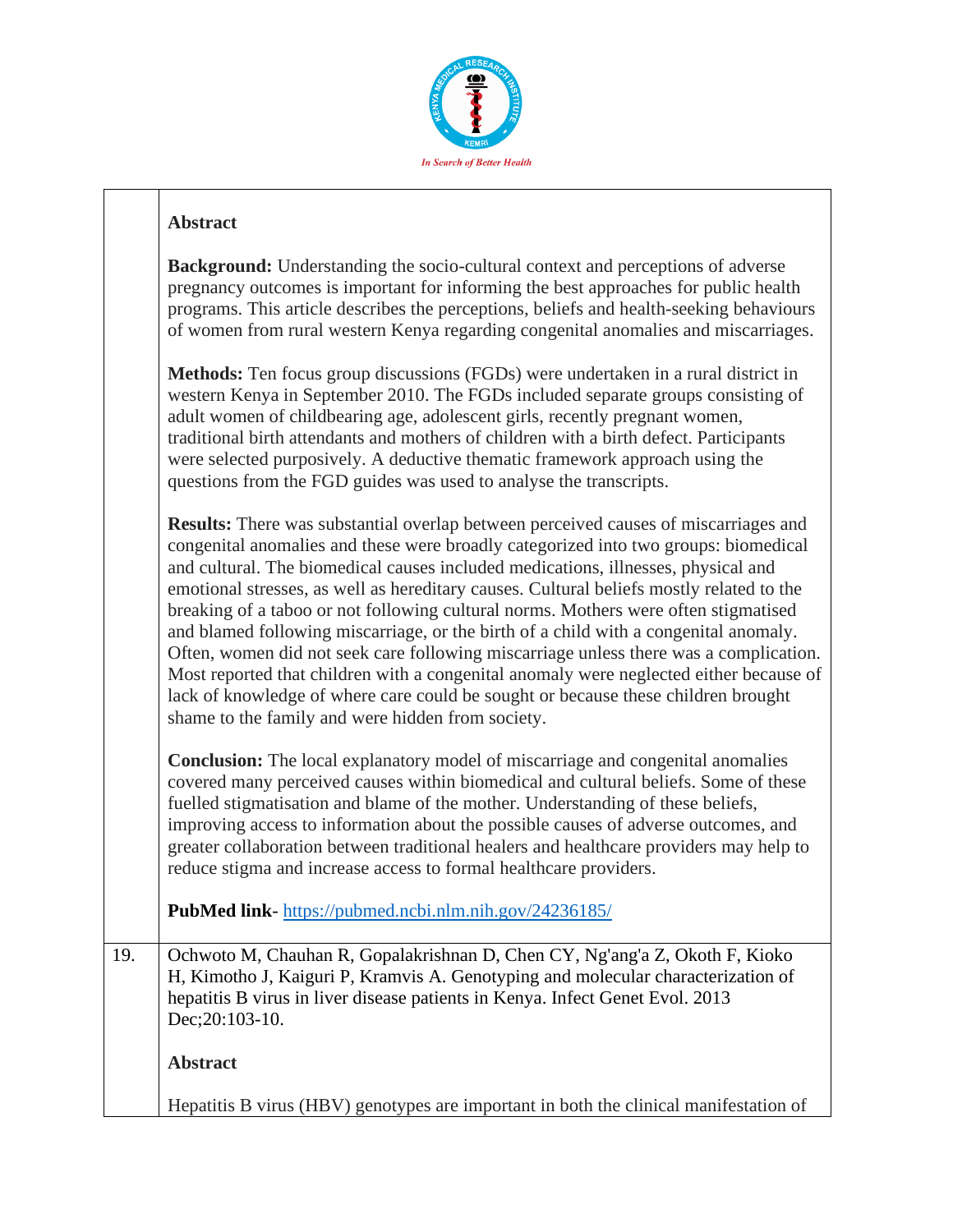| | |
|---|---|
| | **Abstract**<br><br>**Background:** Understanding the socio-cultural context and perceptions of adverse pregnancy outcomes is important for informing the best approaches for public health programs. This article describes the perceptions, beliefs and health-seeking behaviours of women from rural western Kenya regarding congenital anomalies and miscarriages.<br><br>**Methods:** Ten focus group discussions (FGDs) were undertaken in a rural district in western Kenya in September 2010. The FGDs included separate groups consisting of adult women of childbearing age, adolescent girls, recently pregnant women, traditional birth attendants and mothers of children with a birth defect. Participants were selected purposively. A deductive thematic framework approach using the questions from the FGD guides was used to analyse the transcripts.<br><br>**Results:** There was substantial overlap between perceived causes of miscarriages and congenital anomalies and these were broadly categorized into two groups: biomedical and cultural. The biomedical causes included medications, illnesses, physical and emotional stresses, as well as hereditary causes. Cultural beliefs mostly related to the breaking of a taboo or not following cultural norms. Mothers were often stigmatised and blamed following miscarriage, or the birth of a child with a congenital anomaly. Often, women did not seek care following miscarriage unless there was a complication. Most reported that children with a congenital anomaly were neglected either because of lack of knowledge of where care could be sought or because these children brought shame to the family and were hidden from society.<br><br>**Conclusion:** The local explanatory model of miscarriage and congenital anomalies covered many perceived causes within biomedical and cultural beliefs. Some of these fuelled stigmatisation and blame of the mother. Understanding of these beliefs, improving access to information about the possible causes of adverse outcomes, and greater collaboration between traditional healers and healthcare providers may help to reduce stigma and increase access to formal healthcare providers.<br><br>**PubMed link**- https://pubmed.ncbi.nlm.nih.gov/24236185/ |
| 19. | Ochwoto M, Chauhan R, Gopalakrishnan D, Chen CY, Ng'ang'a Z, Okoth F, Kioko H, Kimotho J, Kaiguri P, Kramvis A. Genotyping and molecular characterization of hepatitis B virus in liver disease patients in Kenya. Infect Genet Evol. 2013 Dec;20:103-10.<br><br>**Abstract**<br><br>Hepatitis B virus (HBV) genotypes are important in both the clinical manifestation of |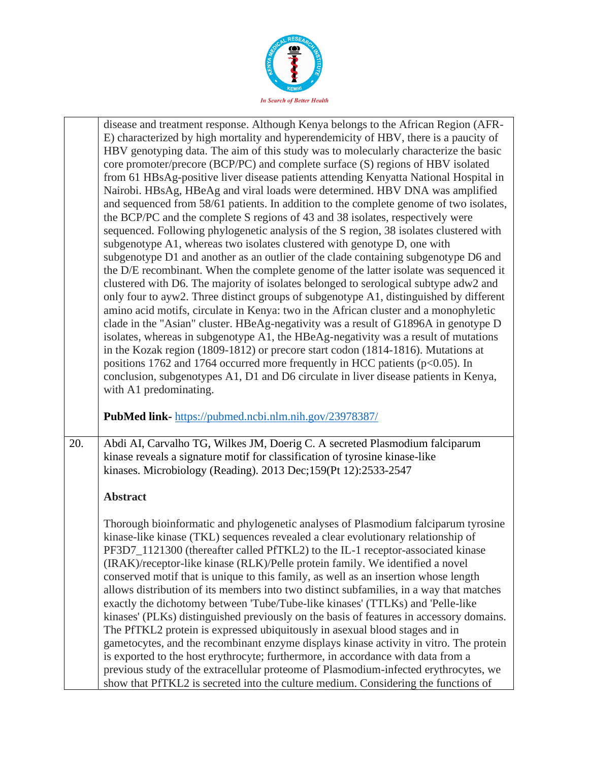| | |
|---|---|
| | disease and treatment response. Although Kenya belongs to the African Region (AFR-E) characterized by high mortality and hyperendemicity of HBV, there is a paucity of HBV genotyping data. The aim of this study was to molecularly characterize the basic core promoter/precore (BCP/PC) and complete surface (S) regions of HBV isolated from 61 HBsAg-positive liver disease patients attending Kenyatta National Hospital in Nairobi. HBsAg, HBeAg and viral loads were determined. HBV DNA was amplified and sequenced from 58/61 patients. In addition to the complete genome of two isolates, the BCP/PC and the complete S regions of 43 and 38 isolates, respectively were sequenced. Following phylogenetic analysis of the S region, 38 isolates clustered with subgenotype A1, whereas two isolates clustered with genotype D, one with subgenotype D1 and another as an outlier of the clade containing subgenotype D6 and the D/E recombinant. When the complete genome of the latter isolate was sequenced it clustered with D6. The majority of isolates belonged to serological subtype adw2 and only four to ayw2. Three distinct groups of subgenotype A1, distinguished by different amino acid motifs, circulate in Kenya: two in the African cluster and a monophyletic clade in the "Asian" cluster. HBeAg-negativity was a result of G1896A in genotype D isolates, whereas in subgenotype A1, the HBeAg-negativity was a result of mutations in the Kozak region (1809-1812) or precore start codon (1814-1816). Mutations at positions 1762 and 1764 occurred more frequently in HCC patients ($p<0.05$). In conclusion, subgenotypes A1, D1 and D6 circulate in liver disease patients in Kenya, with A1 predominating.<br><br>**PubMed link-** https://pubmed.ncbi.nlm.nih.gov/23978387/ |
| 20. | Abdi AI, Carvalho TG, Wilkes JM, Doerig C. A secreted Plasmodium falciparum kinase reveals a signature motif for classification of tyrosine kinase-like kinases. Microbiology (Reading). 2013 Dec;159(Pt 12):2533-2547<br><br>**Abstract**<br><br>Thorough bioinformatic and phylogenetic analyses of Plasmodium falciparum tyrosine kinase-like kinase (TKL) sequences revealed a clear evolutionary relationship of PF3D7_1121300 (thereafter called PfTKL2) to the IL-1 receptor-associated kinase (IRAK)/receptor-like kinase (RLK)/Pelle protein family. We identified a novel conserved motif that is unique to this family, as well as an insertion whose length allows distribution of its members into two distinct subfamilies, in a way that matches exactly the dichotomy between 'Tube/Tube-like kinases' (TTLKs) and 'Pelle-like kinases' (PLKs) distinguished previously on the basis of features in accessory domains. The PfTKL2 protein is expressed ubiquitously in asexual blood stages and in gametocytes, and the recombinant enzyme displays kinase activity in vitro. The protein is exported to the host erythrocyte; furthermore, in accordance with data from a previous study of the extracellular proteome of Plasmodium-infected erythrocytes, we show that PfTKL2 is secreted into the culture medium. Considering the functions of |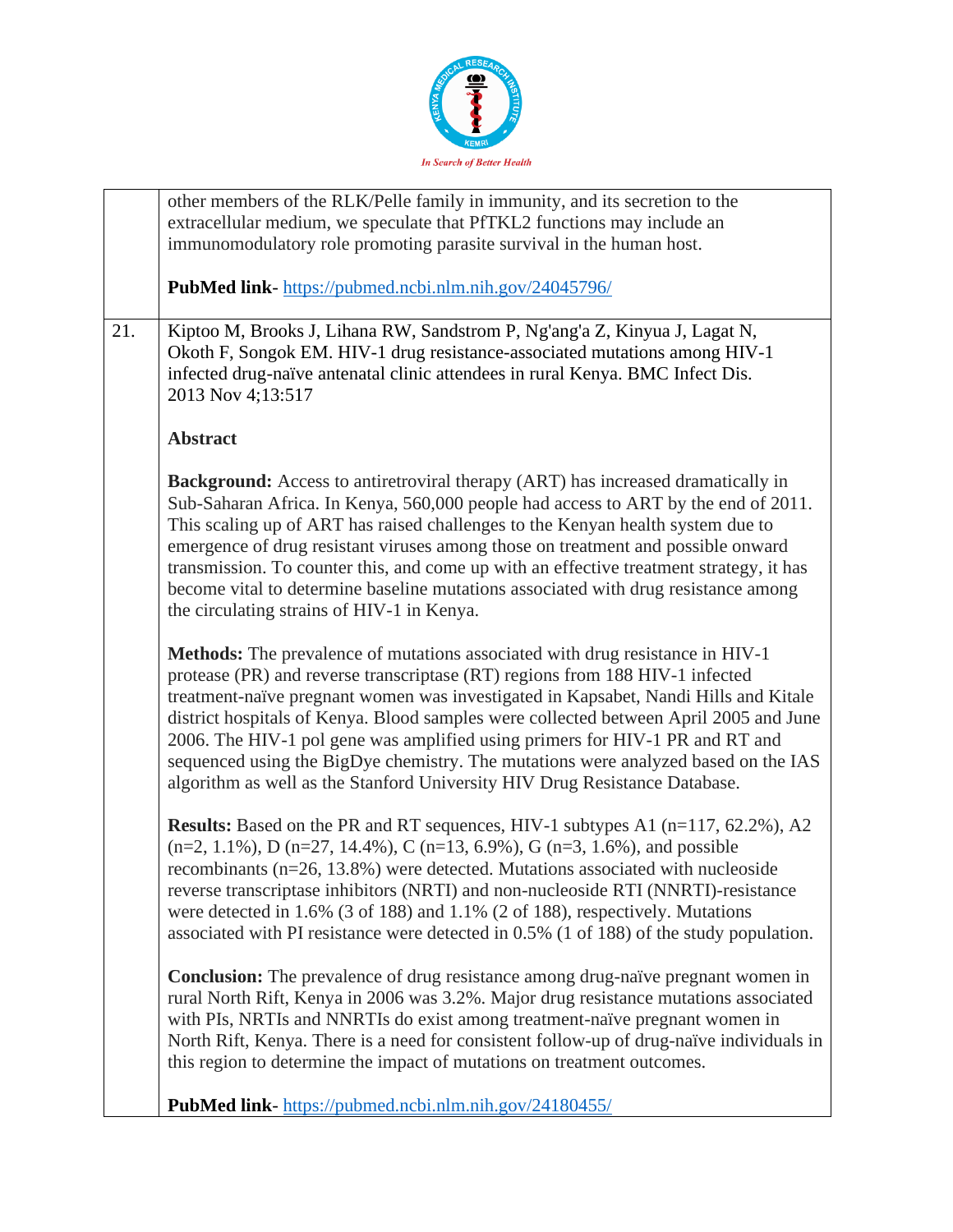| | |
|---|---|
| | other members of the RLK/Pelle family in immunity, and its secretion to the extracellular medium, we speculate that PfTKL2 functions may include an immunomodulatory role promoting parasite survival in the human host.<br><br>**PubMed link**- https://pubmed.ncbi.nlm.nih.gov/24045796/ |
| 21. | Kiptoo M, Brooks J, Lihana RW, Sandstrom P, Ng'ang'a Z, Kinyua J, Lagat N, Okoth F, Songok EM. HIV-1 drug resistance-associated mutations among HIV-1 infected drug-naïve antenatal clinic attendees in rural Kenya. BMC Infect Dis. 2013 Nov 4;13:517<br><br>**Abstract**<br><br>**Background:** Access to antiretroviral therapy (ART) has increased dramatically in Sub-Saharan Africa. In Kenya, 560,000 people had access to ART by the end of 2011. This scaling up of ART has raised challenges to the Kenyan health system due to emergence of drug resistant viruses among those on treatment and possible onward transmission. To counter this, and come up with an effective treatment strategy, it has become vital to determine baseline mutations associated with drug resistance among the circulating strains of HIV-1 in Kenya.<br><br>**Methods:** The prevalence of mutations associated with drug resistance in HIV-1 protease (PR) and reverse transcriptase (RT) regions from 188 HIV-1 infected treatment-naïve pregnant women was investigated in Kapsabet, Nandi Hills and Kitale district hospitals of Kenya. Blood samples were collected between April 2005 and June 2006. The HIV-1 pol gene was amplified using primers for HIV-1 PR and RT and sequenced using the BigDye chemistry. The mutations were analyzed based on the IAS algorithm as well as the Stanford University HIV Drug Resistance Database.<br><br>**Results:** Based on the PR and RT sequences, HIV-1 subtypes A1 (n=117, 62.2%), A2 (n=2, 1.1%), D (n=27, 14.4%), C (n=13, 6.9%), G (n=3, 1.6%), and possible recombinants (n=26, 13.8%) were detected. Mutations associated with nucleoside reverse transcriptase inhibitors (NRTI) and non-nucleoside RTI (NNRTI)-resistance were detected in 1.6% (3 of 188) and 1.1% (2 of 188), respectively. Mutations associated with PI resistance were detected in 0.5% (1 of 188) of the study population.<br><br>**Conclusion:** The prevalence of drug resistance among drug-naïve pregnant women in rural North Rift, Kenya in 2006 was 3.2%. Major drug resistance mutations associated with PIs, NRTIs and NNRTIs do exist among treatment-naïve pregnant women in North Rift, Kenya. There is a need for consistent follow-up of drug-naïve individuals in this region to determine the impact of mutations on treatment outcomes.<br><br>**PubMed link**- https://pubmed.ncbi.nlm.nih.gov/24180455/ |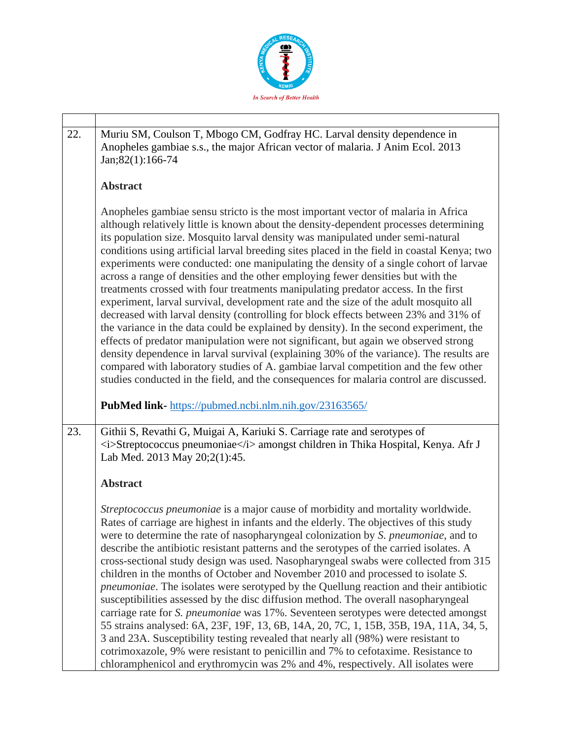| | |
|---|---|
| 22. | Muriu SM, Coulson T, Mbogo CM, Godfray HC. Larval density dependence in Anopheles gambiae s.s., the major African vector of malaria. J Anim Ecol. 2013 Jan;82(1):166-74<br><br>**Abstract**<br><br>Anopheles gambiae sensu stricto is the most important vector of malaria in Africa although relatively little is known about the density-dependent processes determining its population size. Mosquito larval density was manipulated under semi-natural conditions using artificial larval breeding sites placed in the field in coastal Kenya; two experiments were conducted: one manipulating the density of a single cohort of larvae across a range of densities and the other employing fewer densities but with the treatments crossed with four treatments manipulating predator access. In the first experiment, larval survival, development rate and the size of the adult mosquito all decreased with larval density (controlling for block effects between 23% and 31% of the variance in the data could be explained by density). In the second experiment, the effects of predator manipulation were not significant, but again we observed strong density dependence in larval survival (explaining 30% of the variance). The results are compared with laboratory studies of A. gambiae larval competition and the few other studies conducted in the field, and the consequences for malaria control are discussed.<br><br>**PubMed link-** https://pubmed.ncbi.nlm.nih.gov/23163565/ |
| 23. | Githii S, Revathi G, Muigai A, Kariuki S. Carriage rate and serotypes of <i>Streptococcus pneumoniae</i> amongst children in Thika Hospital, Kenya. Afr J Lab Med. 2013 May 20;2(1):45.<br><br>**Abstract**<br><br>*Streptococcus pneumoniae* is a major cause of morbidity and mortality worldwide. Rates of carriage are highest in infants and the elderly. The objectives of this study were to determine the rate of nasopharyngeal colonization by *S. pneumoniae*, and to describe the antibiotic resistant patterns and the serotypes of the carried isolates. A cross-sectional study design was used. Nasopharyngeal swabs were collected from 315 children in the months of October and November 2010 and processed to isolate *S. pneumoniae*. The isolates were serotyped by the Quellung reaction and their antibiotic susceptibilities assessed by the disc diffusion method. The overall nasopharyngeal carriage rate for *S. pneumoniae* was 17%. Seventeen serotypes were detected amongst 55 strains analysed: 6A, 23F, 19F, 13, 6B, 14A, 20, 7C, 1, 15B, 35B, 19A, 11A, 34, 5, 3 and 23A. Susceptibility testing revealed that nearly all (98%) were resistant to cotrimoxazole, 9% were resistant to penicillin and 7% to cefotaxime. Resistance to chloramphenicol and erythromycin was 2% and 4%, respectively. All isolates were |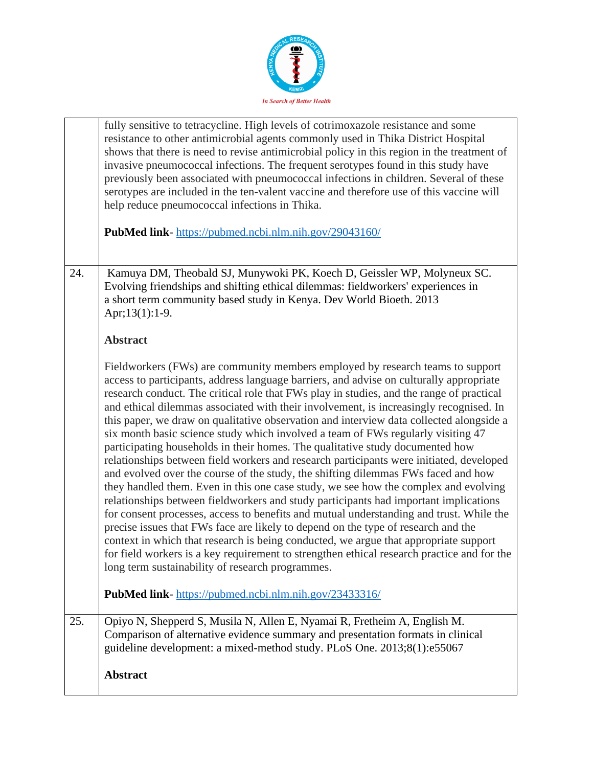| | |
|---|---|
| | fully sensitive to tetracycline. High levels of cotrimoxazole resistance and some resistance to other antimicrobial agents commonly used in Thika District Hospital shows that there is need to revise antimicrobial policy in this region in the treatment of invasive pneumococcal infections. The frequent serotypes found in this study have previously been associated with pneumococcal infections in children. Several of these serotypes are included in the ten-valent vaccine and therefore use of this vaccine will help reduce pneumococcal infections in Thika.<br><br>**PubMed link**- https://pubmed.ncbi.nlm.nih.gov/29043160/ |
| 24. | Kamuya DM, Theobald SJ, Munywoki PK, Koech D, Geissler WP, Molyneux SC. Evolving friendships and shifting ethical dilemmas: fieldworkers' experiences in a short term community based study in Kenya. Dev World Bioeth. 2013 Apr;13(1):1-9.<br><br>**Abstract**<br><br>Fieldworkers (FWs) are community members employed by research teams to support access to participants, address language barriers, and advise on culturally appropriate research conduct. The critical role that FWs play in studies, and the range of practical and ethical dilemmas associated with their involvement, is increasingly recognised. In this paper, we draw on qualitative observation and interview data collected alongside a six month basic science study which involved a team of FWs regularly visiting 47 participating households in their homes. The qualitative study documented how relationships between field workers and research participants were initiated, developed and evolved over the course of the study, the shifting dilemmas FWs faced and how they handled them. Even in this one case study, we see how the complex and evolving relationships between fieldworkers and study participants had important implications for consent processes, access to benefits and mutual understanding and trust. While the precise issues that FWs face are likely to depend on the type of research and the context in which that research is being conducted, we argue that appropriate support for field workers is a key requirement to strengthen ethical research practice and for the long term sustainability of research programmes.<br><br>**PubMed link**- https://pubmed.ncbi.nlm.nih.gov/23433316/ |
| 25. | Opiyo N, Shepperd S, Musila N, Allen E, Nyamai R, Fretheim A, English M. Comparison of alternative evidence summary and presentation formats in clinical guideline development: a mixed-method study. PLoS One. 2013;8(1):e55067<br><br>**Abstract** |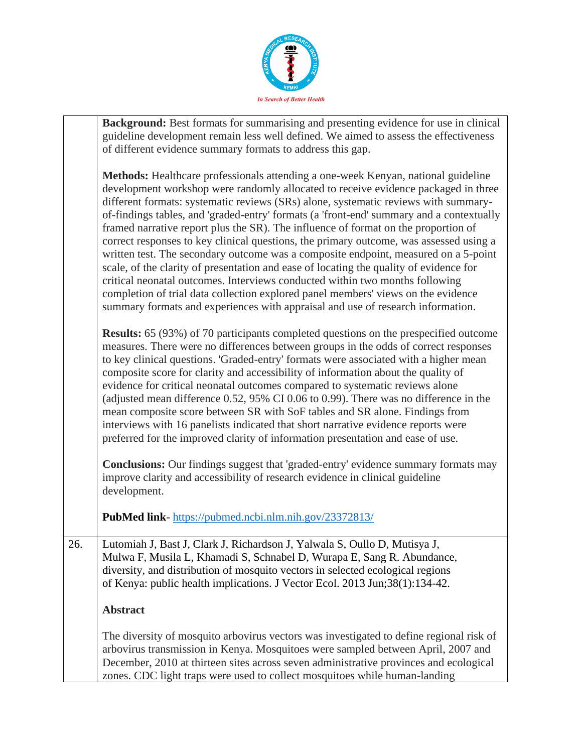| | |
|---|---|
| | **Background:** Best formats for summarising and presenting evidence for use in clinical guideline development remain less well defined. We aimed to assess the effectiveness of different evidence summary formats to address this gap.<br><br>**Methods:** Healthcare professionals attending a one-week Kenyan, national guideline development workshop were randomly allocated to receive evidence packaged in three different formats: systematic reviews (SRs) alone, systematic reviews with summary-of-findings tables, and 'graded-entry' formats (a 'front-end' summary and a contextually framed narrative report plus the SR). The influence of format on the proportion of correct responses to key clinical questions, the primary outcome, was assessed using a written test. The secondary outcome was a composite endpoint, measured on a 5-point scale, of the clarity of presentation and ease of locating the quality of evidence for critical neonatal outcomes. Interviews conducted within two months following completion of trial data collection explored panel members' views on the evidence summary formats and experiences with appraisal and use of research information.<br><br>**Results:** 65 (93%) of 70 participants completed questions on the prespecified outcome measures. There were no differences between groups in the odds of correct responses to key clinical questions. 'Graded-entry' formats were associated with a higher mean composite score for clarity and accessibility of information about the quality of evidence for critical neonatal outcomes compared to systematic reviews alone (adjusted mean difference 0.52, 95% CI 0.06 to 0.99). There was no difference in the mean composite score between SR with SoF tables and SR alone. Findings from interviews with 16 panelists indicated that short narrative evidence reports were preferred for the improved clarity of information presentation and ease of use.<br><br>**Conclusions:** Our findings suggest that 'graded-entry' evidence summary formats may improve clarity and accessibility of research evidence in clinical guideline development.<br><br>**PubMed link**- https://pubmed.ncbi.nlm.nih.gov/23372813/ |
| 26. | Lutomiah J, Bast J, Clark J, Richardson J, Yalwala S, Oullo D, Mutisya J, Mulwa F, Musila L, Khamadi S, Schnabel D, Wurapa E, Sang R. Abundance, diversity, and distribution of mosquito vectors in selected ecological regions of Kenya: public health implications. J Vector Ecol. 2013 Jun;38(1):134-42.<br><br>**Abstract**<br><br>The diversity of mosquito arbovirus vectors was investigated to define regional risk of arbovirus transmission in Kenya. Mosquitoes were sampled between April, 2007 and December, 2010 at thirteen sites across seven administrative provinces and ecological zones. CDC light traps were used to collect mosquitoes while human-landing |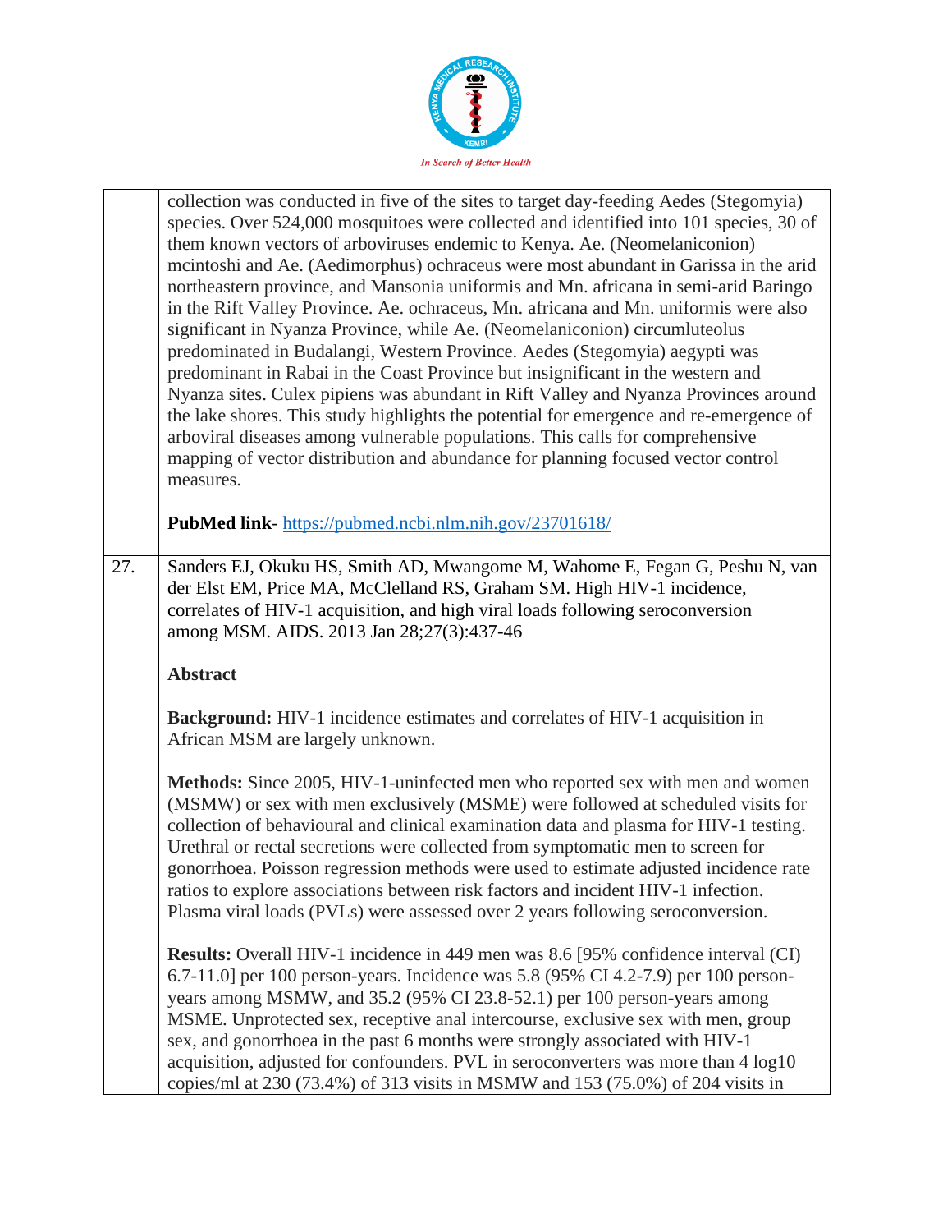| | |
|---|---|
| | collection was conducted in five of the sites to target day-feeding Aedes (Stegomyia) species. Over 524,000 mosquitoes were collected and identified into 101 species, 30 of them known vectors of arboviruses endemic to Kenya. Ae. (Neomelaniconion) mcintoshi and Ae. (Aedimorphus) ochraceus were most abundant in Garissa in the arid northeastern province, and Mansonia uniformis and Mn. africana in semi-arid Baringo in the Rift Valley Province. Ae. ochraceus, Mn. africana and Mn. uniformis were also significant in Nyanza Province, while Ae. (Neomelaniconion) circumluteolus predominated in Budalangi, Western Province. Aedes (Stegomyia) aegypti was predominant in Rabai in the Coast Province but insignificant in the western and Nyanza sites. Culex pipiens was abundant in Rift Valley and Nyanza Provinces around the lake shores. This study highlights the potential for emergence and re-emergence of arboviral diseases among vulnerable populations. This calls for comprehensive mapping of vector distribution and abundance for planning focused vector control measures.<br><br>**PubMed link**- https://pubmed.ncbi.nlm.nih.gov/23701618/ |
| 27. | Sanders EJ, Okuku HS, Smith AD, Mwangome M, Wahome E, Fegan G, Peshu N, van der Elst EM, Price MA, McClelland RS, Graham SM. High HIV-1 incidence, correlates of HIV-1 acquisition, and high viral loads following seroconversion among MSM. AIDS. 2013 Jan 28;27(3):437-46<br><br>**Abstract**<br><br>**Background:** HIV-1 incidence estimates and correlates of HIV-1 acquisition in African MSM are largely unknown.<br><br>**Methods:** Since 2005, HIV-1-uninfected men who reported sex with men and women (MSMW) or sex with men exclusively (MSME) were followed at scheduled visits for collection of behavioural and clinical examination data and plasma for HIV-1 testing. Urethral or rectal secretions were collected from symptomatic men to screen for gonorrhoea. Poisson regression methods were used to estimate adjusted incidence rate ratios to explore associations between risk factors and incident HIV-1 infection. Plasma viral loads (PVLs) were assessed over 2 years following seroconversion.<br><br>**Results:** Overall HIV-1 incidence in 449 men was 8.6 [95% confidence interval (CI) 6.7-11.0] per 100 person-years. Incidence was 5.8 (95% CI 4.2-7.9) per 100 person-years among MSMW, and 35.2 (95% CI 23.8-52.1) per 100 person-years among MSME. Unprotected sex, receptive anal intercourse, exclusive sex with men, group sex, and gonorrhoea in the past 6 months were strongly associated with HIV-1 acquisition, adjusted for confounders. PVL in seroconverters was more than 4 log10 copies/ml at 230 (73.4%) of 313 visits in MSMW and 153 (75.0%) of 204 visits in |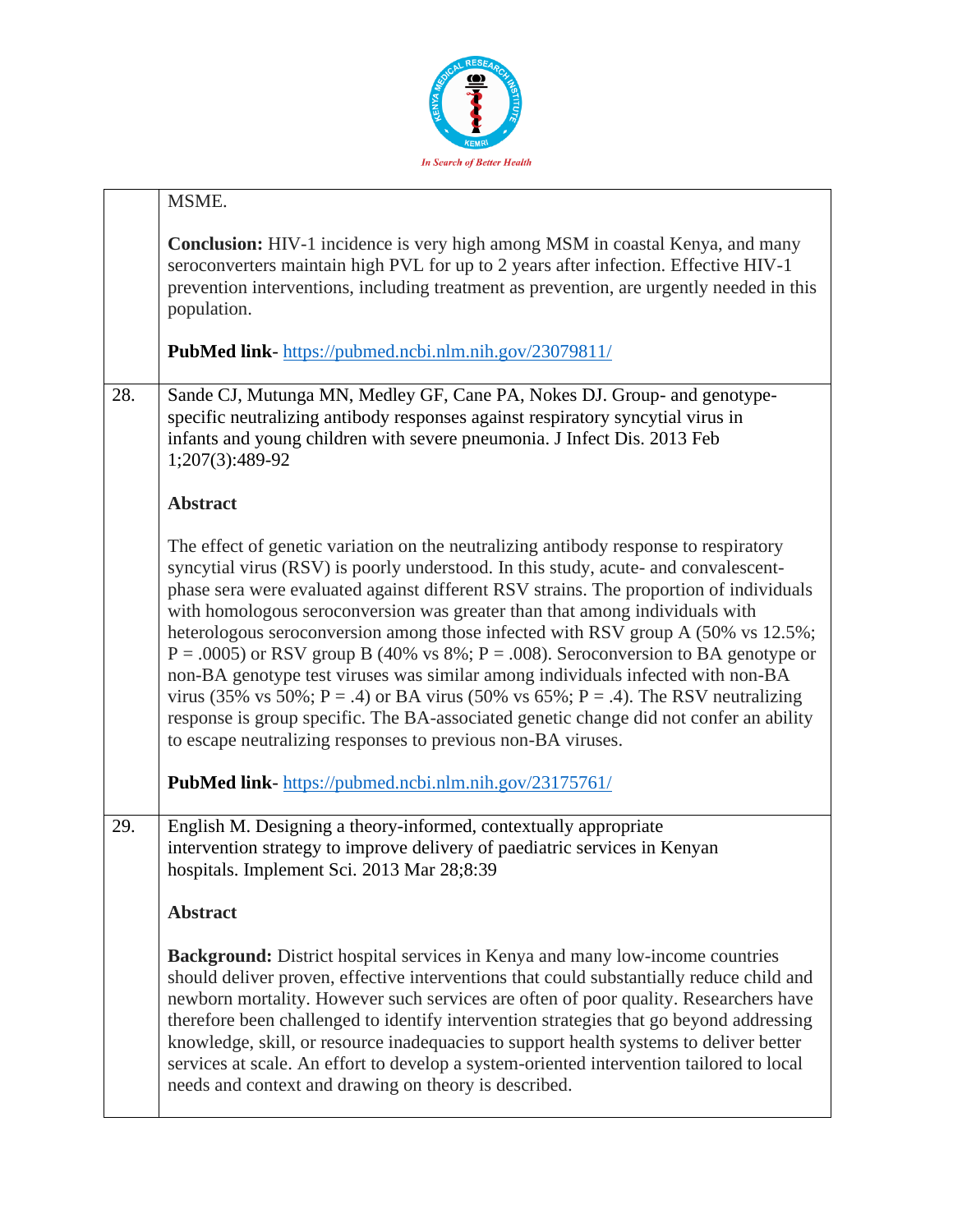| | |
|---|---|
| | MSME.<br><br>**Conclusion:** HIV-1 incidence is very high among MSM in coastal Kenya, and many seroconverters maintain high PVL for up to 2 years after infection. Effective HIV-1 prevention interventions, including treatment as prevention, are urgently needed in this population.<br><br>**PubMed link**- https://pubmed.ncbi.nlm.nih.gov/23079811/ |
| 28. | Sande CJ, Mutunga MN, Medley GF, Cane PA, Nokes DJ. Group- and genotype-specific neutralizing antibody responses against respiratory syncytial virus in infants and young children with severe pneumonia. J Infect Dis. 2013 Feb 1;207(3):489-92<br><br>**Abstract**<br><br>The effect of genetic variation on the neutralizing antibody response to respiratory syncytial virus (RSV) is poorly understood. In this study, acute- and convalescent-phase sera were evaluated against different RSV strains. The proportion of individuals with homologous seroconversion was greater than that among individuals with heterologous seroconversion among those infected with RSV group A (50% vs 12.5%; P = .0005) or RSV group B (40% vs 8%; P = .008). Seroconversion to BA genotype or non-BA genotype test viruses was similar among individuals infected with non-BA virus (35% vs 50%; P = .4) or BA virus (50% vs 65%; P = .4). The RSV neutralizing response is group specific. The BA-associated genetic change did not confer an ability to escape neutralizing responses to previous non-BA viruses.<br><br>**PubMed link**- https://pubmed.ncbi.nlm.nih.gov/23175761/ |
| 29. | English M. Designing a theory-informed, contextually appropriate intervention strategy to improve delivery of paediatric services in Kenyan hospitals. Implement Sci. 2013 Mar 28;8:39<br><br>**Abstract**<br><br>**Background:** District hospital services in Kenya and many low-income countries should deliver proven, effective interventions that could substantially reduce child and newborn mortality. However such services are often of poor quality. Researchers have therefore been challenged to identify intervention strategies that go beyond addressing knowledge, skill, or resource inadequacies to support health systems to deliver better services at scale. An effort to develop a system-oriented intervention tailored to local needs and context and drawing on theory is described. |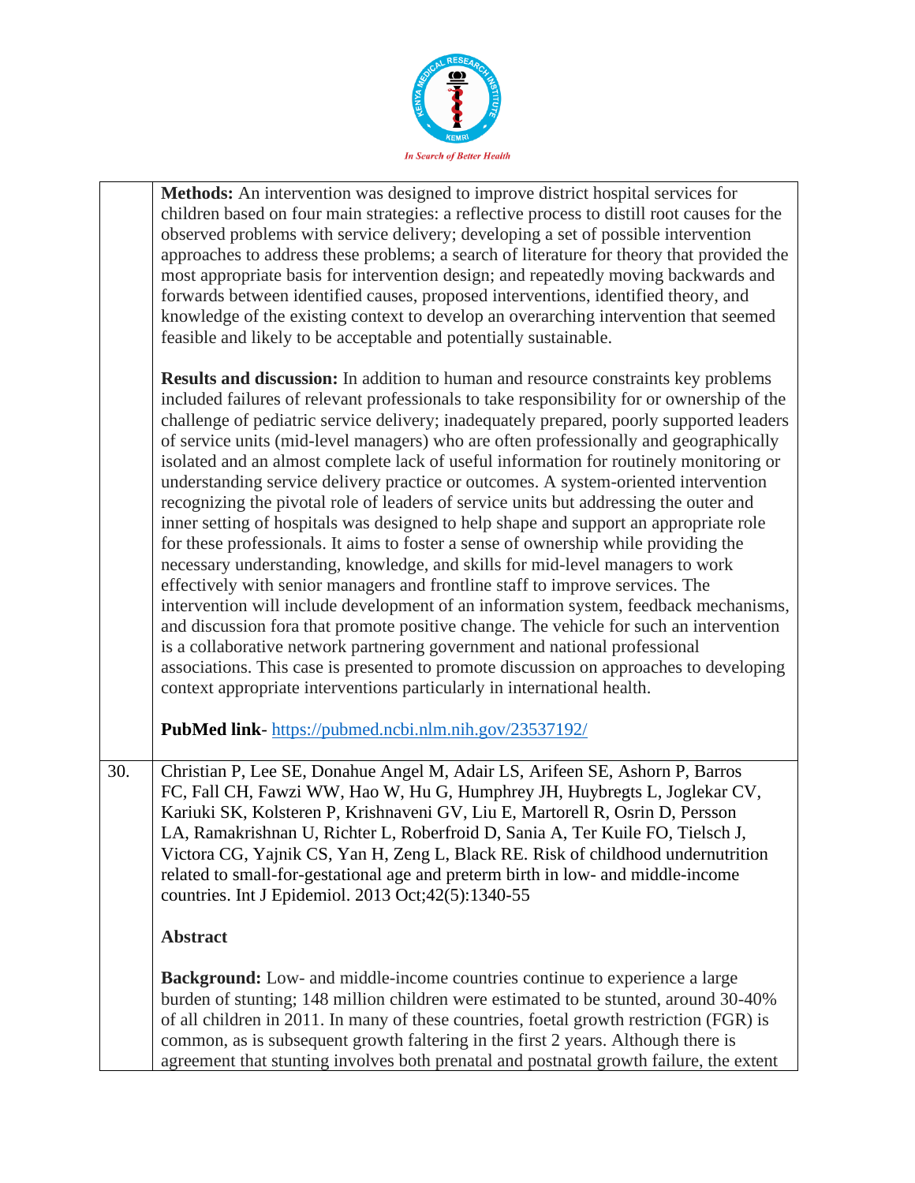| | |
|---|---|
| | **Methods:** An intervention was designed to improve district hospital services for children based on four main strategies: a reflective process to distill root causes for the observed problems with service delivery; developing a set of possible intervention approaches to address these problems; a search of literature for theory that provided the most appropriate basis for intervention design; and repeatedly moving backwards and forwards between identified causes, proposed interventions, identified theory, and knowledge of the existing context to develop an overarching intervention that seemed feasible and likely to be acceptable and potentially sustainable.<br><br>**Results and discussion:** In addition to human and resource constraints key problems included failures of relevant professionals to take responsibility for or ownership of the challenge of pediatric service delivery; inadequately prepared, poorly supported leaders of service units (mid-level managers) who are often professionally and geographically isolated and an almost complete lack of useful information for routinely monitoring or understanding service delivery practice or outcomes. A system-oriented intervention recognizing the pivotal role of leaders of service units but addressing the outer and inner setting of hospitals was designed to help shape and support an appropriate role for these professionals. It aims to foster a sense of ownership while providing the necessary understanding, knowledge, and skills for mid-level managers to work effectively with senior managers and frontline staff to improve services. The intervention will include development of an information system, feedback mechanisms, and discussion fora that promote positive change. The vehicle for such an intervention is a collaborative network partnering government and national professional associations. This case is presented to promote discussion on approaches to developing context appropriate interventions particularly in international health.<br><br>**PubMed link**- https://pubmed.ncbi.nlm.nih.gov/23537192/ |
| 30. | Christian P, Lee SE, Donahue Angel M, Adair LS, Arifeen SE, Ashorn P, Barros FC, Fall CH, Fawzi WW, Hao W, Hu G, Humphrey JH, Huybregts L, Joglekar CV, Kariuki SK, Kolsteren P, Krishnaveni GV, Liu E, Martorell R, Osrin D, Persson LA, Ramakrishnan U, Richter L, Roberfroid D, Sania A, Ter Kuile FO, Tielsch J, Victora CG, Yajnik CS, Yan H, Zeng L, Black RE. Risk of childhood undernutrition related to small-for-gestational age and preterm birth in low- and middle-income countries. Int J Epidemiol. 2013 Oct;42(5):1340-55<br><br>**Abstract**<br><br>**Background:** Low- and middle-income countries continue to experience a large burden of stunting; 148 million children were estimated to be stunted, around 30-40% of all children in 2011. In many of these countries, foetal growth restriction (FGR) is common, as is subsequent growth faltering in the first 2 years. Although there is agreement that stunting involves both prenatal and postnatal growth failure, the extent |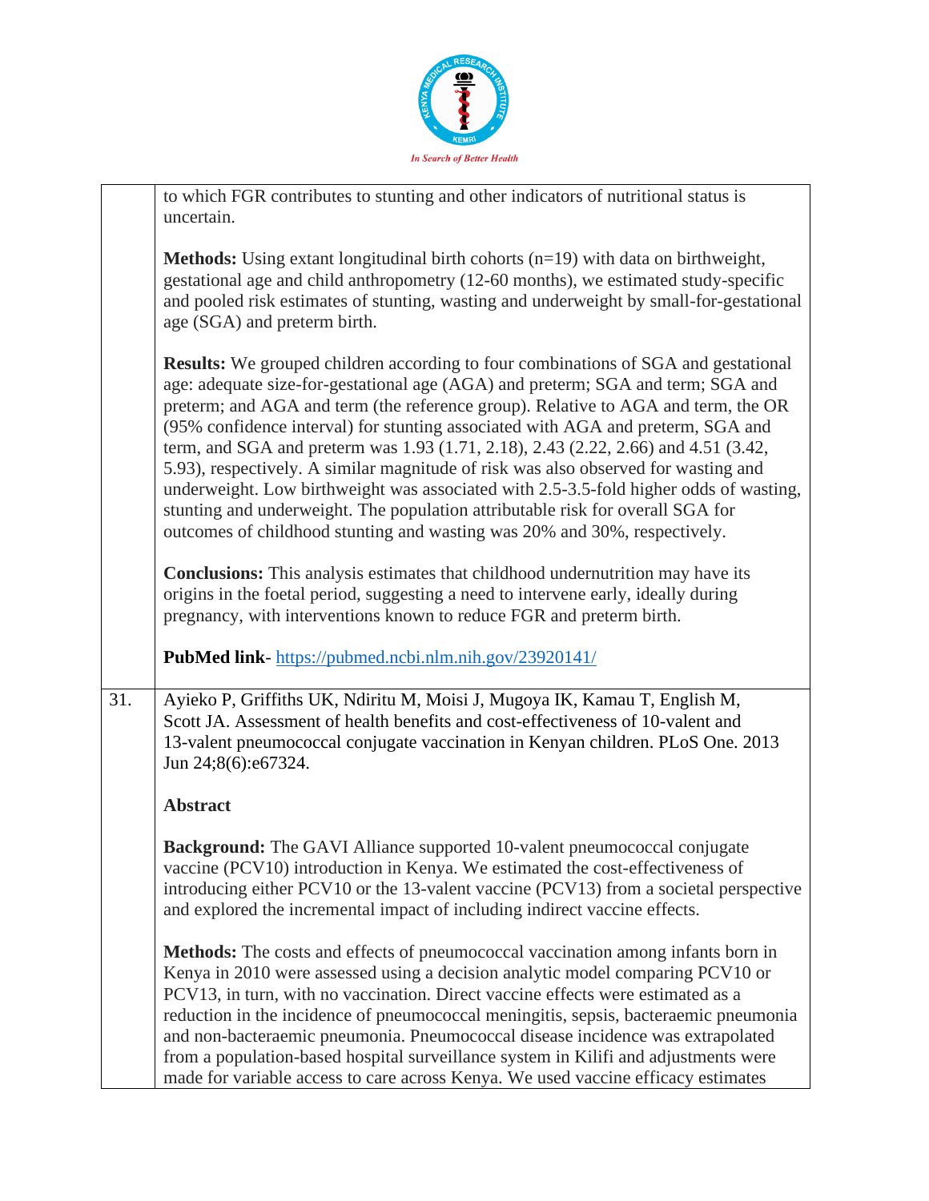| | |
|---|---|
| | to which FGR contributes to stunting and other indicators of nutritional status is uncertain.<br><br>**Methods:** Using extant longitudinal birth cohorts (n=19) with data on birthweight, gestational age and child anthropometry (12-60 months), we estimated study-specific and pooled risk estimates of stunting, wasting and underweight by small-for-gestational age (SGA) and preterm birth.<br><br>**Results:** We grouped children according to four combinations of SGA and gestational age: adequate size-for-gestational age (AGA) and preterm; SGA and term; SGA and preterm; and AGA and term (the reference group). Relative to AGA and term, the OR (95% confidence interval) for stunting associated with AGA and preterm, SGA and term, and SGA and preterm was 1.93 (1.71, 2.18), 2.43 (2.22, 2.66) and 4.51 (3.42, 5.93), respectively. A similar magnitude of risk was also observed for wasting and underweight. Low birthweight was associated with 2.5-3.5-fold higher odds of wasting, stunting and underweight. The population attributable risk for overall SGA for outcomes of childhood stunting and wasting was 20% and 30%, respectively.<br><br>**Conclusions:** This analysis estimates that childhood undernutrition may have its origins in the foetal period, suggesting a need to intervene early, ideally during pregnancy, with interventions known to reduce FGR and preterm birth.<br><br>**PubMed link**- https://pubmed.ncbi.nlm.nih.gov/23920141/ |
| 31. | Ayieko P, Griffiths UK, Ndiritu M, Moisi J, Mugoya IK, Kamau T, English M, Scott JA. Assessment of health benefits and cost-effectiveness of 10-valent and 13-valent pneumococcal conjugate vaccination in Kenyan children. PLoS One. 2013 Jun 24;8(6):e67324.<br><br>**Abstract**<br><br>**Background:** The GAVI Alliance supported 10-valent pneumococcal conjugate vaccine (PCV10) introduction in Kenya. We estimated the cost-effectiveness of introducing either PCV10 or the 13-valent vaccine (PCV13) from a societal perspective and explored the incremental impact of including indirect vaccine effects.<br><br>**Methods:** The costs and effects of pneumococcal vaccination among infants born in Kenya in 2010 were assessed using a decision analytic model comparing PCV10 or PCV13, in turn, with no vaccination. Direct vaccine effects were estimated as a reduction in the incidence of pneumococcal meningitis, sepsis, bacteraemic pneumonia and non-bacteraemic pneumonia. Pneumococcal disease incidence was extrapolated from a population-based hospital surveillance system in Kilifi and adjustments were made for variable access to care across Kenya. We used vaccine efficacy estimates |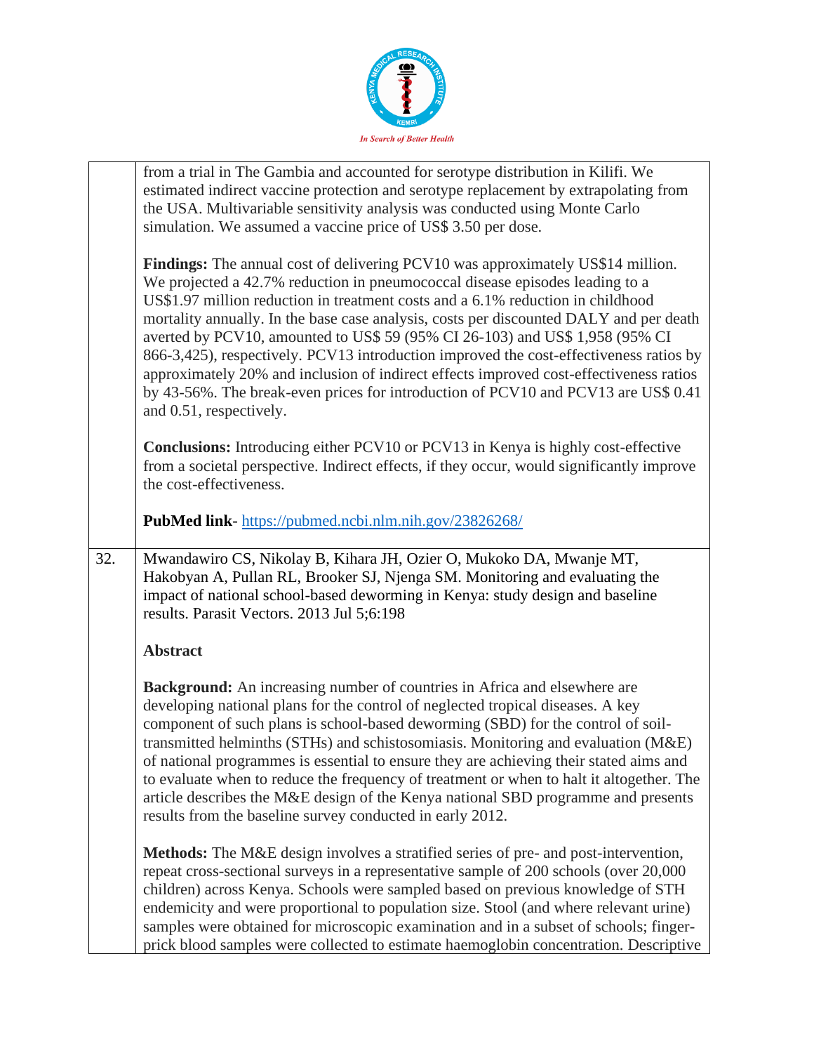| | |
|---|---|
| | from a trial in The Gambia and accounted for serotype distribution in Kilifi. We estimated indirect vaccine protection and serotype replacement by extrapolating from the USA. Multivariable sensitivity analysis was conducted using Monte Carlo simulation. We assumed a vaccine price of US$ 3.50 per dose.<br><br>**Findings:** The annual cost of delivering PCV10 was approximately US$14 million. We projected a 42.7% reduction in pneumococcal disease episodes leading to a US$1.97 million reduction in treatment costs and a 6.1% reduction in childhood mortality annually. In the base case analysis, costs per discounted DALY and per death averted by PCV10, amounted to US$ 59 (95% CI 26-103) and US$ 1,958 (95% CI 866-3,425), respectively. PCV13 introduction improved the cost-effectiveness ratios by approximately 20% and inclusion of indirect effects improved cost-effectiveness ratios by 43-56%. The break-even prices for introduction of PCV10 and PCV13 are US$ 0.41 and 0.51, respectively.<br><br>**Conclusions:** Introducing either PCV10 or PCV13 in Kenya is highly cost-effective from a societal perspective. Indirect effects, if they occur, would significantly improve the cost-effectiveness.<br><br>**PubMed link**- https://pubmed.ncbi.nlm.nih.gov/23826268/ |
| 32. | Mwandawiro CS, Nikolay B, Kihara JH, Ozier O, Mukoko DA, Mwanje MT, Hakobyan A, Pullan RL, Brooker SJ, Njenga SM. Monitoring and evaluating the impact of national school-based deworming in Kenya: study design and baseline results. Parasit Vectors. 2013 Jul 5;6:198<br><br>**Abstract**<br><br>**Background:** An increasing number of countries in Africa and elsewhere are developing national plans for the control of neglected tropical diseases. A key component of such plans is school-based deworming (SBD) for the control of soil-transmitted helminths (STHs) and schistosomiasis. Monitoring and evaluation (M&E) of national programmes is essential to ensure they are achieving their stated aims and to evaluate when to reduce the frequency of treatment or when to halt it altogether. The article describes the M&E design of the Kenya national SBD programme and presents results from the baseline survey conducted in early 2012.<br><br>**Methods:** The M&E design involves a stratified series of pre- and post-intervention, repeat cross-sectional surveys in a representative sample of 200 schools (over 20,000 children) across Kenya. Schools were sampled based on previous knowledge of STH endemicity and were proportional to population size. Stool (and where relevant urine) samples were obtained for microscopic examination and in a subset of schools; finger-prick blood samples were collected to estimate haemoglobin concentration. Descriptive |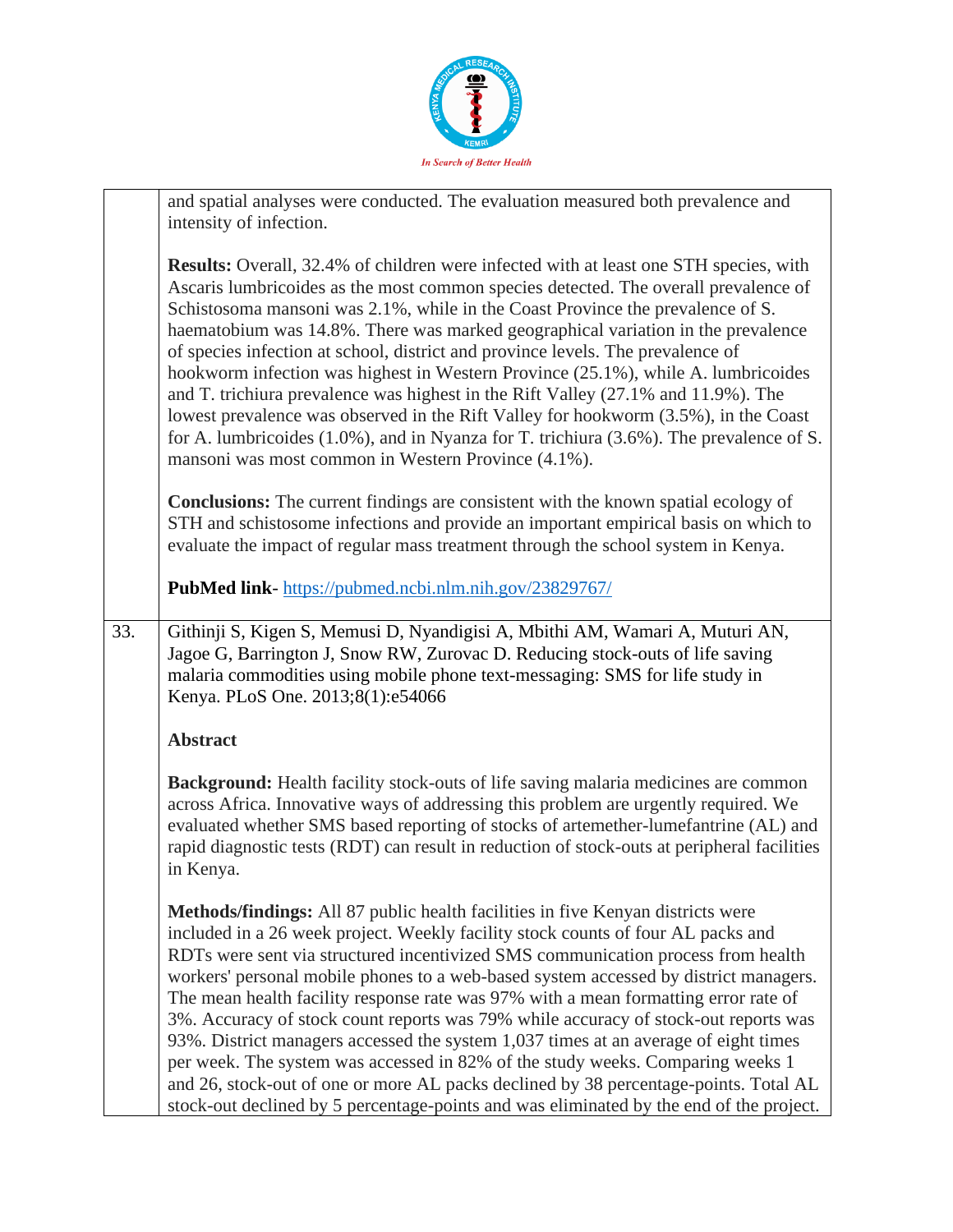| | |
|---|---|
| | and spatial analyses were conducted. The evaluation measured both prevalence and intensity of infection.<br><br>**Results:** Overall, 32.4% of children were infected with at least one STH species, with Ascaris lumbricoides as the most common species detected. The overall prevalence of Schistosoma mansoni was 2.1%, while in the Coast Province the prevalence of S. haematobium was 14.8%. There was marked geographical variation in the prevalence of species infection at school, district and province levels. The prevalence of hookworm infection was highest in Western Province (25.1%), while A. lumbricoides and T. trichiura prevalence was highest in the Rift Valley (27.1% and 11.9%). The lowest prevalence was observed in the Rift Valley for hookworm (3.5%), in the Coast for A. lumbricoides (1.0%), and in Nyanza for T. trichiura (3.6%). The prevalence of S. mansoni was most common in Western Province (4.1%).<br><br>**Conclusions:** The current findings are consistent with the known spatial ecology of STH and schistosome infections and provide an important empirical basis on which to evaluate the impact of regular mass treatment through the school system in Kenya.<br><br>**PubMed link**- https://pubmed.ncbi.nlm.nih.gov/23829767/ |
| 33. | Githinji S, Kigen S, Memusi D, Nyandigisi A, Mbithi AM, Wamari A, Muturi AN, Jagoe G, Barrington J, Snow RW, Zurovac D. Reducing stock-outs of life saving malaria commodities using mobile phone text-messaging: SMS for life study in Kenya. PLoS One. 2013;8(1):e54066<br><br>**Abstract**<br><br>**Background:** Health facility stock-outs of life saving malaria medicines are common across Africa. Innovative ways of addressing this problem are urgently required. We evaluated whether SMS based reporting of stocks of artemether-lumefantrine (AL) and rapid diagnostic tests (RDT) can result in reduction of stock-outs at peripheral facilities in Kenya.<br><br>**Methods/findings:** All 87 public health facilities in five Kenyan districts were included in a 26 week project. Weekly facility stock counts of four AL packs and RDTs were sent via structured incentivized SMS communication process from health workers' personal mobile phones to a web-based system accessed by district managers. The mean health facility response rate was 97% with a mean formatting error rate of 3%. Accuracy of stock count reports was 79% while accuracy of stock-out reports was 93%. District managers accessed the system 1,037 times at an average of eight times per week. The system was accessed in 82% of the study weeks. Comparing weeks 1 and 26, stock-out of one or more AL packs declined by 38 percentage-points. Total AL stock-out declined by 5 percentage-points and was eliminated by the end of the project. |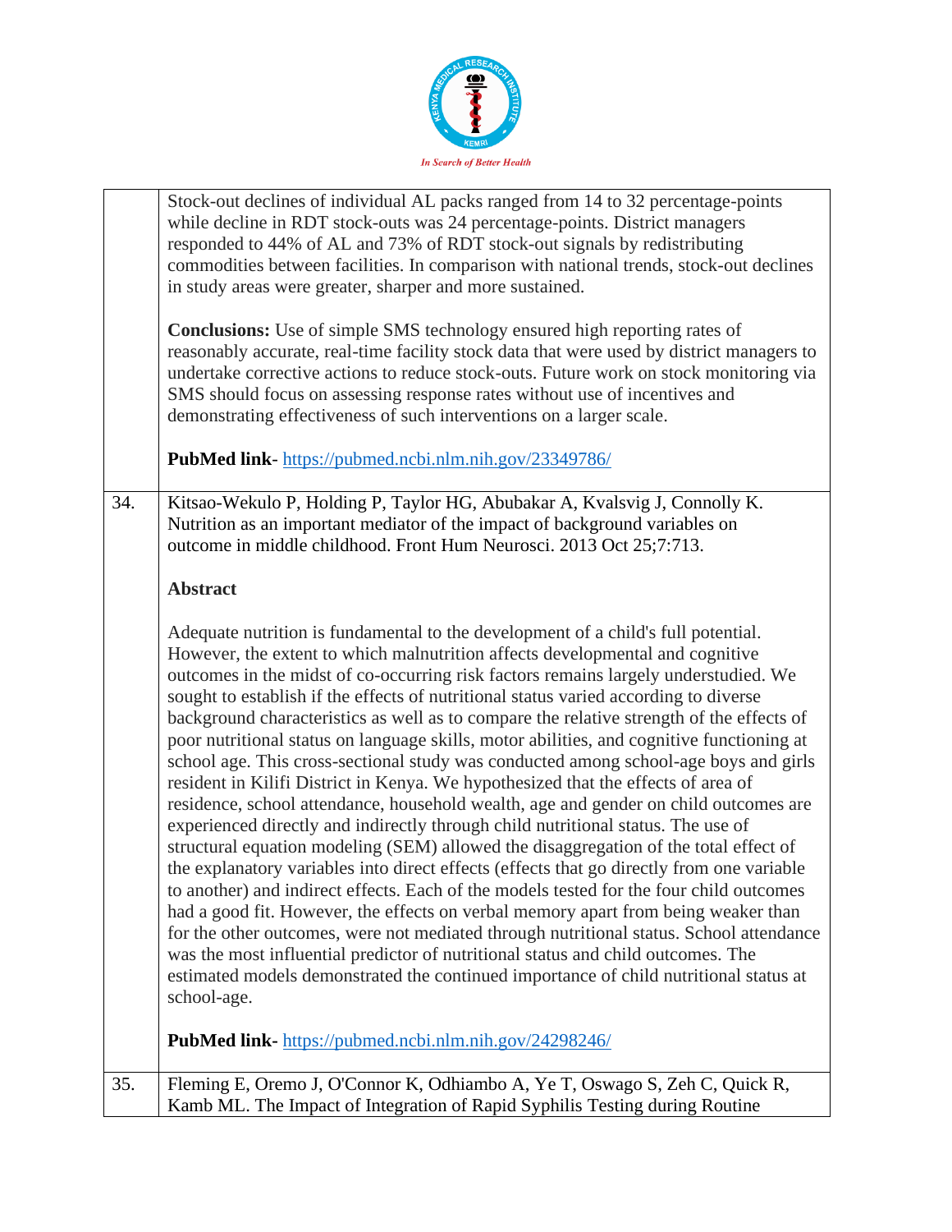| | |
|---|---|
| | Stock-out declines of individual AL packs ranged from 14 to 32 percentage-points while decline in RDT stock-outs was 24 percentage-points. District managers responded to 44% of AL and 73% of RDT stock-out signals by redistributing commodities between facilities. In comparison with national trends, stock-out declines in study areas were greater, sharper and more sustained.<br><br>**Conclusions:** Use of simple SMS technology ensured high reporting rates of reasonably accurate, real-time facility stock data that were used by district managers to undertake corrective actions to reduce stock-outs. Future work on stock monitoring via SMS should focus on assessing response rates without use of incentives and demonstrating effectiveness of such interventions on a larger scale.<br><br>**PubMed link**- https://pubmed.ncbi.nlm.nih.gov/23349786/ |
| 34. | Kitsao-Wekulo P, Holding P, Taylor HG, Abubakar A, Kvalsvig J, Connolly K. Nutrition as an important mediator of the impact of background variables on outcome in middle childhood. Front Hum Neurosci. 2013 Oct 25;7:713.<br><br>**Abstract**<br><br>Adequate nutrition is fundamental to the development of a child's full potential. However, the extent to which malnutrition affects developmental and cognitive outcomes in the midst of co-occurring risk factors remains largely understudied. We sought to establish if the effects of nutritional status varied according to diverse background characteristics as well as to compare the relative strength of the effects of poor nutritional status on language skills, motor abilities, and cognitive functioning at school age. This cross-sectional study was conducted among school-age boys and girls resident in Kilifi District in Kenya. We hypothesized that the effects of area of residence, school attendance, household wealth, age and gender on child outcomes are experienced directly and indirectly through child nutritional status. The use of structural equation modeling (SEM) allowed the disaggregation of the total effect of the explanatory variables into direct effects (effects that go directly from one variable to another) and indirect effects. Each of the models tested for the four child outcomes had a good fit. However, the effects on verbal memory apart from being weaker than for the other outcomes, were not mediated through nutritional status. School attendance was the most influential predictor of nutritional status and child outcomes. The estimated models demonstrated the continued importance of child nutritional status at school-age.<br><br>**PubMed link-** https://pubmed.ncbi.nlm.nih.gov/24298246/ |
| 35. | Fleming E, Oremo J, O'Connor K, Odhiambo A, Ye T, Oswago S, Zeh C, Quick R, Kamb ML. The Impact of Integration of Rapid Syphilis Testing during Routine |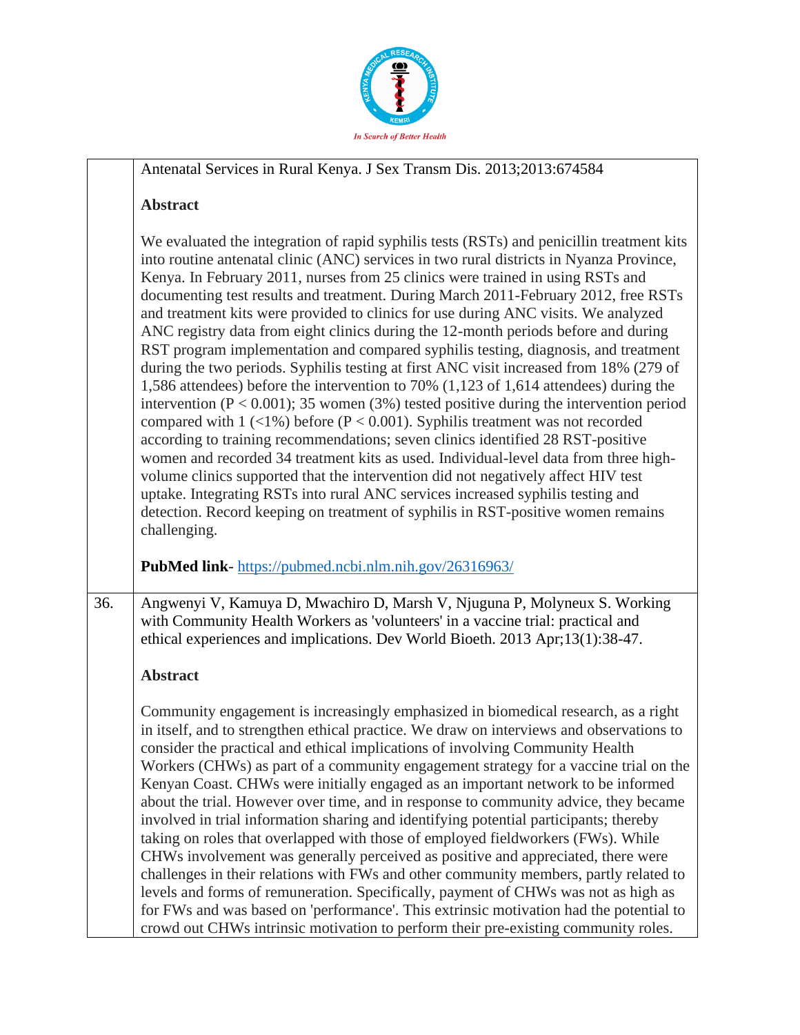Antenatal Services in Rural Kenya. J Sex Transm Dis. 2013;2013:674584

**Abstract**

We evaluated the integration of rapid syphilis tests (RSTs) and penicillin treatment kits into routine antenatal clinic (ANC) services in two rural districts in Nyanza Province, Kenya. In February 2011, nurses from 25 clinics were trained in using RSTs and documenting test results and treatment. During March 2011-February 2012, free RSTs and treatment kits were provided to clinics for use during ANC visits. We analyzed ANC registry data from eight clinics during the 12-month periods before and during RST program implementation and compared syphilis testing, diagnosis, and treatment during the two periods. Syphilis testing at first ANC visit increased from 18% (279 of 1,586 attendees) before the intervention to 70% (1,123 of 1,614 attendees) during the intervention ($P < 0.001$); 35 women (3%) tested positive during the intervention period compared with 1 (<1%) before ($P < 0.001$). Syphilis treatment was not recorded according to training recommendations; seven clinics identified 28 RST-positive women and recorded 34 treatment kits as used. Individual-level data from three high-volume clinics supported that the intervention did not negatively affect HIV test uptake. Integrating RSTs into rural ANC services increased syphilis testing and detection. Record keeping on treatment of syphilis in RST-positive women remains challenging.

**PubMed link**- https://pubmed.ncbi.nlm.nih.gov/26316963/

36. Angwenyi V, Kamuya D, Mwachiro D, Marsh V, Njuguna P, Molyneux S. Working with Community Health Workers as 'volunteers' in a vaccine trial: practical and ethical experiences and implications. Dev World Bioeth. 2013 Apr;13(1):38-47.

**Abstract**

Community engagement is increasingly emphasized in biomedical research, as a right in itself, and to strengthen ethical practice. We draw on interviews and observations to consider the practical and ethical implications of involving Community Health Workers (CHWs) as part of a community engagement strategy for a vaccine trial on the Kenyan Coast. CHWs were initially engaged as an important network to be informed about the trial. However over time, and in response to community advice, they became involved in trial information sharing and identifying potential participants; thereby taking on roles that overlapped with those of employed fieldworkers (FWs). While CHWs involvement was generally perceived as positive and appreciated, there were challenges in their relations with FWs and other community members, partly related to levels and forms of remuneration. Specifically, payment of CHWs was not as high as for FWs and was based on 'performance'. This extrinsic motivation had the potential to crowd out CHWs intrinsic motivation to perform their pre-existing community roles.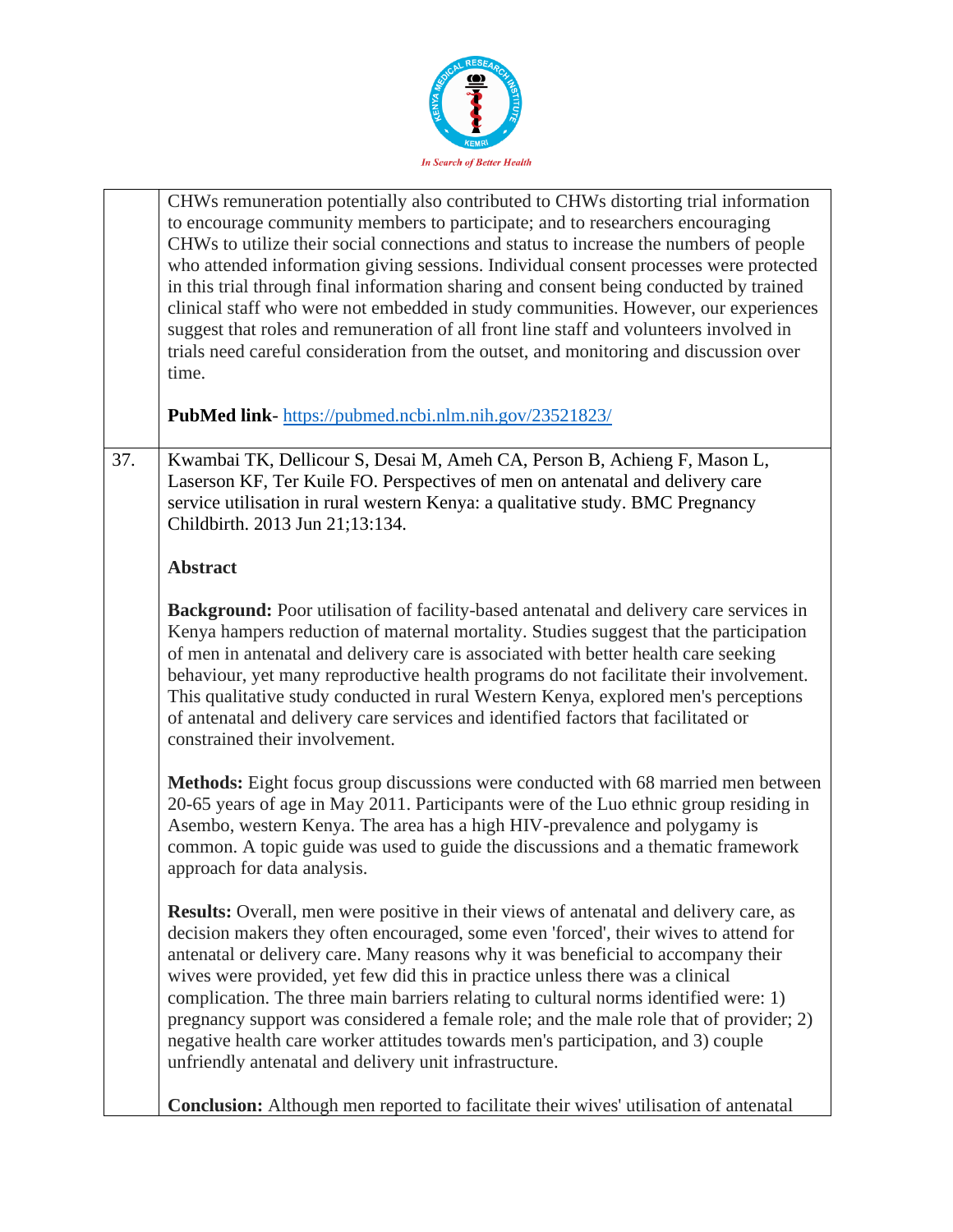|  |  |
|---|---|
|  | CHWs remuneration potentially also contributed to CHWs distorting trial information to encourage community members to participate; and to researchers encouraging CHWs to utilize their social connections and status to increase the numbers of people who attended information giving sessions. Individual consent processes were protected in this trial through final information sharing and consent being conducted by trained clinical staff who were not embedded in study communities. However, our experiences suggest that roles and remuneration of all front line staff and volunteers involved in trials need careful consideration from the outset, and monitoring and discussion over time.<br><br>**PubMed link**- https://pubmed.ncbi.nlm.nih.gov/23521823/ |
| 37. | Kwambai TK, Dellicour S, Desai M, Ameh CA, Person B, Achieng F, Mason L, Laserson KF, Ter Kuile FO. Perspectives of men on antenatal and delivery care service utilisation in rural western Kenya: a qualitative study. BMC Pregnancy Childbirth. 2013 Jun 21;13:134.<br><br>**Abstract**<br><br>**Background:** Poor utilisation of facility-based antenatal and delivery care services in Kenya hampers reduction of maternal mortality. Studies suggest that the participation of men in antenatal and delivery care is associated with better health care seeking behaviour, yet many reproductive health programs do not facilitate their involvement. This qualitative study conducted in rural Western Kenya, explored men's perceptions of antenatal and delivery care services and identified factors that facilitated or constrained their involvement.<br><br>**Methods:** Eight focus group discussions were conducted with 68 married men between 20-65 years of age in May 2011. Participants were of the Luo ethnic group residing in Asembo, western Kenya. The area has a high HIV-prevalence and polygamy is common. A topic guide was used to guide the discussions and a thematic framework approach for data analysis.<br><br>**Results:** Overall, men were positive in their views of antenatal and delivery care, as decision makers they often encouraged, some even 'forced', their wives to attend for antenatal or delivery care. Many reasons why it was beneficial to accompany their wives were provided, yet few did this in practice unless there was a clinical complication. The three main barriers relating to cultural norms identified were: 1) pregnancy support was considered a female role; and the male role that of provider; 2) negative health care worker attitudes towards men's participation, and 3) couple unfriendly antenatal and delivery unit infrastructure.<br><br>**Conclusion:** Although men reported to facilitate their wives' utilisation of antenatal |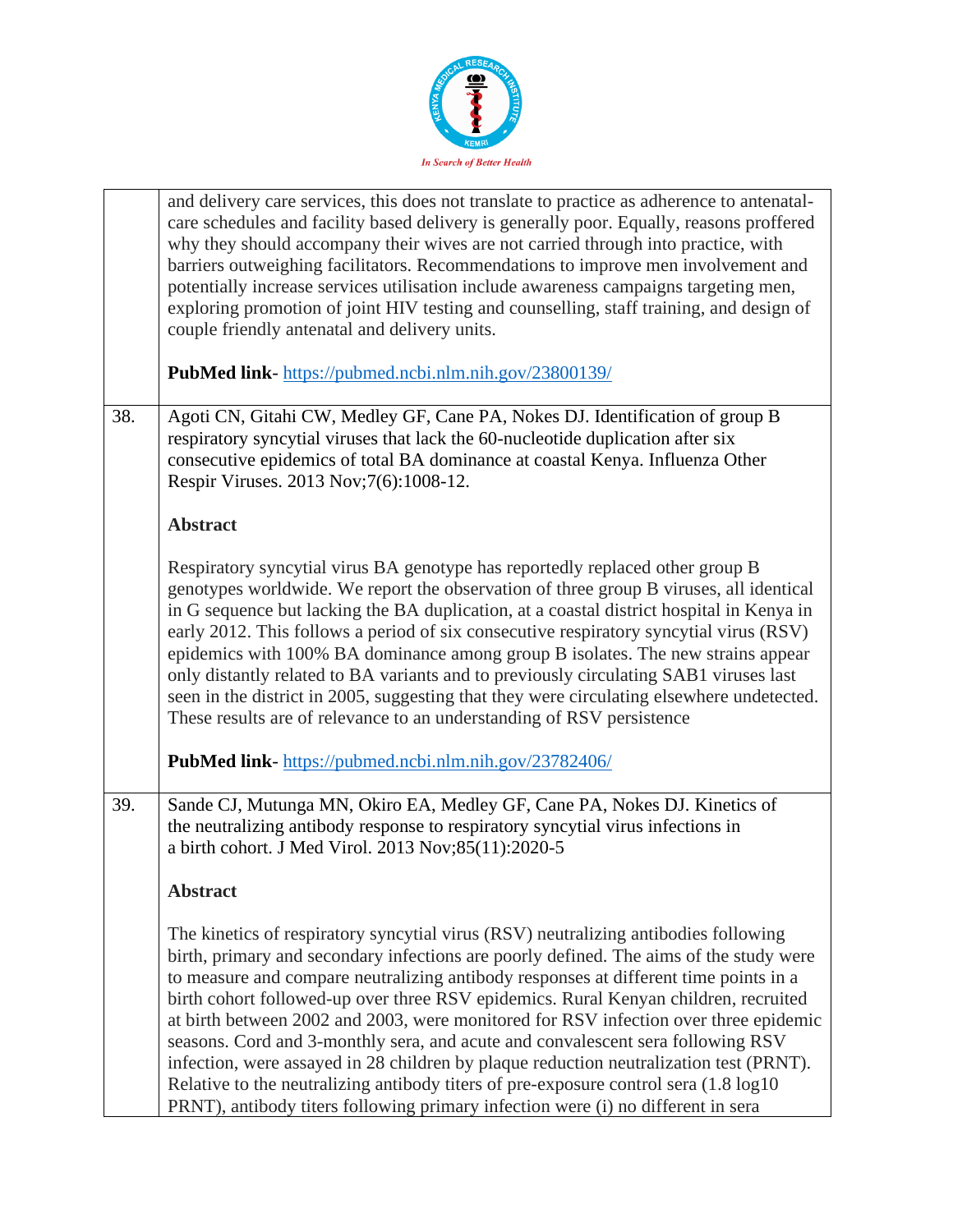| | |
|---|---|
| | and delivery care services, this does not translate to practice as adherence to antenatal-care schedules and facility based delivery is generally poor. Equally, reasons proffered why they should accompany their wives are not carried through into practice, with barriers outweighing facilitators. Recommendations to improve men involvement and potentially increase services utilisation include awareness campaigns targeting men, exploring promotion of joint HIV testing and counselling, staff training, and design of couple friendly antenatal and delivery units.<br><br>**PubMed link**- https://pubmed.ncbi.nlm.nih.gov/23800139/ |
| 38. | Agoti CN, Gitahi CW, Medley GF, Cane PA, Nokes DJ. Identification of group B respiratory syncytial viruses that lack the 60-nucleotide duplication after six consecutive epidemics of total BA dominance at coastal Kenya. Influenza Other Respir Viruses. 2013 Nov;7(6):1008-12.<br><br>**Abstract**<br><br>Respiratory syncytial virus BA genotype has reportedly replaced other group B genotypes worldwide. We report the observation of three group B viruses, all identical in G sequence but lacking the BA duplication, at a coastal district hospital in Kenya in early 2012. This follows a period of six consecutive respiratory syncytial virus (RSV) epidemics with 100% BA dominance among group B isolates. The new strains appear only distantly related to BA variants and to previously circulating SAB1 viruses last seen in the district in 2005, suggesting that they were circulating elsewhere undetected. These results are of relevance to an understanding of RSV persistence<br><br>**PubMed link**- https://pubmed.ncbi.nlm.nih.gov/23782406/ |
| 39. | Sande CJ, Mutunga MN, Okiro EA, Medley GF, Cane PA, Nokes DJ. Kinetics of the neutralizing antibody response to respiratory syncytial virus infections in a birth cohort. J Med Virol. 2013 Nov;85(11):2020-5<br><br>**Abstract**<br><br>The kinetics of respiratory syncytial virus (RSV) neutralizing antibodies following birth, primary and secondary infections are poorly defined. The aims of the study were to measure and compare neutralizing antibody responses at different time points in a birth cohort followed-up over three RSV epidemics. Rural Kenyan children, recruited at birth between 2002 and 2003, were monitored for RSV infection over three epidemic seasons. Cord and 3-monthly sera, and acute and convalescent sera following RSV infection, were assayed in 28 children by plaque reduction neutralization test (PRNT). Relative to the neutralizing antibody titers of pre-exposure control sera (1.8 log10 PRNT), antibody titers following primary infection were (i) no different in sera |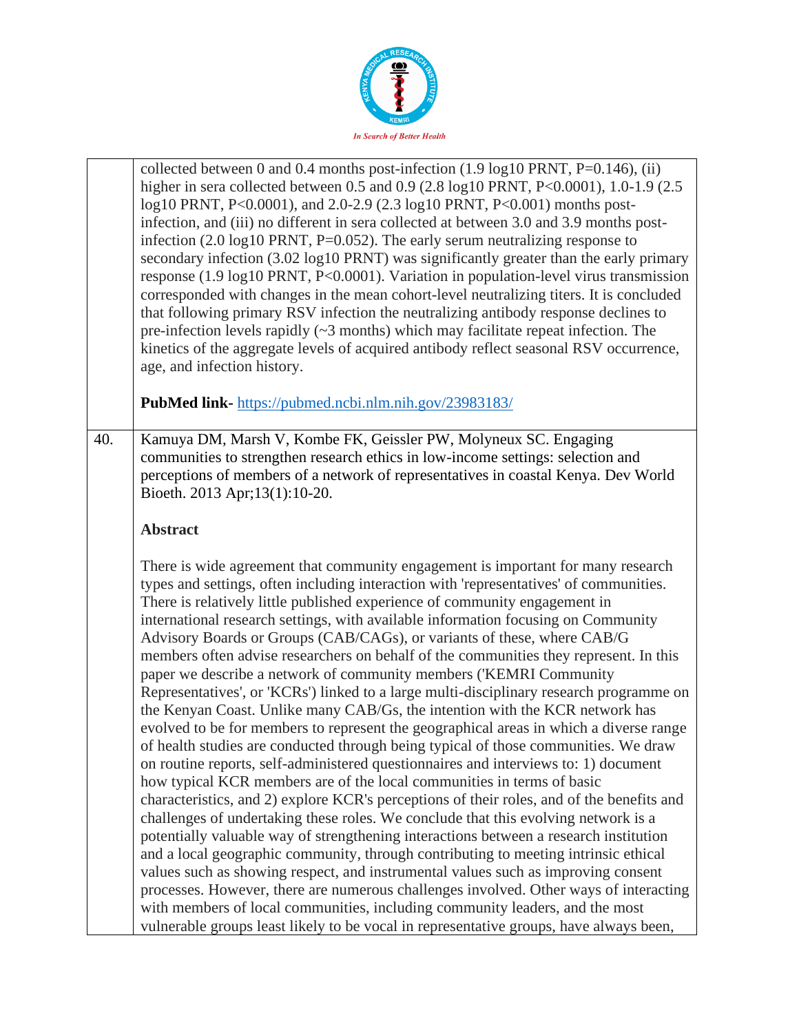| | |
|---|---|
| | collected between 0 and 0.4 months post-infection (1.9 log10 PRNT, P=0.146), (ii) higher in sera collected between 0.5 and 0.9 (2.8 log10 PRNT, P<0.0001), 1.0-1.9 (2.5 log10 PRNT, P<0.0001), and 2.0-2.9 (2.3 log10 PRNT, P<0.001) months post-infection, and (iii) no different in sera collected at between 3.0 and 3.9 months post-infection (2.0 log10 PRNT, P=0.052). The early serum neutralizing response to secondary infection (3.02 log10 PRNT) was significantly greater than the early primary response (1.9 log10 PRNT, P<0.0001). Variation in population-level virus transmission corresponded with changes in the mean cohort-level neutralizing titers. It is concluded that following primary RSV infection the neutralizing antibody response declines to pre-infection levels rapidly (~3 months) which may facilitate repeat infection. The kinetics of the aggregate levels of acquired antibody reflect seasonal RSV occurrence, age, and infection history.<br><br>**PubMed link-** https://pubmed.ncbi.nlm.nih.gov/23983183/ |
| 40. | Kamuya DM, Marsh V, Kombe FK, Geissler PW, Molyneux SC. Engaging communities to strengthen research ethics in low-income settings: selection and perceptions of members of a network of representatives in coastal Kenya. Dev World Bioeth. 2013 Apr;13(1):10-20.<br><br>**Abstract**<br><br>There is wide agreement that community engagement is important for many research types and settings, often including interaction with 'representatives' of communities. There is relatively little published experience of community engagement in international research settings, with available information focusing on Community Advisory Boards or Groups (CAB/CAGs), or variants of these, where CAB/G members often advise researchers on behalf of the communities they represent. In this paper we describe a network of community members ('KEMRI Community Representatives', or 'KCRs') linked to a large multi-disciplinary research programme on the Kenyan Coast. Unlike many CAB/Gs, the intention with the KCR network has evolved to be for members to represent the geographical areas in which a diverse range of health studies are conducted through being typical of those communities. We draw on routine reports, self-administered questionnaires and interviews to: 1) document how typical KCR members are of the local communities in terms of basic characteristics, and 2) explore KCR's perceptions of their roles, and of the benefits and challenges of undertaking these roles. We conclude that this evolving network is a potentially valuable way of strengthening interactions between a research institution and a local geographic community, through contributing to meeting intrinsic ethical values such as showing respect, and instrumental values such as improving consent processes. However, there are numerous challenges involved. Other ways of interacting with members of local communities, including community leaders, and the most vulnerable groups least likely to be vocal in representative groups, have always been, |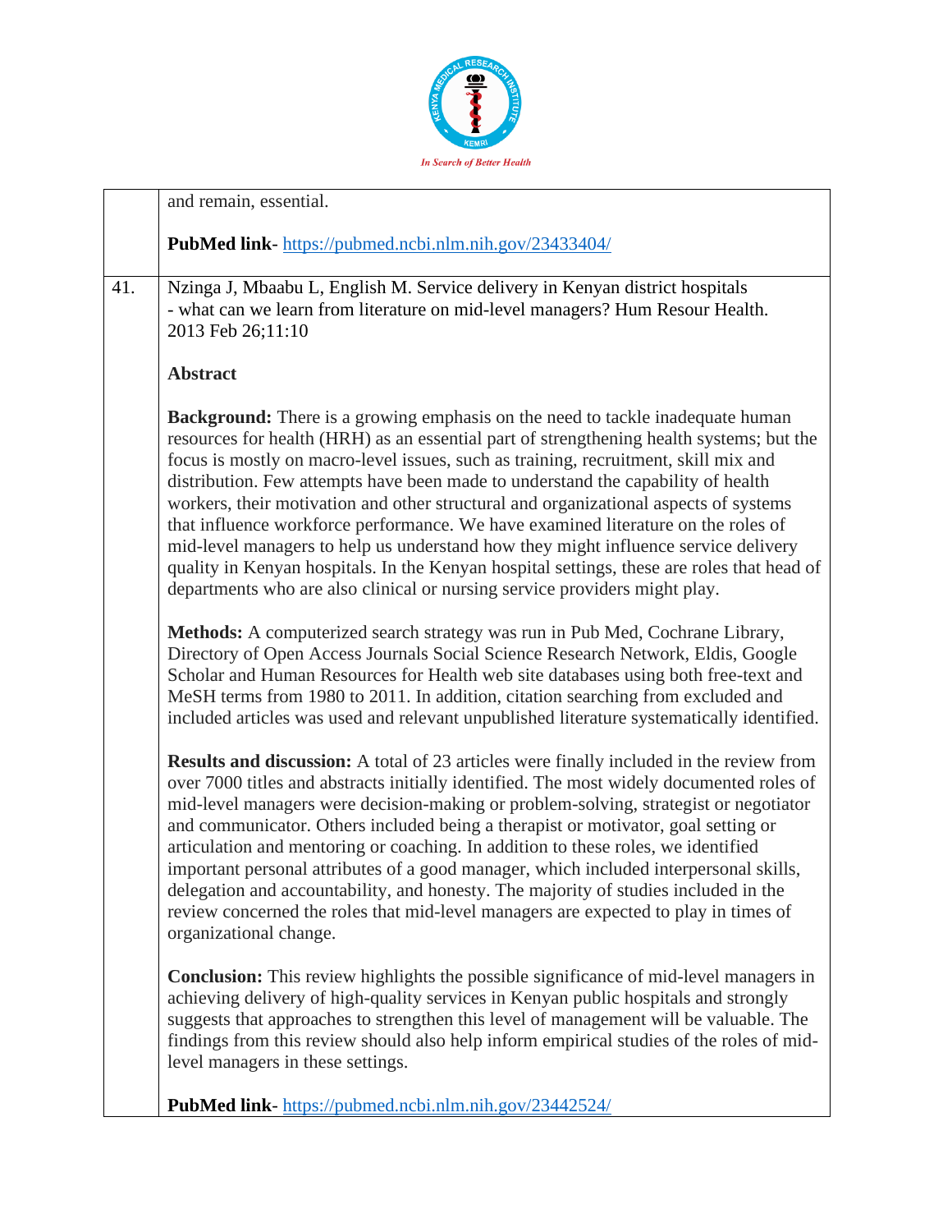| | |
|---|---|
| | and remain, essential.<br><br>**PubMed link**- https://pubmed.ncbi.nlm.nih.gov/23433404/ |
| 41. | Nzinga J, Mbaabu L, English M. Service delivery in Kenyan district hospitals - what can we learn from literature on mid-level managers? Hum Resour Health. 2013 Feb 26;11:10<br><br>**Abstract**<br><br>**Background:** There is a growing emphasis on the need to tackle inadequate human resources for health (HRH) as an essential part of strengthening health systems; but the focus is mostly on macro-level issues, such as training, recruitment, skill mix and distribution. Few attempts have been made to understand the capability of health workers, their motivation and other structural and organizational aspects of systems that influence workforce performance. We have examined literature on the roles of mid-level managers to help us understand how they might influence service delivery quality in Kenyan hospitals. In the Kenyan hospital settings, these are roles that head of departments who are also clinical or nursing service providers might play.<br><br>**Methods:** A computerized search strategy was run in Pub Med, Cochrane Library, Directory of Open Access Journals Social Science Research Network, Eldis, Google Scholar and Human Resources for Health web site databases using both free-text and MeSH terms from 1980 to 2011. In addition, citation searching from excluded and included articles was used and relevant unpublished literature systematically identified.<br><br>**Results and discussion:** A total of 23 articles were finally included in the review from over 7000 titles and abstracts initially identified. The most widely documented roles of mid-level managers were decision-making or problem-solving, strategist or negotiator and communicator. Others included being a therapist or motivator, goal setting or articulation and mentoring or coaching. In addition to these roles, we identified important personal attributes of a good manager, which included interpersonal skills, delegation and accountability, and honesty. The majority of studies included in the review concerned the roles that mid-level managers are expected to play in times of organizational change.<br><br>**Conclusion:** This review highlights the possible significance of mid-level managers in achieving delivery of high-quality services in Kenyan public hospitals and strongly suggests that approaches to strengthen this level of management will be valuable. The findings from this review should also help inform empirical studies of the roles of mid-level managers in these settings.<br><br>**PubMed link**- https://pubmed.ncbi.nlm.nih.gov/23442524/ |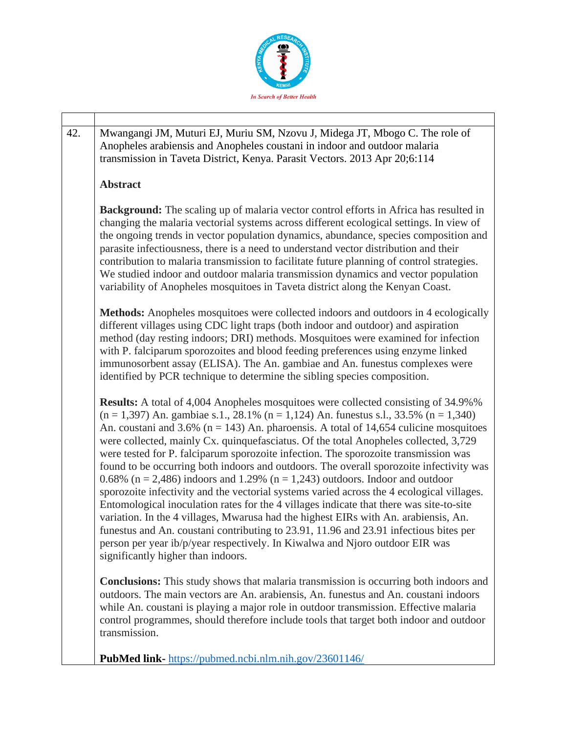| | |
|---|---|
| 42. | Mwangangi JM, Muturi EJ, Muriu SM, Nzovu J, Midega JT, Mbogo C. The role of Anopheles arabiensis and Anopheles coustani in indoor and outdoor malaria transmission in Taveta District, Kenya. Parasit Vectors. 2013 Apr 20;6:114<br><br>**Abstract**<br><br>**Background:** The scaling up of malaria vector control efforts in Africa has resulted in changing the malaria vectorial systems across different ecological settings. In view of the ongoing trends in vector population dynamics, abundance, species composition and parasite infectiousness, there is a need to understand vector distribution and their contribution to malaria transmission to facilitate future planning of control strategies. We studied indoor and outdoor malaria transmission dynamics and vector population variability of Anopheles mosquitoes in Taveta district along the Kenyan Coast.<br><br>**Methods:** Anopheles mosquitoes were collected indoors and outdoors in 4 ecologically different villages using CDC light traps (both indoor and outdoor) and aspiration method (day resting indoors; DRI) methods. Mosquitoes were examined for infection with P. falciparum sporozoites and blood feeding preferences using enzyme linked immunosorbent assay (ELISA). The An. gambiae and An. funestus complexes were identified by PCR technique to determine the sibling species composition.<br><br>**Results:** A total of 4,004 Anopheles mosquitoes were collected consisting of 34.9%% (n = 1,397) An. gambiae s.l., 28.1% (n = 1,124) An. funestus s.l., 33.5% (n = 1,340) An. coustani and 3.6% (n = 143) An. pharoensis. A total of 14,654 culicine mosquitoes were collected, mainly Cx. quinquefasciatus. Of the total Anopheles collected, 3,729 were tested for P. falciparum sporozoite infection. The sporozoite transmission was found to be occurring both indoors and outdoors. The overall sporozoite infectivity was 0.68% (n = 2,486) indoors and 1.29% (n = 1,243) outdoors. Indoor and outdoor sporozoite infectivity and the vectorial systems varied across the 4 ecological villages. Entomological inoculation rates for the 4 villages indicate that there was site-to-site variation. In the 4 villages, Mwarusa had the highest EIRs with An. arabiensis, An. funestus and An. coustani contributing to 23.91, 11.96 and 23.91 infectious bites per person per year ib/p/year respectively. In Kiwalwa and Njoro outdoor EIR was significantly higher than indoors.<br><br>**Conclusions:** This study shows that malaria transmission is occurring both indoors and outdoors. The main vectors are An. arabiensis, An. funestus and An. coustani indoors while An. coustani is playing a major role in outdoor transmission. Effective malaria control programmes, should therefore include tools that target both indoor and outdoor transmission.<br><br>**PubMed link-** https://pubmed.ncbi.nlm.nih.gov/23601146/ |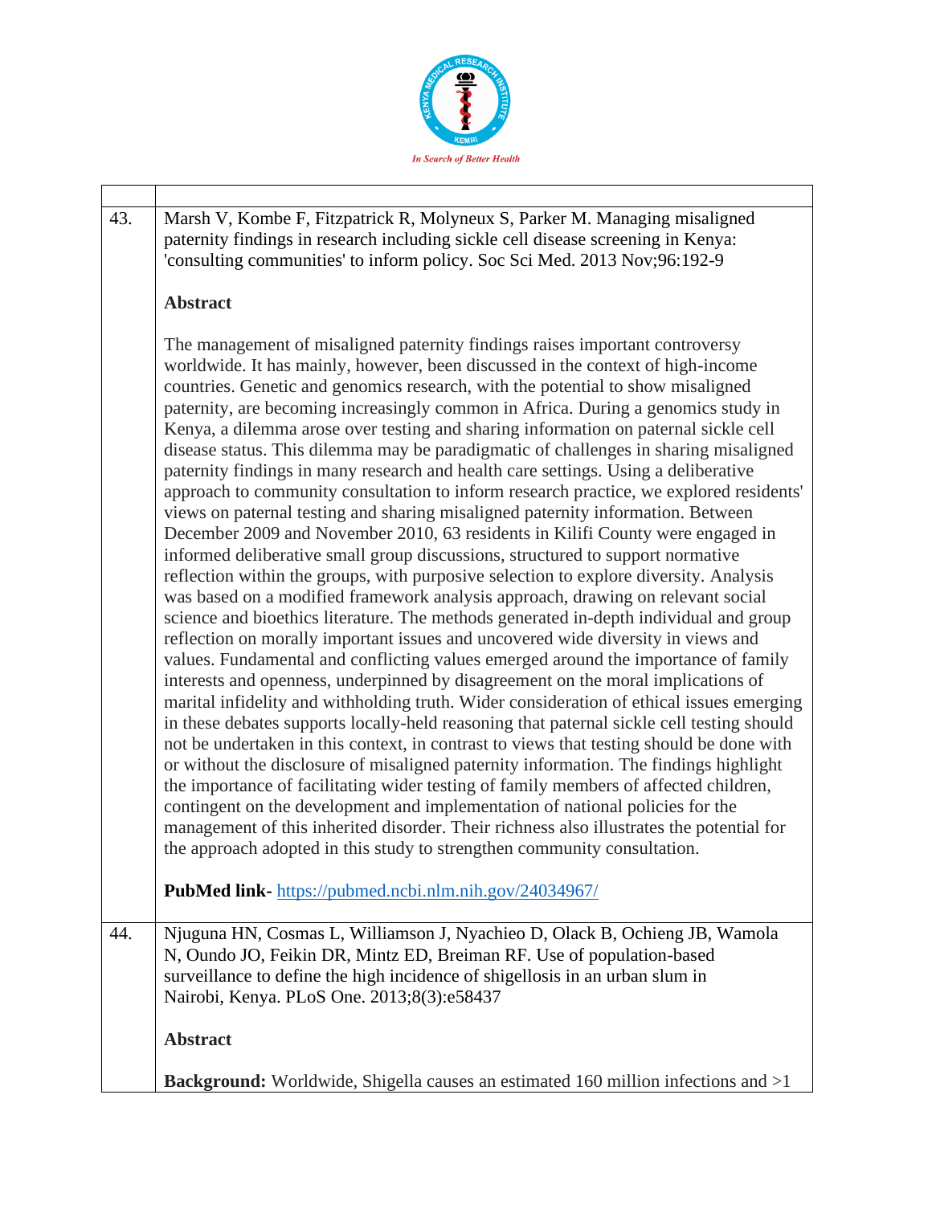| | |
|---|---|
| 43. | Marsh V, Kombe F, Fitzpatrick R, Molyneux S, Parker M. Managing misaligned paternity findings in research including sickle cell disease screening in Kenya: 'consulting communities' to inform policy. Soc Sci Med. 2013 Nov;96:192-9<br><br>**Abstract**<br><br>The management of misaligned paternity findings raises important controversy worldwide. It has mainly, however, been discussed in the context of high-income countries. Genetic and genomics research, with the potential to show misaligned paternity, are becoming increasingly common in Africa. During a genomics study in Kenya, a dilemma arose over testing and sharing information on paternal sickle cell disease status. This dilemma may be paradigmatic of challenges in sharing misaligned paternity findings in many research and health care settings. Using a deliberative approach to community consultation to inform research practice, we explored residents' views on paternal testing and sharing misaligned paternity information. Between December 2009 and November 2010, 63 residents in Kilifi County were engaged in informed deliberative small group discussions, structured to support normative reflection within the groups, with purposive selection to explore diversity. Analysis was based on a modified framework analysis approach, drawing on relevant social science and bioethics literature. The methods generated in-depth individual and group reflection on morally important issues and uncovered wide diversity in views and values. Fundamental and conflicting values emerged around the importance of family interests and openness, underpinned by disagreement on the moral implications of marital infidelity and withholding truth. Wider consideration of ethical issues emerging in these debates supports locally-held reasoning that paternal sickle cell testing should not be undertaken in this context, in contrast to views that testing should be done with or without the disclosure of misaligned paternity information. The findings highlight the importance of facilitating wider testing of family members of affected children, contingent on the development and implementation of national policies for the management of this inherited disorder. Their richness also illustrates the potential for the approach adopted in this study to strengthen community consultation.<br><br>**PubMed link-** https://pubmed.ncbi.nlm.nih.gov/24034967/ |
| 44. | Njuguna HN, Cosmas L, Williamson J, Nyachieo D, Olack B, Ochieng JB, Wamola N, Oundo JO, Feikin DR, Mintz ED, Breiman RF. Use of population-based surveillance to define the high incidence of shigellosis in an urban slum in Nairobi, Kenya. PLoS One. 2013;8(3):e58437<br><br>**Abstract**<br><br>**Background:** Worldwide, Shigella causes an estimated 160 million infections and >1 |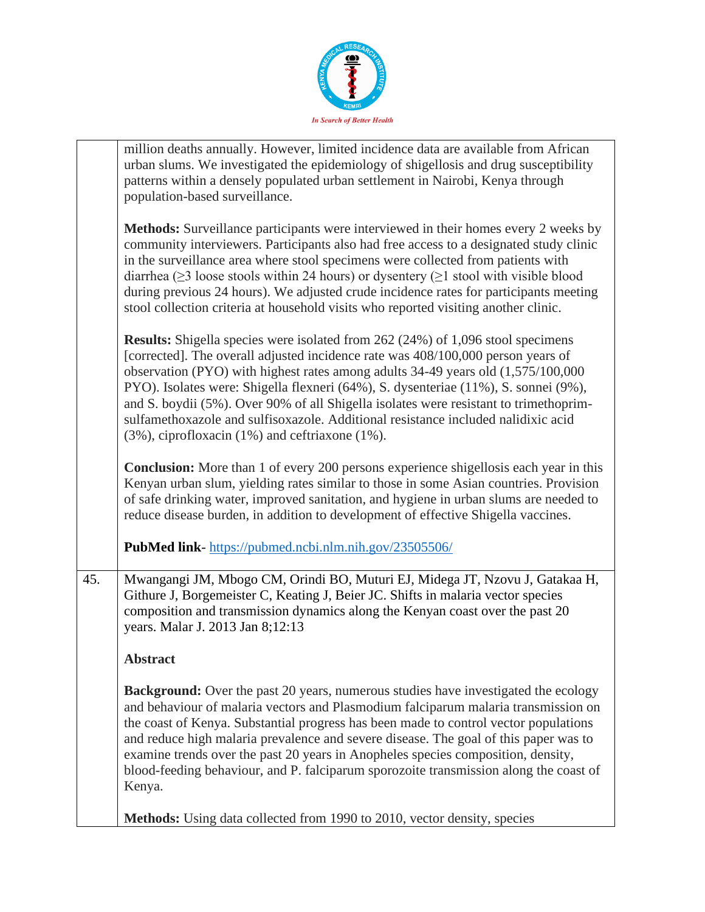million deaths annually. However, limited incidence data are available from African urban slums. We investigated the epidemiology of shigellosis and drug susceptibility patterns within a densely populated urban settlement in Nairobi, Kenya through population-based surveillance.

**Methods:** Surveillance participants were interviewed in their homes every 2 weeks by community interviewers. Participants also had free access to a designated study clinic in the surveillance area where stool specimens were collected from patients with diarrhea ($\geq$3 loose stools within 24 hours) or dysentery ($\geq$1 stool with visible blood during previous 24 hours). We adjusted crude incidence rates for participants meeting stool collection criteria at household visits who reported visiting another clinic.

**Results:** Shigella species were isolated from 262 (24%) of 1,096 stool specimens [corrected]. The overall adjusted incidence rate was 408/100,000 person years of observation (PYO) with highest rates among adults 34-49 years old (1,575/100,000 PYO). Isolates were: Shigella flexneri (64%), S. dysenteriae (11%), S. sonnei (9%), and S. boydii (5%). Over 90% of all Shigella isolates were resistant to trimethoprim-sulfamethoxazole and sulfisoxazole. Additional resistance included nalidixic acid (3%), ciprofloxacin (1%) and ceftriaxone (1%).

**Conclusion:** More than 1 of every 200 persons experience shigellosis each year in this Kenyan urban slum, yielding rates similar to those in some Asian countries. Provision of safe drinking water, improved sanitation, and hygiene in urban slums are needed to reduce disease burden, in addition to development of effective Shigella vaccines.

**PubMed link**- https://pubmed.ncbi.nlm.nih.gov/23505506/

45. Mwangangi JM, Mbogo CM, Orindi BO, Muturi EJ, Midega JT, Nzovu J, Gatakaa H, Githure J, Borgemeister C, Keating J, Beier JC. Shifts in malaria vector species composition and transmission dynamics along the Kenyan coast over the past 20 years. Malar J. 2013 Jan 8;12:13

**Abstract**

**Background:** Over the past 20 years, numerous studies have investigated the ecology and behaviour of malaria vectors and Plasmodium falciparum malaria transmission on the coast of Kenya. Substantial progress has been made to control vector populations and reduce high malaria prevalence and severe disease. The goal of this paper was to examine trends over the past 20 years in Anopheles species composition, density, blood-feeding behaviour, and P. falciparum sporozoite transmission along the coast of Kenya.

**Methods:** Using data collected from 1990 to 2010, vector density, species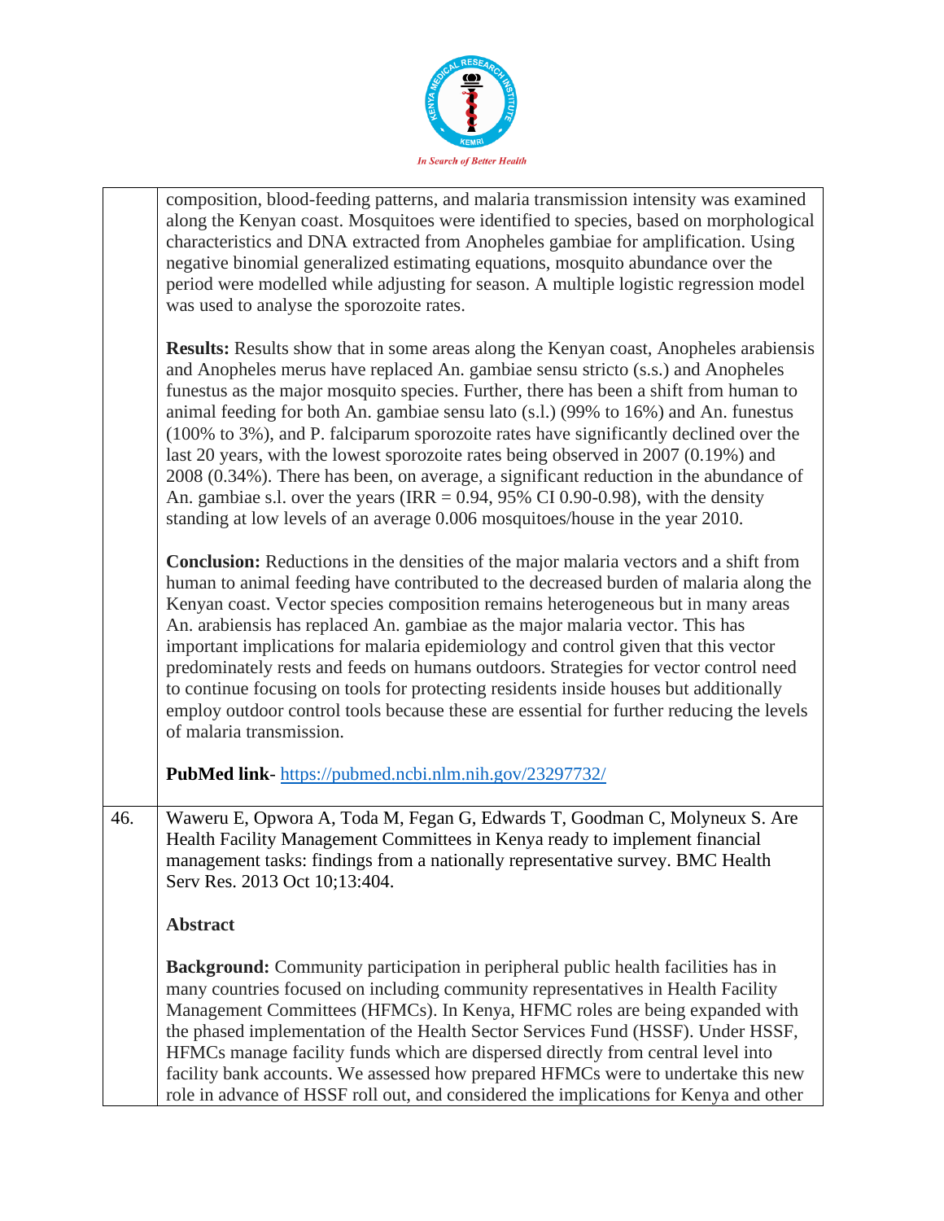composition, blood-feeding patterns, and malaria transmission intensity was examined along the Kenyan coast. Mosquitoes were identified to species, based on morphological characteristics and DNA extracted from Anopheles gambiae for amplification. Using negative binomial generalized estimating equations, mosquito abundance over the period were modelled while adjusting for season. A multiple logistic regression model was used to analyse the sporozoite rates.

**Results:** Results show that in some areas along the Kenyan coast, Anopheles arabiensis and Anopheles merus have replaced An. gambiae sensu stricto (s.s.) and Anopheles funestus as the major mosquito species. Further, there has been a shift from human to animal feeding for both An. gambiae sensu lato (s.l.) (99% to 16%) and An. funestus (100% to 3%), and P. falciparum sporozoite rates have significantly declined over the last 20 years, with the lowest sporozoite rates being observed in 2007 (0.19%) and 2008 (0.34%). There has been, on average, a significant reduction in the abundance of An. gambiae s.l. over the years (IRR = 0.94, 95% CI 0.90-0.98), with the density standing at low levels of an average 0.006 mosquitoes/house in the year 2010.

**Conclusion:** Reductions in the densities of the major malaria vectors and a shift from human to animal feeding have contributed to the decreased burden of malaria along the Kenyan coast. Vector species composition remains heterogeneous but in many areas An. arabiensis has replaced An. gambiae as the major malaria vector. This has important implications for malaria epidemiology and control given that this vector predominately rests and feeds on humans outdoors. Strategies for vector control need to continue focusing on tools for protecting residents inside houses but additionally employ outdoor control tools because these are essential for further reducing the levels of malaria transmission.

**PubMed link**- https://pubmed.ncbi.nlm.nih.gov/23297732/

46. Waweru E, Opwora A, Toda M, Fegan G, Edwards T, Goodman C, Molyneux S. Are Health Facility Management Committees in Kenya ready to implement financial management tasks: findings from a nationally representative survey. BMC Health Serv Res. 2013 Oct 10;13:404.

**Abstract**

**Background:** Community participation in peripheral public health facilities has in many countries focused on including community representatives in Health Facility Management Committees (HFMCs). In Kenya, HFMC roles are being expanded with the phased implementation of the Health Sector Services Fund (HSSF). Under HSSF, HFMCs manage facility funds which are dispersed directly from central level into facility bank accounts. We assessed how prepared HFMCs were to undertake this new role in advance of HSSF roll out, and considered the implications for Kenya and other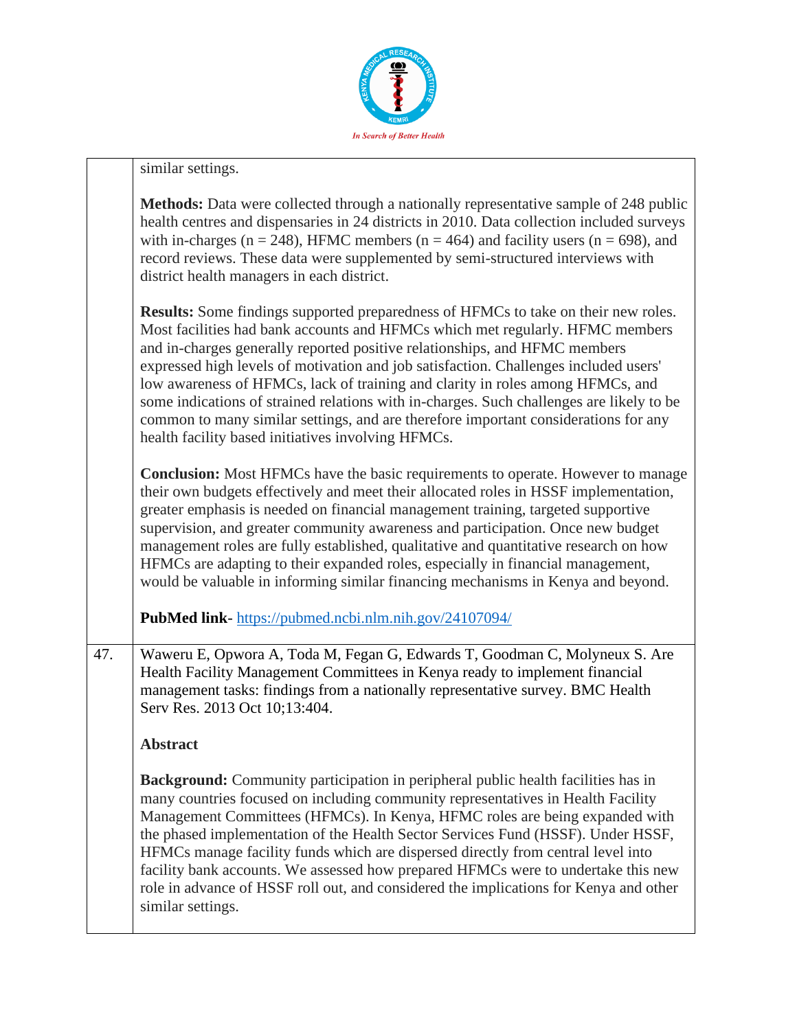| | |
|---|---|
| | similar settings.<br><br>**Methods:** Data were collected through a nationally representative sample of 248 public health centres and dispensaries in 24 districts in 2010. Data collection included surveys with in-charges (n = 248), HFMC members (n = 464) and facility users (n = 698), and record reviews. These data were supplemented by semi-structured interviews with district health managers in each district.<br><br>**Results:** Some findings supported preparedness of HFMCs to take on their new roles. Most facilities had bank accounts and HFMCs which met regularly. HFMC members and in-charges generally reported positive relationships, and HFMC members expressed high levels of motivation and job satisfaction. Challenges included users' low awareness of HFMCs, lack of training and clarity in roles among HFMCs, and some indications of strained relations with in-charges. Such challenges are likely to be common to many similar settings, and are therefore important considerations for any health facility based initiatives involving HFMCs.<br><br>**Conclusion:** Most HFMCs have the basic requirements to operate. However to manage their own budgets effectively and meet their allocated roles in HSSF implementation, greater emphasis is needed on financial management training, targeted supportive supervision, and greater community awareness and participation. Once new budget management roles are fully established, qualitative and quantitative research on how HFMCs are adapting to their expanded roles, especially in financial management, would be valuable in informing similar financing mechanisms in Kenya and beyond.<br><br>**PubMed link**- https://pubmed.ncbi.nlm.nih.gov/24107094/ |
| 47. | Waweru E, Opwora A, Toda M, Fegan G, Edwards T, Goodman C, Molyneux S. Are Health Facility Management Committees in Kenya ready to implement financial management tasks: findings from a nationally representative survey. BMC Health Serv Res. 2013 Oct 10;13:404.<br><br>**Abstract**<br><br>**Background:** Community participation in peripheral public health facilities has in many countries focused on including community representatives in Health Facility Management Committees (HFMCs). In Kenya, HFMC roles are being expanded with the phased implementation of the Health Sector Services Fund (HSSF). Under HSSF, HFMCs manage facility funds which are dispersed directly from central level into facility bank accounts. We assessed how prepared HFMCs were to undertake this new role in advance of HSSF roll out, and considered the implications for Kenya and other similar settings. |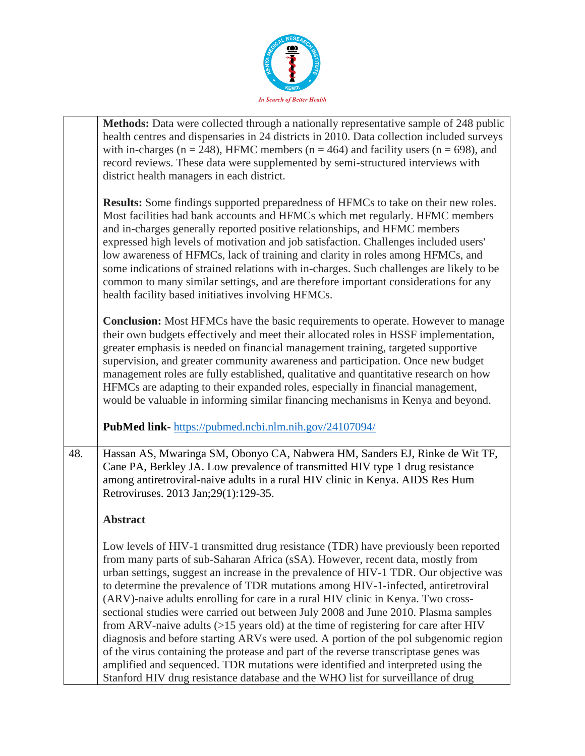| | |
|---|---|
| | **Methods:** Data were collected through a nationally representative sample of 248 public health centres and dispensaries in 24 districts in 2010. Data collection included surveys with in-charges (n = 248), HFMC members (n = 464) and facility users (n = 698), and record reviews. These data were supplemented by semi-structured interviews with district health managers in each district.<br><br>**Results:** Some findings supported preparedness of HFMCs to take on their new roles. Most facilities had bank accounts and HFMCs which met regularly. HFMC members and in-charges generally reported positive relationships, and HFMC members expressed high levels of motivation and job satisfaction. Challenges included users' low awareness of HFMCs, lack of training and clarity in roles among HFMCs, and some indications of strained relations with in-charges. Such challenges are likely to be common to many similar settings, and are therefore important considerations for any health facility based initiatives involving HFMCs.<br><br>**Conclusion:** Most HFMCs have the basic requirements to operate. However to manage their own budgets effectively and meet their allocated roles in HSSF implementation, greater emphasis is needed on financial management training, targeted supportive supervision, and greater community awareness and participation. Once new budget management roles are fully established, qualitative and quantitative research on how HFMCs are adapting to their expanded roles, especially in financial management, would be valuable in informing similar financing mechanisms in Kenya and beyond.<br><br>**PubMed link-** https://pubmed.ncbi.nlm.nih.gov/24107094/ |
| 48. | Hassan AS, Mwaringa SM, Obonyo CA, Nabwera HM, Sanders EJ, Rinke de Wit TF, Cane PA, Berkley JA. Low prevalence of transmitted HIV type 1 drug resistance among antiretroviral-naive adults in a rural HIV clinic in Kenya. AIDS Res Hum Retroviruses. 2013 Jan;29(1):129-35.<br><br>**Abstract**<br><br>Low levels of HIV-1 transmitted drug resistance (TDR) have previously been reported from many parts of sub-Saharan Africa (sSA). However, recent data, mostly from urban settings, suggest an increase in the prevalence of HIV-1 TDR. Our objective was to determine the prevalence of TDR mutations among HIV-1-infected, antiretroviral (ARV)-naive adults enrolling for care in a rural HIV clinic in Kenya. Two cross-sectional studies were carried out between July 2008 and June 2010. Plasma samples from ARV-naive adults (>15 years old) at the time of registering for care after HIV diagnosis and before starting ARVs were used. A portion of the pol subgenomic region of the virus containing the protease and part of the reverse transcriptase genes was amplified and sequenced. TDR mutations were identified and interpreted using the Stanford HIV drug resistance database and the WHO list for surveillance of drug |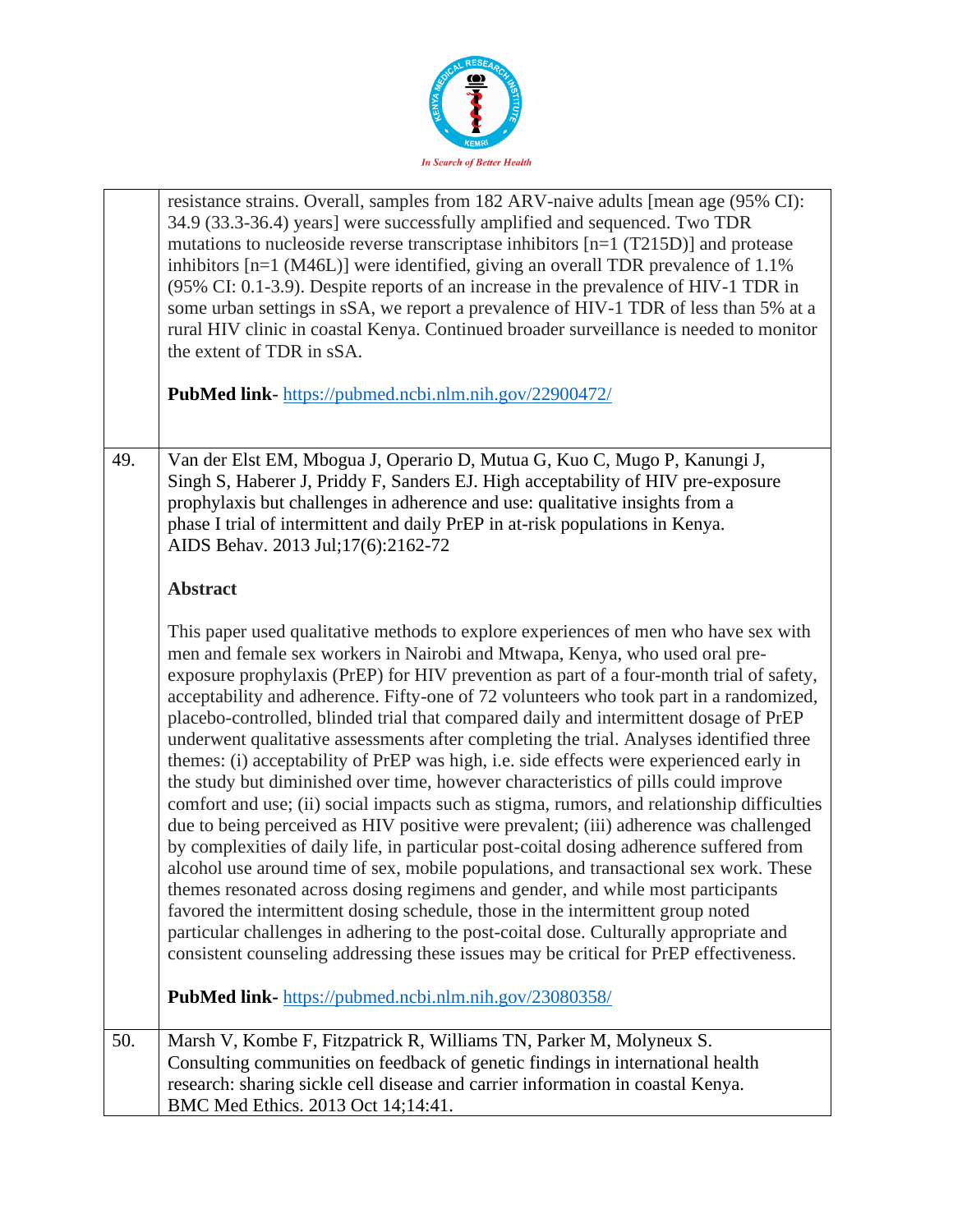| | |
|---|---|
| | resistance strains. Overall, samples from 182 ARV-naive adults [mean age (95% CI): 34.9 (33.3-36.4) years] were successfully amplified and sequenced. Two TDR mutations to nucleoside reverse transcriptase inhibitors [n=1 (T215D)] and protease inhibitors [n=1 (M46L)] were identified, giving an overall TDR prevalence of 1.1% (95% CI: 0.1-3.9). Despite reports of an increase in the prevalence of HIV-1 TDR in some urban settings in sSA, we report a prevalence of HIV-1 TDR of less than 5% at a rural HIV clinic in coastal Kenya. Continued broader surveillance is needed to monitor the extent of TDR in sSA.<br><br>**PubMed link**- https://pubmed.ncbi.nlm.nih.gov/22900472/ |
| 49. | Van der Elst EM, Mbogua J, Operario D, Mutua G, Kuo C, Mugo P, Kanungi J, Singh S, Haberer J, Priddy F, Sanders EJ. High acceptability of HIV pre-exposure prophylaxis but challenges in adherence and use: qualitative insights from a phase I trial of intermittent and daily PrEP in at-risk populations in Kenya. AIDS Behav. 2013 Jul;17(6):2162-72<br><br>**Abstract**<br><br>This paper used qualitative methods to explore experiences of men who have sex with men and female sex workers in Nairobi and Mtwapa, Kenya, who used oral pre-exposure prophylaxis (PrEP) for HIV prevention as part of a four-month trial of safety, acceptability and adherence. Fifty-one of 72 volunteers who took part in a randomized, placebo-controlled, blinded trial that compared daily and intermittent dosage of PrEP underwent qualitative assessments after completing the trial. Analyses identified three themes: (i) acceptability of PrEP was high, i.e. side effects were experienced early in the study but diminished over time, however characteristics of pills could improve comfort and use; (ii) social impacts such as stigma, rumors, and relationship difficulties due to being perceived as HIV positive were prevalent; (iii) adherence was challenged by complexities of daily life, in particular post-coital dosing adherence suffered from alcohol use around time of sex, mobile populations, and transactional sex work. These themes resonated across dosing regimens and gender, and while most participants favored the intermittent dosing schedule, those in the intermittent group noted particular challenges in adhering to the post-coital dose. Culturally appropriate and consistent counseling addressing these issues may be critical for PrEP effectiveness.<br><br>**PubMed link**- https://pubmed.ncbi.nlm.nih.gov/23080358/ |
| 50. | Marsh V, Kombe F, Fitzpatrick R, Williams TN, Parker M, Molyneux S. Consulting communities on feedback of genetic findings in international health research: sharing sickle cell disease and carrier information in coastal Kenya. BMC Med Ethics. 2013 Oct 14;14:41. |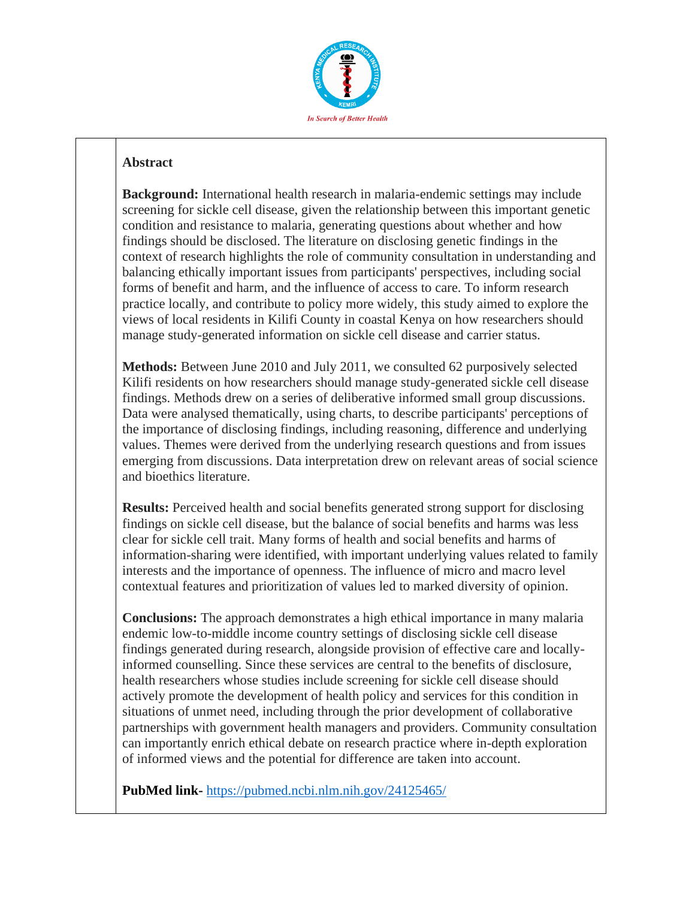**Abstract**

**Background:** International health research in malaria-endemic settings may include screening for sickle cell disease, given the relationship between this important genetic condition and resistance to malaria, generating questions about whether and how findings should be disclosed. The literature on disclosing genetic findings in the context of research highlights the role of community consultation in understanding and balancing ethically important issues from participants' perspectives, including social forms of benefit and harm, and the influence of access to care. To inform research practice locally, and contribute to policy more widely, this study aimed to explore the views of local residents in Kilifi County in coastal Kenya on how researchers should manage study-generated information on sickle cell disease and carrier status.

**Methods:** Between June 2010 and July 2011, we consulted 62 purposively selected Kilifi residents on how researchers should manage study-generated sickle cell disease findings. Methods drew on a series of deliberative informed small group discussions. Data were analysed thematically, using charts, to describe participants' perceptions of the importance of disclosing findings, including reasoning, difference and underlying values. Themes were derived from the underlying research questions and from issues emerging from discussions. Data interpretation drew on relevant areas of social science and bioethics literature.

**Results:** Perceived health and social benefits generated strong support for disclosing findings on sickle cell disease, but the balance of social benefits and harms was less clear for sickle cell trait. Many forms of health and social benefits and harms of information-sharing were identified, with important underlying values related to family interests and the importance of openness. The influence of micro and macro level contextual features and prioritization of values led to marked diversity of opinion.

**Conclusions:** The approach demonstrates a high ethical importance in many malaria endemic low-to-middle income country settings of disclosing sickle cell disease findings generated during research, alongside provision of effective care and locally-informed counselling. Since these services are central to the benefits of disclosure, health researchers whose studies include screening for sickle cell disease should actively promote the development of health policy and services for this condition in situations of unmet need, including through the prior development of collaborative partnerships with government health managers and providers. Community consultation can importantly enrich ethical debate on research practice where in-depth exploration of informed views and the potential for difference are taken into account.

**PubMed link-** https://pubmed.ncbi.nlm.nih.gov/24125465/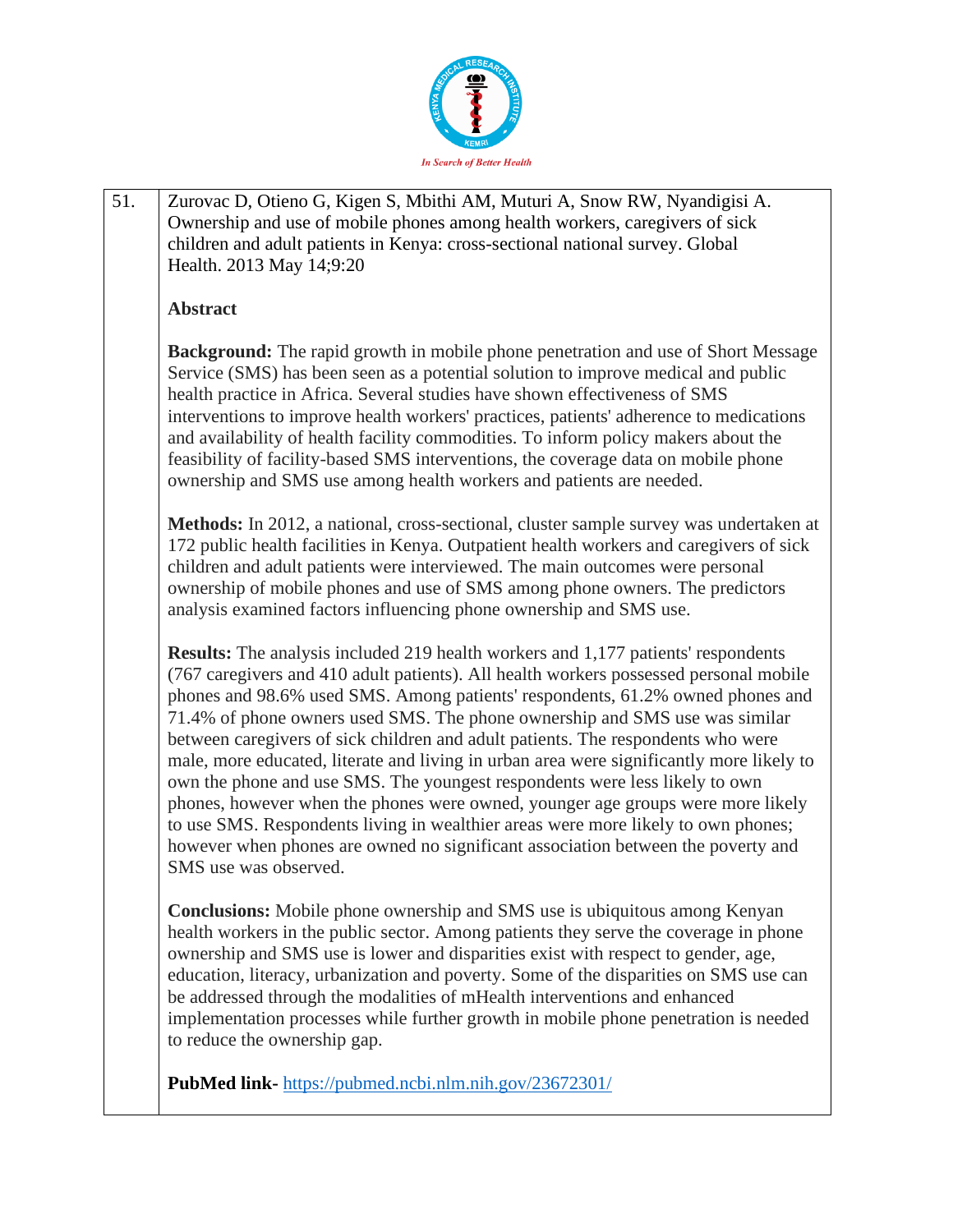| 51. | Zurovac D, Otieno G, Kigen S, Mbithi AM, Muturi A, Snow RW, Nyandigisi A. Ownership and use of mobile phones among health workers, caregivers of sick children and adult patients in Kenya: cross-sectional national survey. Global Health. 2013 May 14;9:20<br><br>**Abstract**<br><br>**Background:** The rapid growth in mobile phone penetration and use of Short Message Service (SMS) has been seen as a potential solution to improve medical and public health practice in Africa. Several studies have shown effectiveness of SMS interventions to improve health workers' practices, patients' adherence to medications and availability of health facility commodities. To inform policy makers about the feasibility of facility-based SMS interventions, the coverage data on mobile phone ownership and SMS use among health workers and patients are needed.<br><br>**Methods:** In 2012, a national, cross-sectional, cluster sample survey was undertaken at 172 public health facilities in Kenya. Outpatient health workers and caregivers of sick children and adult patients were interviewed. The main outcomes were personal ownership of mobile phones and use of SMS among phone owners. The predictors analysis examined factors influencing phone ownership and SMS use.<br><br>**Results:** The analysis included 219 health workers and 1,177 patients' respondents (767 caregivers and 410 adult patients). All health workers possessed personal mobile phones and 98.6% used SMS. Among patients' respondents, 61.2% owned phones and 71.4% of phone owners used SMS. The phone ownership and SMS use was similar between caregivers of sick children and adult patients. The respondents who were male, more educated, literate and living in urban area were significantly more likely to own the phone and use SMS. The youngest respondents were less likely to own phones, however when the phones were owned, younger age groups were more likely to use SMS. Respondents living in wealthier areas were more likely to own phones; however when phones are owned no significant association between the poverty and SMS use was observed.<br><br>**Conclusions:** Mobile phone ownership and SMS use is ubiquitous among Kenyan health workers in the public sector. Among patients they serve the coverage in phone ownership and SMS use is lower and disparities exist with respect to gender, age, education, literacy, urbanization and poverty. Some of the disparities on SMS use can be addressed through the modalities of mHealth interventions and enhanced implementation processes while further growth in mobile phone penetration is needed to reduce the ownership gap.<br><br>**PubMed link-** https://pubmed.ncbi.nlm.nih.gov/23672301/ |
|---|---|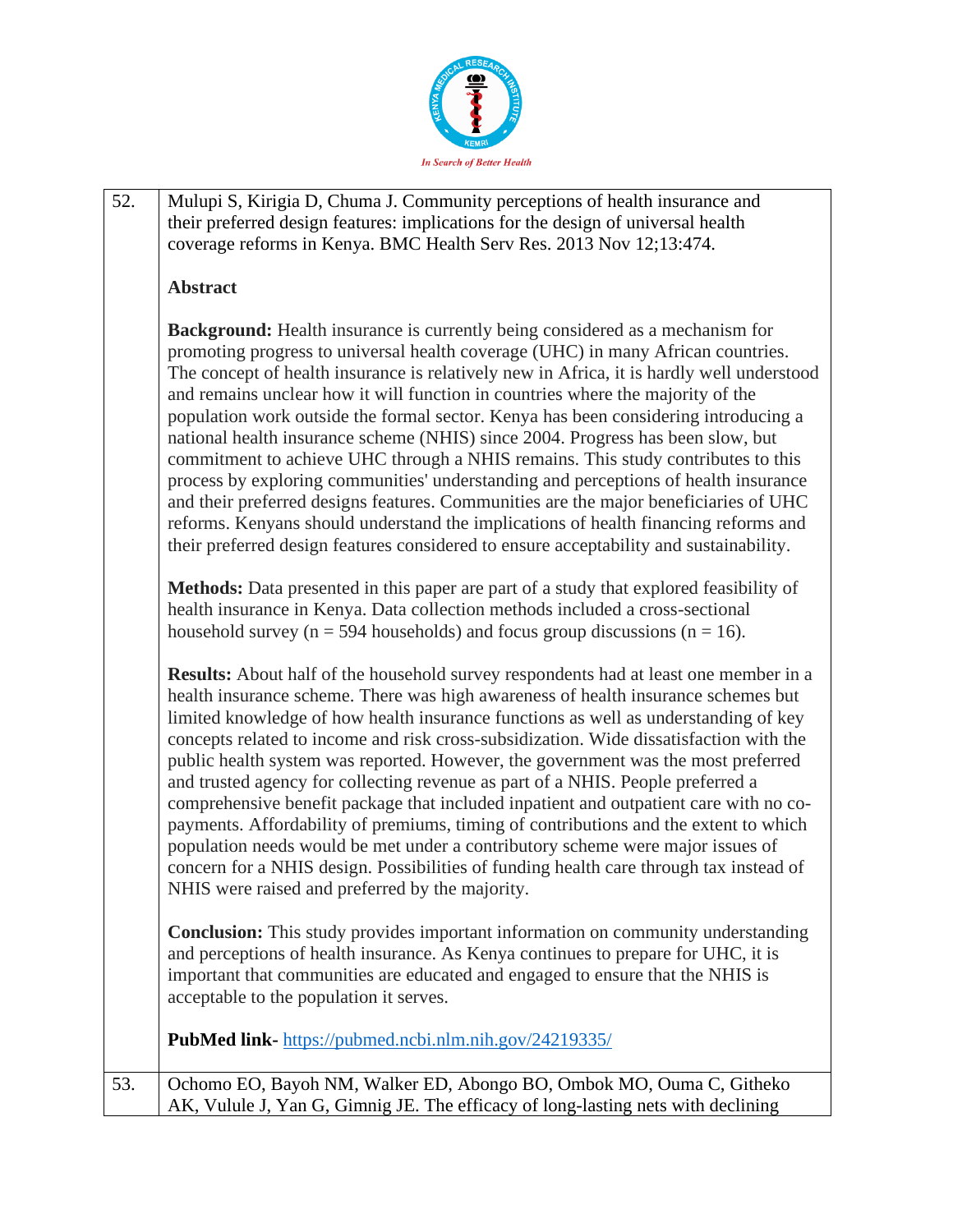| | |
|---|---|
| 52. | Mulupi S, Kirigia D, Chuma J. Community perceptions of health insurance and their preferred design features: implications for the design of universal health coverage reforms in Kenya. BMC Health Serv Res. 2013 Nov 12;13:474.<br><br>**Abstract**<br><br>**Background:** Health insurance is currently being considered as a mechanism for promoting progress to universal health coverage (UHC) in many African countries. The concept of health insurance is relatively new in Africa, it is hardly well understood and remains unclear how it will function in countries where the majority of the population work outside the formal sector. Kenya has been considering introducing a national health insurance scheme (NHIS) since 2004. Progress has been slow, but commitment to achieve UHC through a NHIS remains. This study contributes to this process by exploring communities' understanding and perceptions of health insurance and their preferred designs features. Communities are the major beneficiaries of UHC reforms. Kenyans should understand the implications of health financing reforms and their preferred design features considered to ensure acceptability and sustainability.<br><br>**Methods:** Data presented in this paper are part of a study that explored feasibility of health insurance in Kenya. Data collection methods included a cross-sectional household survey (n = 594 households) and focus group discussions (n = 16).<br><br>**Results:** About half of the household survey respondents had at least one member in a health insurance scheme. There was high awareness of health insurance schemes but limited knowledge of how health insurance functions as well as understanding of key concepts related to income and risk cross-subsidization. Wide dissatisfaction with the public health system was reported. However, the government was the most preferred and trusted agency for collecting revenue as part of a NHIS. People preferred a comprehensive benefit package that included inpatient and outpatient care with no co-payments. Affordability of premiums, timing of contributions and the extent to which population needs would be met under a contributory scheme were major issues of concern for a NHIS design. Possibilities of funding health care through tax instead of NHIS were raised and preferred by the majority.<br><br>**Conclusion:** This study provides important information on community understanding and perceptions of health insurance. As Kenya continues to prepare for UHC, it is important that communities are educated and engaged to ensure that the NHIS is acceptable to the population it serves.<br><br>**PubMed link-** https://pubmed.ncbi.nlm.nih.gov/24219335/ |
| 53. | Ochomo EO, Bayoh NM, Walker ED, Abongo BO, Ombok MO, Ouma C, Githeko AK, Vulule J, Yan G, Gimnig JE. The efficacy of long-lasting nets with declining |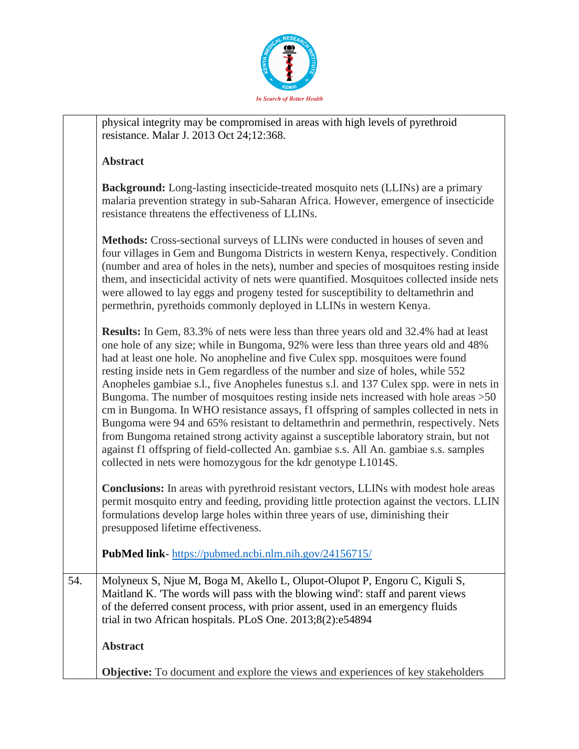| | |
|---|---|
| | physical integrity may be compromised in areas with high levels of pyrethroid resistance. Malar J. 2013 Oct 24;12:368.<br><br>**Abstract**<br><br>**Background:** Long-lasting insecticide-treated mosquito nets (LLINs) are a primary malaria prevention strategy in sub-Saharan Africa. However, emergence of insecticide resistance threatens the effectiveness of LLINs.<br><br>**Methods:** Cross-sectional surveys of LLINs were conducted in houses of seven and four villages in Gem and Bungoma Districts in western Kenya, respectively. Condition (number and area of holes in the nets), number and species of mosquitoes resting inside them, and insecticidal activity of nets were quantified. Mosquitoes collected inside nets were allowed to lay eggs and progeny tested for susceptibility to deltamethrin and permethrin, pyrethoids commonly deployed in LLINs in western Kenya.<br><br>**Results:** In Gem, 83.3% of nets were less than three years old and 32.4% had at least one hole of any size; while in Bungoma, 92% were less than three years old and 48% had at least one hole. No anopheline and five Culex spp. mosquitoes were found resting inside nets in Gem regardless of the number and size of holes, while 552 Anopheles gambiae s.l., five Anopheles funestus s.l. and 137 Culex spp. were in nets in Bungoma. The number of mosquitoes resting inside nets increased with hole areas >50 cm in Bungoma. In WHO resistance assays, f1 offspring of samples collected in nets in Bungoma were 94 and 65% resistant to deltamethrin and permethrin, respectively. Nets from Bungoma retained strong activity against a susceptible laboratory strain, but not against f1 offspring of field-collected An. gambiae s.s. All An. gambiae s.s. samples collected in nets were homozygous for the kdr genotype L1014S.<br><br>**Conclusions:** In areas with pyrethroid resistant vectors, LLINs with modest hole areas permit mosquito entry and feeding, providing little protection against the vectors. LLIN formulations develop large holes within three years of use, diminishing their presupposed lifetime effectiveness.<br><br>**PubMed link**- https://pubmed.ncbi.nlm.nih.gov/24156715/ |
| 54. | Molyneux S, Njue M, Boga M, Akello L, Olupot-Olupot P, Engoru C, Kiguli S, Maitland K. 'The words will pass with the blowing wind': staff and parent views of the deferred consent process, with prior assent, used in an emergency fluids trial in two African hospitals. PLoS One. 2013;8(2):e54894<br><br>**Abstract**<br><br>**Objective:** To document and explore the views and experiences of key stakeholders |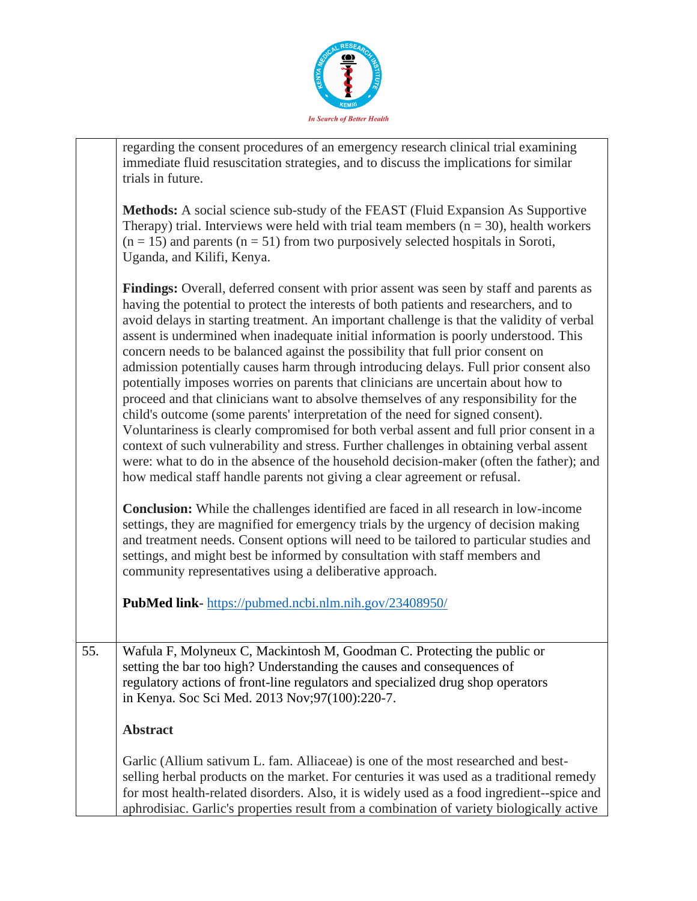| | |
|---|---|
| | regarding the consent procedures of an emergency research clinical trial examining immediate fluid resuscitation strategies, and to discuss the implications for similar trials in future.<br><br>**Methods:** A social science sub-study of the FEAST (Fluid Expansion As Supportive Therapy) trial. Interviews were held with trial team members (n = 30), health workers (n = 15) and parents (n = 51) from two purposively selected hospitals in Soroti, Uganda, and Kilifi, Kenya.<br><br>**Findings:** Overall, deferred consent with prior assent was seen by staff and parents as having the potential to protect the interests of both patients and researchers, and to avoid delays in starting treatment. An important challenge is that the validity of verbal assent is undermined when inadequate initial information is poorly understood. This concern needs to be balanced against the possibility that full prior consent on admission potentially causes harm through introducing delays. Full prior consent also potentially imposes worries on parents that clinicians are uncertain about how to proceed and that clinicians want to absolve themselves of any responsibility for the child's outcome (some parents' interpretation of the need for signed consent). Voluntariness is clearly compromised for both verbal assent and full prior consent in a context of such vulnerability and stress. Further challenges in obtaining verbal assent were: what to do in the absence of the household decision-maker (often the father); and how medical staff handle parents not giving a clear agreement or refusal.<br><br>**Conclusion:** While the challenges identified are faced in all research in low-income settings, they are magnified for emergency trials by the urgency of decision making and treatment needs. Consent options will need to be tailored to particular studies and settings, and might best be informed by consultation with staff members and community representatives using a deliberative approach.<br><br>**PubMed link**- https://pubmed.ncbi.nlm.nih.gov/23408950/ |
| 55. | Wafula F, Molyneux C, Mackintosh M, Goodman C. Protecting the public or setting the bar too high? Understanding the causes and consequences of regulatory actions of front-line regulators and specialized drug shop operators in Kenya. Soc Sci Med. 2013 Nov;97(100):220-7.<br><br>**Abstract**<br><br>Garlic (Allium sativum L. fam. Alliaceae) is one of the most researched and best-selling herbal products on the market. For centuries it was used as a traditional remedy for most health-related disorders. Also, it is widely used as a food ingredient--spice and aphrodisiac. Garlic's properties result from a combination of variety biologically active |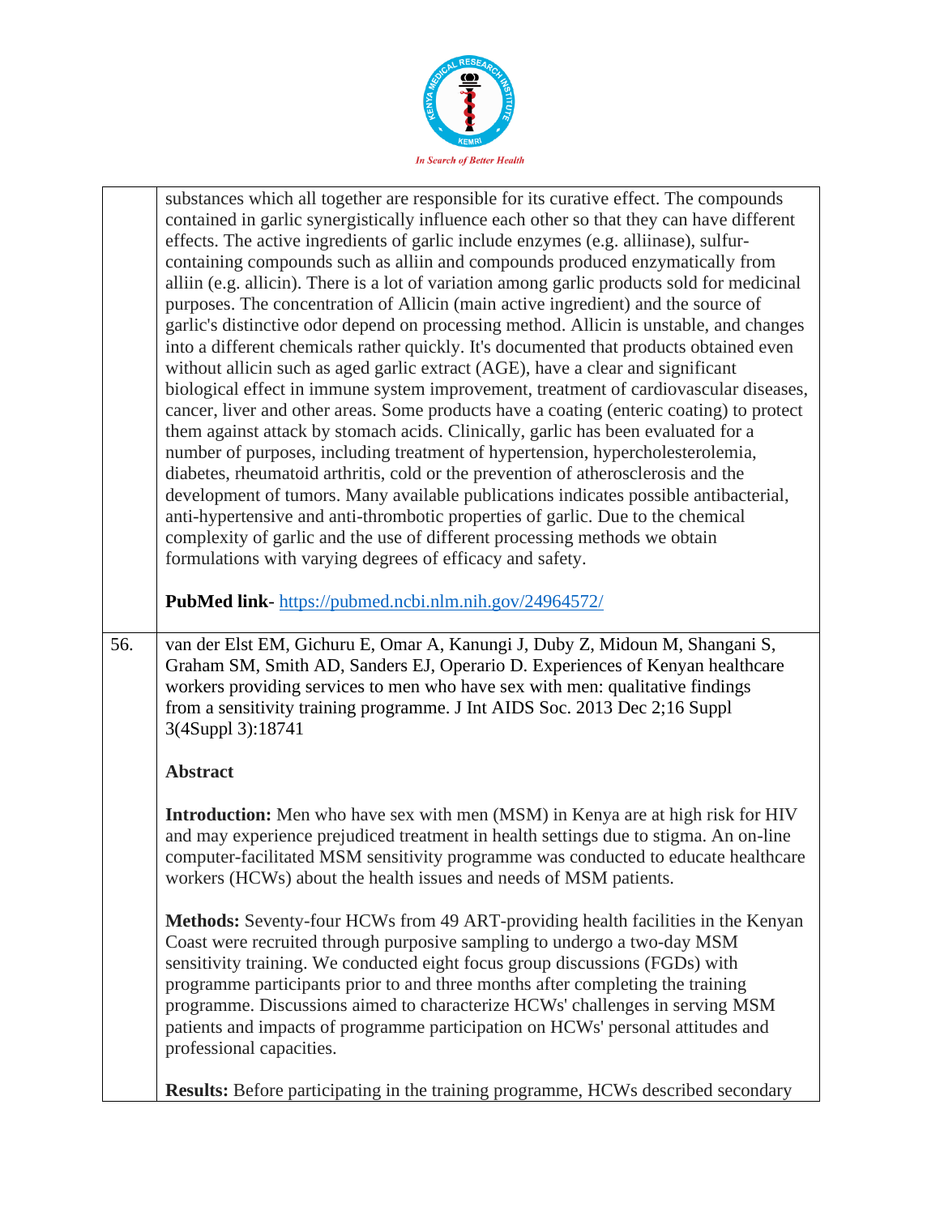| | |
|---|---|
| | substances which all together are responsible for its curative effect. The compounds contained in garlic synergistically influence each other so that they can have different effects. The active ingredients of garlic include enzymes (e.g. alliinase), sulfur-containing compounds such as alliin and compounds produced enzymatically from alliin (e.g. allicin). There is a lot of variation among garlic products sold for medicinal purposes. The concentration of Allicin (main active ingredient) and the source of garlic's distinctive odor depend on processing method. Allicin is unstable, and changes into a different chemicals rather quickly. It's documented that products obtained even without allicin such as aged garlic extract (AGE), have a clear and significant biological effect in immune system improvement, treatment of cardiovascular diseases, cancer, liver and other areas. Some products have a coating (enteric coating) to protect them against attack by stomach acids. Clinically, garlic has been evaluated for a number of purposes, including treatment of hypertension, hypercholesterolemia, diabetes, rheumatoid arthritis, cold or the prevention of atherosclerosis and the development of tumors. Many available publications indicates possible antibacterial, anti-hypertensive and anti-thrombotic properties of garlic. Due to the chemical complexity of garlic and the use of different processing methods we obtain formulations with varying degrees of efficacy and safety.<br><br>**PubMed link**- https://pubmed.ncbi.nlm.nih.gov/24964572/ |
| 56. | van der Elst EM, Gichuru E, Omar A, Kanungi J, Duby Z, Midoun M, Shangani S, Graham SM, Smith AD, Sanders EJ, Operario D. Experiences of Kenyan healthcare workers providing services to men who have sex with men: qualitative findings from a sensitivity training programme. J Int AIDS Soc. 2013 Dec 2;16 Suppl 3(4Suppl 3):18741<br><br>**Abstract**<br><br>**Introduction:** Men who have sex with men (MSM) in Kenya are at high risk for HIV and may experience prejudiced treatment in health settings due to stigma. An on-line computer-facilitated MSM sensitivity programme was conducted to educate healthcare workers (HCWs) about the health issues and needs of MSM patients.<br><br>**Methods:** Seventy-four HCWs from 49 ART-providing health facilities in the Kenyan Coast were recruited through purposive sampling to undergo a two-day MSM sensitivity training. We conducted eight focus group discussions (FGDs) with programme participants prior to and three months after completing the training programme. Discussions aimed to characterize HCWs' challenges in serving MSM patients and impacts of programme participation on HCWs' personal attitudes and professional capacities.<br><br>**Results:** Before participating in the training programme, HCWs described secondary |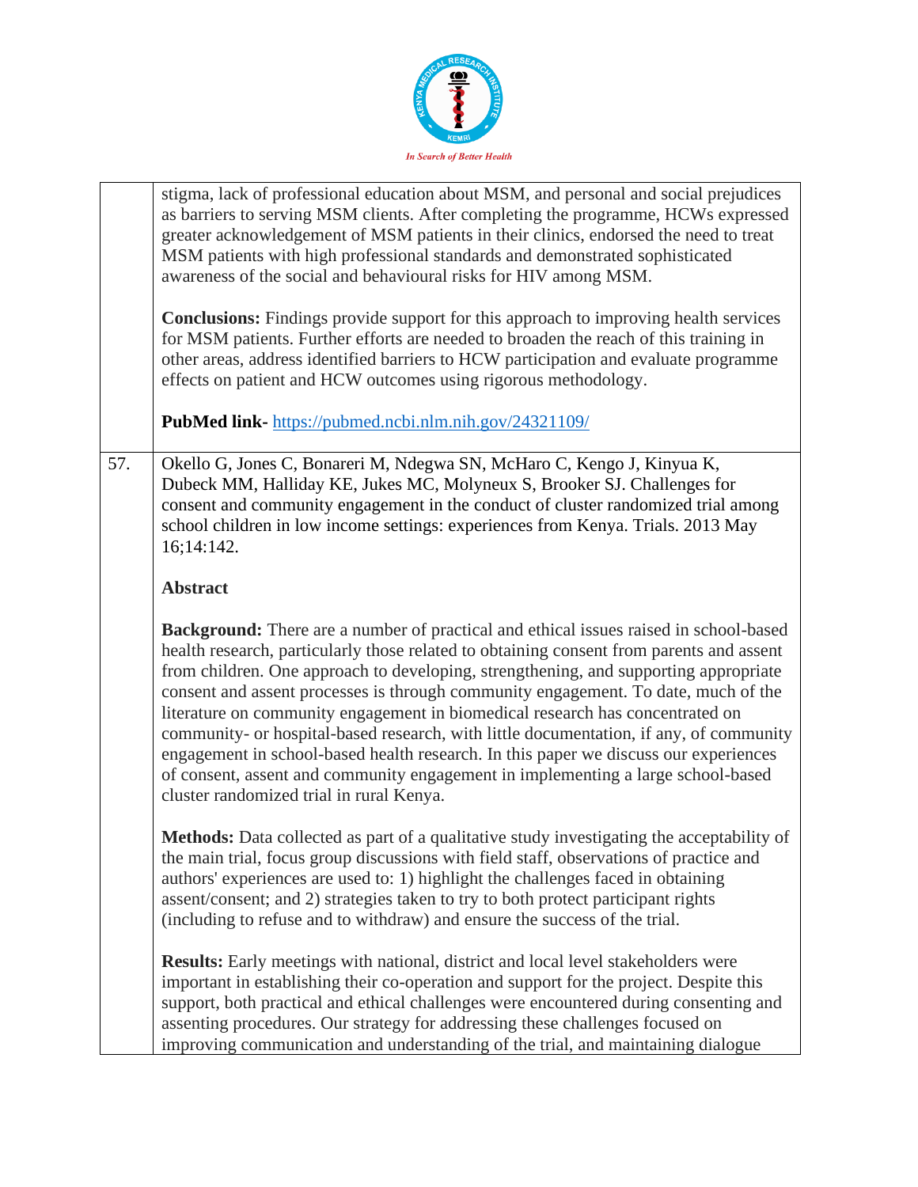| | |
|---|---|
| | stigma, lack of professional education about MSM, and personal and social prejudices as barriers to serving MSM clients. After completing the programme, HCWs expressed greater acknowledgement of MSM patients in their clinics, endorsed the need to treat MSM patients with high professional standards and demonstrated sophisticated awareness of the social and behavioural risks for HIV among MSM.<br><br>**Conclusions:** Findings provide support for this approach to improving health services for MSM patients. Further efforts are needed to broaden the reach of this training in other areas, address identified barriers to HCW participation and evaluate programme effects on patient and HCW outcomes using rigorous methodology.<br><br>**PubMed link-** https://pubmed.ncbi.nlm.nih.gov/24321109/ |
| 57. | Okello G, Jones C, Bonareri M, Ndegwa SN, McHaro C, Kengo J, Kinyua K, Dubeck MM, Halliday KE, Jukes MC, Molyneux S, Brooker SJ. Challenges for consent and community engagement in the conduct of cluster randomized trial among school children in low income settings: experiences from Kenya. Trials. 2013 May 16;14:142.<br><br>**Abstract**<br><br>**Background:** There are a number of practical and ethical issues raised in school-based health research, particularly those related to obtaining consent from parents and assent from children. One approach to developing, strengthening, and supporting appropriate consent and assent processes is through community engagement. To date, much of the literature on community engagement in biomedical research has concentrated on community- or hospital-based research, with little documentation, if any, of community engagement in school-based health research. In this paper we discuss our experiences of consent, assent and community engagement in implementing a large school-based cluster randomized trial in rural Kenya.<br><br>**Methods:** Data collected as part of a qualitative study investigating the acceptability of the main trial, focus group discussions with field staff, observations of practice and authors' experiences are used to: 1) highlight the challenges faced in obtaining assent/consent; and 2) strategies taken to try to both protect participant rights (including to refuse and to withdraw) and ensure the success of the trial.<br><br>**Results:** Early meetings with national, district and local level stakeholders were important in establishing their co-operation and support for the project. Despite this support, both practical and ethical challenges were encountered during consenting and assenting procedures. Our strategy for addressing these challenges focused on improving communication and understanding of the trial, and maintaining dialogue |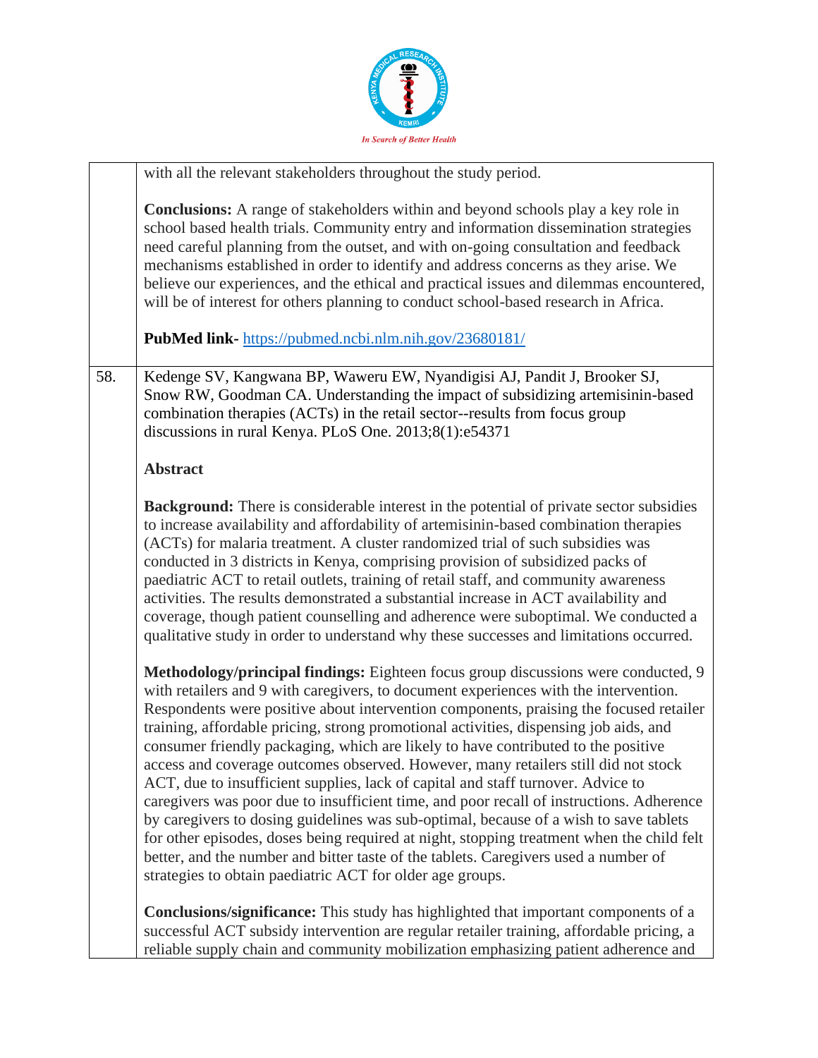|  |  |
|---|---|
|  | with all the relevant stakeholders throughout the study period.<br><br>**Conclusions:** A range of stakeholders within and beyond schools play a key role in school based health trials. Community entry and information dissemination strategies need careful planning from the outset, and with on-going consultation and feedback mechanisms established in order to identify and address concerns as they arise. We believe our experiences, and the ethical and practical issues and dilemmas encountered, will be of interest for others planning to conduct school-based research in Africa.<br><br>**PubMed link-** https://pubmed.ncbi.nlm.nih.gov/23680181/ |
| 58. | Kedenge SV, Kangwana BP, Waweru EW, Nyandigisi AJ, Pandit J, Brooker SJ, Snow RW, Goodman CA. Understanding the impact of subsidizing artemisinin-based combination therapies (ACTs) in the retail sector--results from focus group discussions in rural Kenya. PLoS One. 2013;8(1):e54371<br><br>**Abstract**<br><br>**Background:** There is considerable interest in the potential of private sector subsidies to increase availability and affordability of artemisinin-based combination therapies (ACTs) for malaria treatment. A cluster randomized trial of such subsidies was conducted in 3 districts in Kenya, comprising provision of subsidized packs of paediatric ACT to retail outlets, training of retail staff, and community awareness activities. The results demonstrated a substantial increase in ACT availability and coverage, though patient counselling and adherence were suboptimal. We conducted a qualitative study in order to understand why these successes and limitations occurred.<br><br>**Methodology/principal findings:** Eighteen focus group discussions were conducted, 9 with retailers and 9 with caregivers, to document experiences with the intervention. Respondents were positive about intervention components, praising the focused retailer training, affordable pricing, strong promotional activities, dispensing job aids, and consumer friendly packaging, which are likely to have contributed to the positive access and coverage outcomes observed. However, many retailers still did not stock ACT, due to insufficient supplies, lack of capital and staff turnover. Advice to caregivers was poor due to insufficient time, and poor recall of instructions. Adherence by caregivers to dosing guidelines was sub-optimal, because of a wish to save tablets for other episodes, doses being required at night, stopping treatment when the child felt better, and the number and bitter taste of the tablets. Caregivers used a number of strategies to obtain paediatric ACT for older age groups.<br><br>**Conclusions/significance:** This study has highlighted that important components of a successful ACT subsidy intervention are regular retailer training, affordable pricing, a reliable supply chain and community mobilization emphasizing patient adherence and |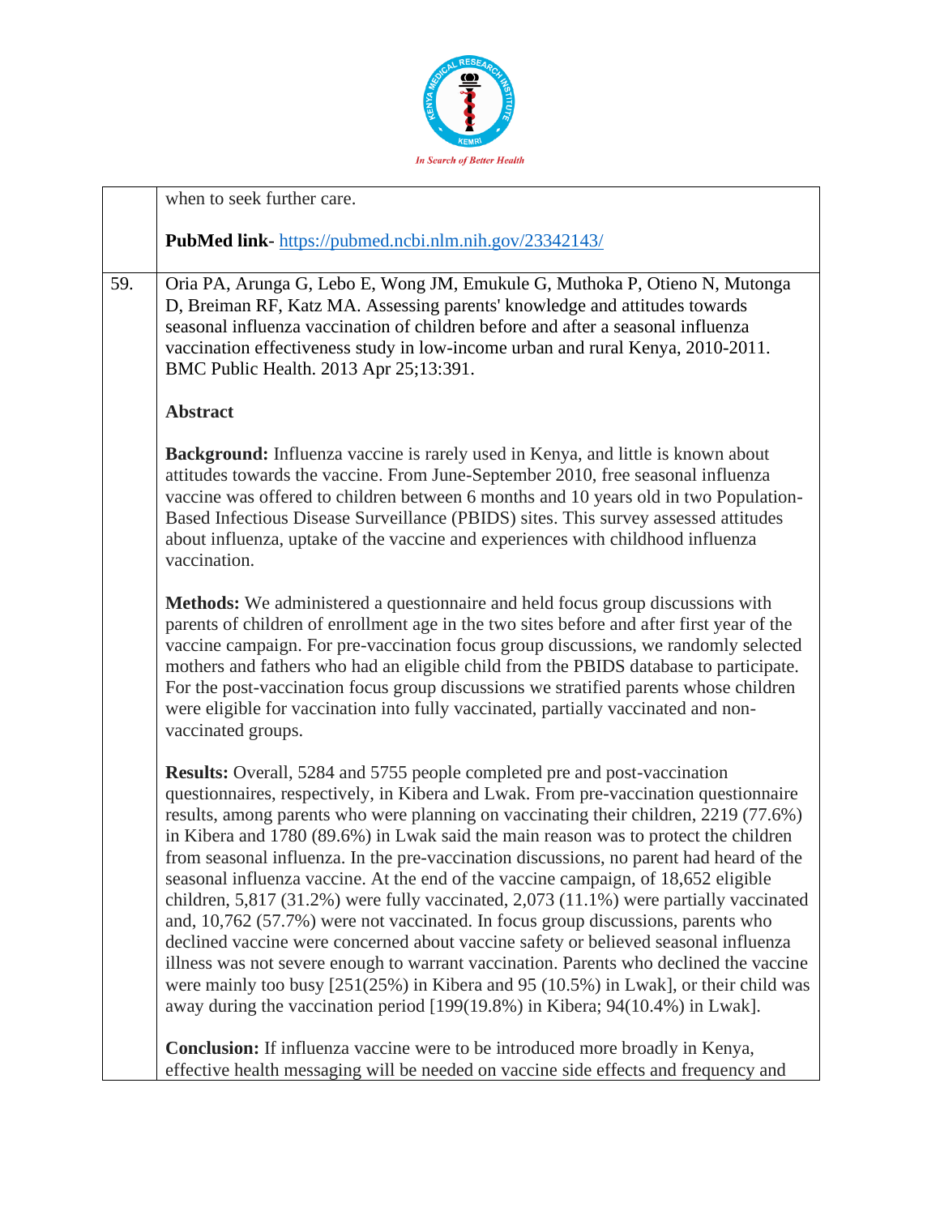| | |
|---|---|
| | when to seek further care.<br><br>**PubMed link**- https://pubmed.ncbi.nlm.nih.gov/23342143/ |
| 59. | Oria PA, Arunga G, Lebo E, Wong JM, Emukule G, Muthoka P, Otieno N, Mutonga D, Breiman RF, Katz MA. Assessing parents' knowledge and attitudes towards seasonal influenza vaccination of children before and after a seasonal influenza vaccination effectiveness study in low-income urban and rural Kenya, 2010-2011. BMC Public Health. 2013 Apr 25;13:391.<br><br>**Abstract**<br><br>**Background:** Influenza vaccine is rarely used in Kenya, and little is known about attitudes towards the vaccine. From June-September 2010, free seasonal influenza vaccine was offered to children between 6 months and 10 years old in two Population-Based Infectious Disease Surveillance (PBIDS) sites. This survey assessed attitudes about influenza, uptake of the vaccine and experiences with childhood influenza vaccination.<br><br>**Methods:** We administered a questionnaire and held focus group discussions with parents of children of enrollment age in the two sites before and after first year of the vaccine campaign. For pre-vaccination focus group discussions, we randomly selected mothers and fathers who had an eligible child from the PBIDS database to participate. For the post-vaccination focus group discussions we stratified parents whose children were eligible for vaccination into fully vaccinated, partially vaccinated and non-vaccinated groups.<br><br>**Results:** Overall, 5284 and 5755 people completed pre and post-vaccination questionnaires, respectively, in Kibera and Lwak. From pre-vaccination questionnaire results, among parents who were planning on vaccinating their children, 2219 (77.6%) in Kibera and 1780 (89.6%) in Lwak said the main reason was to protect the children from seasonal influenza. In the pre-vaccination discussions, no parent had heard of the seasonal influenza vaccine. At the end of the vaccine campaign, of 18,652 eligible children, 5,817 (31.2%) were fully vaccinated, 2,073 (11.1%) were partially vaccinated and, 10,762 (57.7%) were not vaccinated. In focus group discussions, parents who declined vaccine were concerned about vaccine safety or believed seasonal influenza illness was not severe enough to warrant vaccination. Parents who declined the vaccine were mainly too busy [251(25%) in Kibera and 95 (10.5%) in Lwak], or their child was away during the vaccination period [199(19.8%) in Kibera; 94(10.4%) in Lwak].<br><br>**Conclusion:** If influenza vaccine were to be introduced more broadly in Kenya, effective health messaging will be needed on vaccine side effects and frequency and |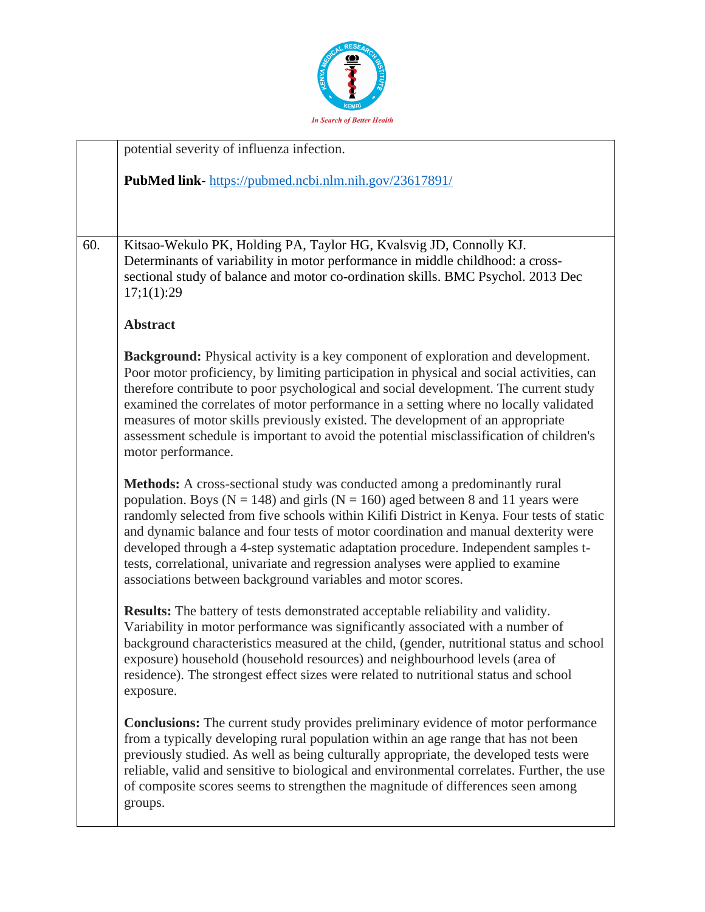| | |
|---|---|
| | potential severity of influenza infection.<br><br>**PubMed link**- https://pubmed.ncbi.nlm.nih.gov/23617891/ |
| 60. | Kitsao-Wekulo PK, Holding PA, Taylor HG, Kvalsvig JD, Connolly KJ. Determinants of variability in motor performance in middle childhood: a cross-sectional study of balance and motor co-ordination skills. BMC Psychol. 2013 Dec 17;1(1):29<br><br>**Abstract**<br><br>**Background:** Physical activity is a key component of exploration and development. Poor motor proficiency, by limiting participation in physical and social activities, can therefore contribute to poor psychological and social development. The current study examined the correlates of motor performance in a setting where no locally validated measures of motor skills previously existed. The development of an appropriate assessment schedule is important to avoid the potential misclassification of children's motor performance.<br><br>**Methods:** A cross-sectional study was conducted among a predominantly rural population. Boys (N = 148) and girls (N = 160) aged between 8 and 11 years were randomly selected from five schools within Kilifi District in Kenya. Four tests of static and dynamic balance and four tests of motor coordination and manual dexterity were developed through a 4-step systematic adaptation procedure. Independent samples t-tests, correlational, univariate and regression analyses were applied to examine associations between background variables and motor scores.<br><br>**Results:** The battery of tests demonstrated acceptable reliability and validity. Variability in motor performance was significantly associated with a number of background characteristics measured at the child, (gender, nutritional status and school exposure) household (household resources) and neighbourhood levels (area of residence). The strongest effect sizes were related to nutritional status and school exposure.<br><br>**Conclusions:** The current study provides preliminary evidence of motor performance from a typically developing rural population within an age range that has not been previously studied. As well as being culturally appropriate, the developed tests were reliable, valid and sensitive to biological and environmental correlates. Further, the use of composite scores seems to strengthen the magnitude of differences seen among groups. |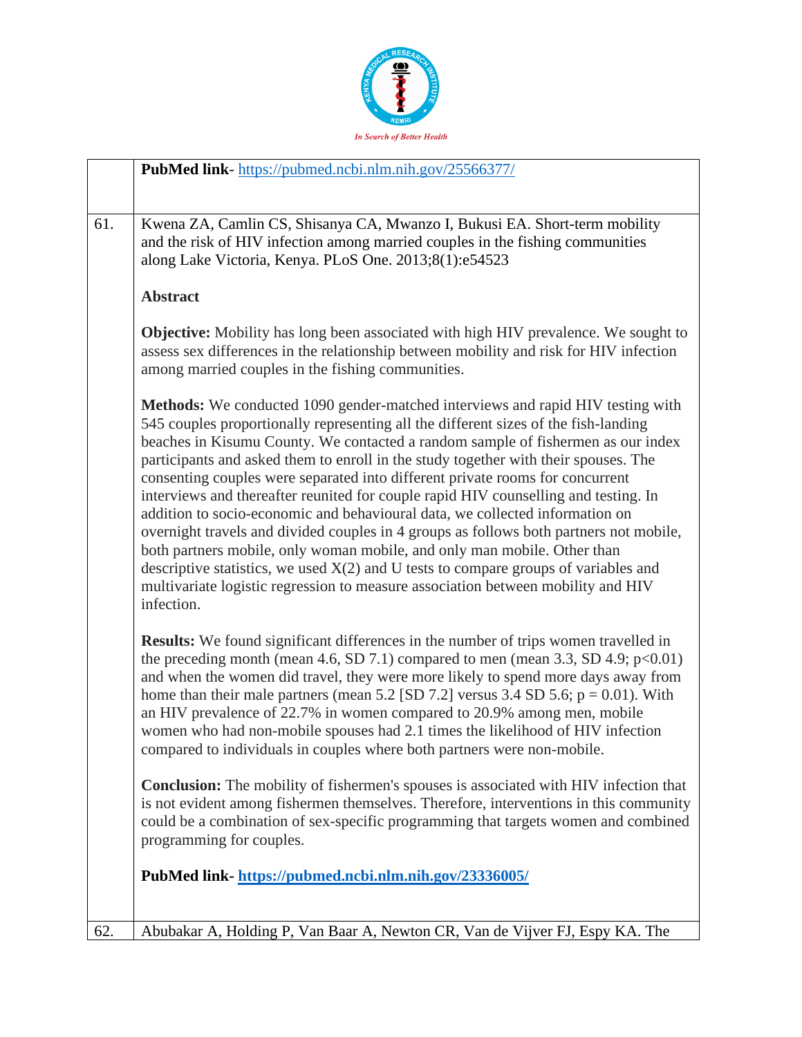| | |
|---|---|
| | **PubMed link-** https://pubmed.ncbi.nlm.nih.gov/25566377/ |
| 61. | Kwena ZA, Camlin CS, Shisanya CA, Mwanzo I, Bukusi EA. Short-term mobility and the risk of HIV infection among married couples in the fishing communities along Lake Victoria, Kenya. PLoS One. 2013;8(1):e54523<br><br>**Abstract**<br><br>**Objective:** Mobility has long been associated with high HIV prevalence. We sought to assess sex differences in the relationship between mobility and risk for HIV infection among married couples in the fishing communities.<br><br>**Methods:** We conducted 1090 gender-matched interviews and rapid HIV testing with 545 couples proportionally representing all the different sizes of the fish-landing beaches in Kisumu County. We contacted a random sample of fishermen as our index participants and asked them to enroll in the study together with their spouses. The consenting couples were separated into different private rooms for concurrent interviews and thereafter reunited for couple rapid HIV counselling and testing. In addition to socio-economic and behavioural data, we collected information on overnight travels and divided couples in 4 groups as follows both partners not mobile, both partners mobile, only woman mobile, and only man mobile. Other than descriptive statistics, we used X(2) and U tests to compare groups of variables and multivariate logistic regression to measure association between mobility and HIV infection.<br><br>**Results:** We found significant differences in the number of trips women travelled in the preceding month (mean 4.6, SD 7.1) compared to men (mean 3.3, SD 4.9; $p<0.01$) and when the women did travel, they were more likely to spend more days away from home than their male partners (mean 5.2 [SD 7.2] versus 3.4 SD 5.6; $p = 0.01$). With an HIV prevalence of 22.7% in women compared to 20.9% among men, mobile women who had non-mobile spouses had 2.1 times the likelihood of HIV infection compared to individuals in couples where both partners were non-mobile.<br><br>**Conclusion:** The mobility of fishermen's spouses is associated with HIV infection that is not evident among fishermen themselves. Therefore, interventions in this community could be a combination of sex-specific programming that targets women and combined programming for couples.<br><br>**PubMed link- https://pubmed.ncbi.nlm.nih.gov/23336005/** |
| 62. | Abubakar A, Holding P, Van Baar A, Newton CR, Van de Vijver FJ, Espy KA. The |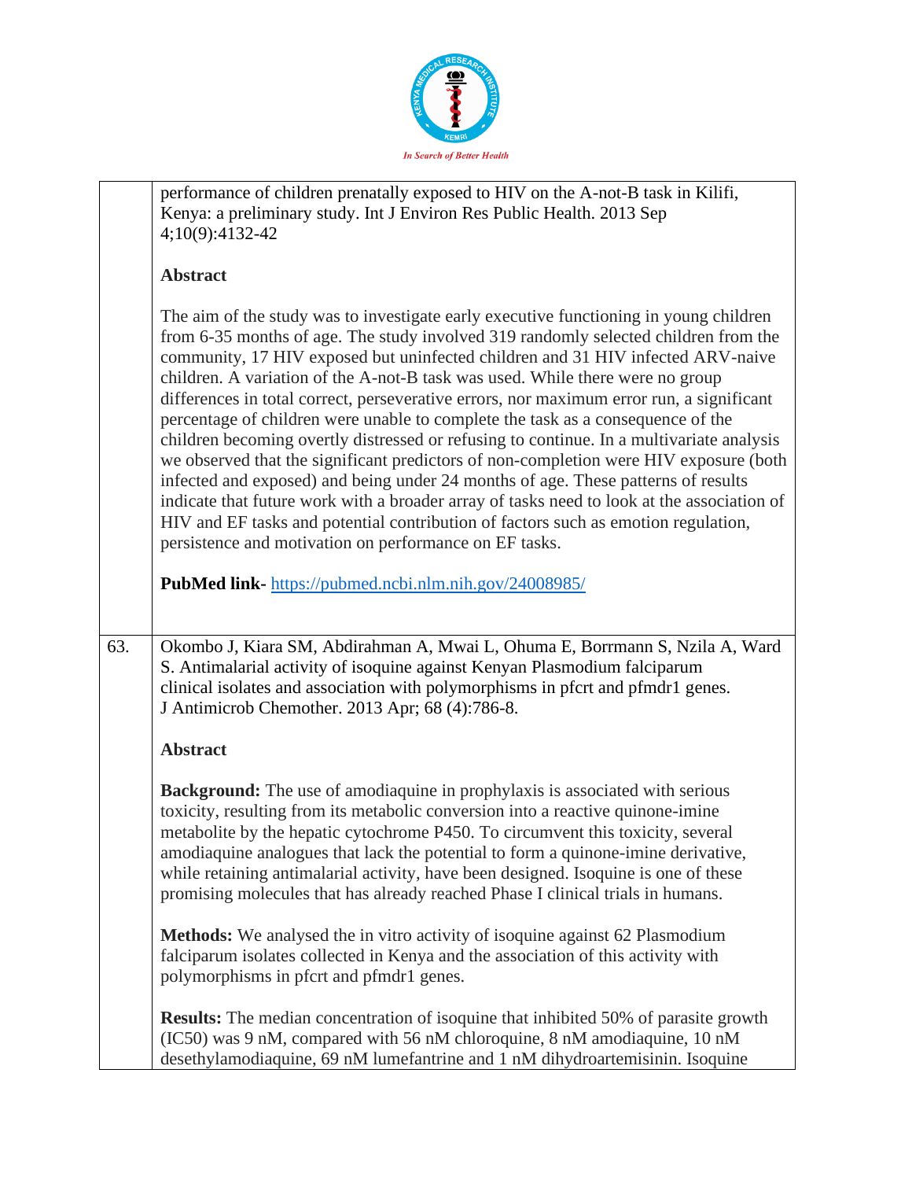| | |
|---|---|
| | performance of children prenatally exposed to HIV on the A-not-B task in Kilifi, Kenya: a preliminary study. Int J Environ Res Public Health. 2013 Sep 4;10(9):4132-42<br><br>**Abstract**<br><br>The aim of the study was to investigate early executive functioning in young children from 6-35 months of age. The study involved 319 randomly selected children from the community, 17 HIV exposed but uninfected children and 31 HIV infected ARV-naive children. A variation of the A-not-B task was used. While there were no group differences in total correct, perseverative errors, nor maximum error run, a significant percentage of children were unable to complete the task as a consequence of the children becoming overtly distressed or refusing to continue. In a multivariate analysis we observed that the significant predictors of non-completion were HIV exposure (both infected and exposed) and being under 24 months of age. These patterns of results indicate that future work with a broader array of tasks need to look at the association of HIV and EF tasks and potential contribution of factors such as emotion regulation, persistence and motivation on performance on EF tasks.<br><br>**PubMed link**- https://pubmed.ncbi.nlm.nih.gov/24008985/ |
| 63. | Okombo J, Kiara SM, Abdirahman A, Mwai L, Ohuma E, Borrmann S, Nzila A, Ward S. Antimalarial activity of isoquine against Kenyan Plasmodium falciparum clinical isolates and association with polymorphisms in pfcrt and pfmdr1 genes. J Antimicrob Chemother. 2013 Apr; 68 (4):786-8.<br><br>**Abstract**<br><br>**Background:** The use of amodiaquine in prophylaxis is associated with serious toxicity, resulting from its metabolic conversion into a reactive quinone-imine metabolite by the hepatic cytochrome P450. To circumvent this toxicity, several amodiaquine analogues that lack the potential to form a quinone-imine derivative, while retaining antimalarial activity, have been designed. Isoquine is one of these promising molecules that has already reached Phase I clinical trials in humans.<br><br>**Methods:** We analysed the in vitro activity of isoquine against 62 Plasmodium falciparum isolates collected in Kenya and the association of this activity with polymorphisms in pfcrt and pfmdr1 genes.<br><br>**Results:** The median concentration of isoquine that inhibited 50% of parasite growth ($IC_{50}$) was 9 nM, compared with 56 nM chloroquine, 8 nM amodiaquine, 10 nM desethylamodiaquine, 69 nM lumefantrine and 1 nM dihydroartemisinin. Isoquine |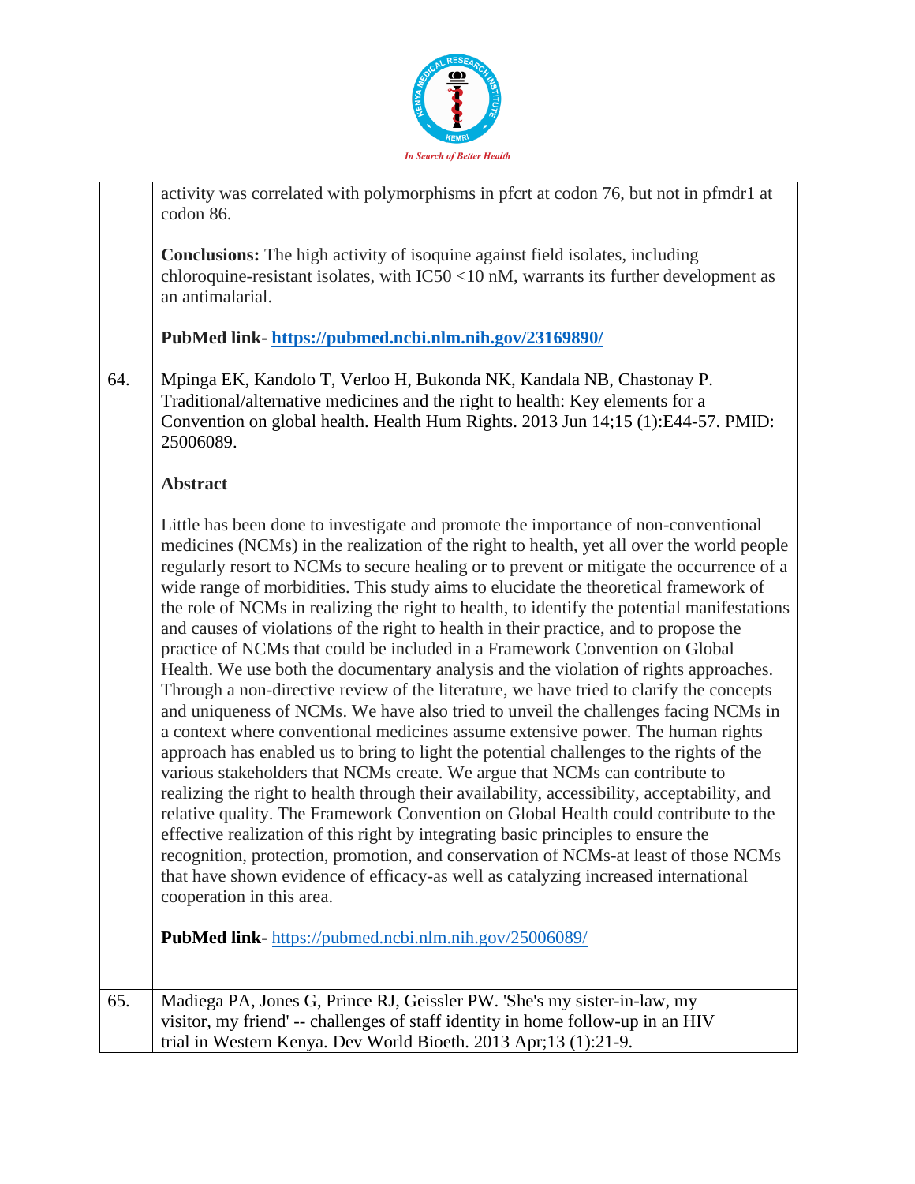| | |
|---|---|
| | activity was correlated with polymorphisms in pfcrt at codon 76, but not in pfmdr1 at codon 86.<br><br>**Conclusions:** The high activity of isoquine against field isolates, including chloroquine-resistant isolates, with IC50 <10 nM, warrants its further development as an antimalarial.<br><br>**PubMed link- [https://pubmed.ncbi.nlm.nih.gov/23169890/](https://pubmed.ncbi.nlm.nih.gov/23169890/)** |
| 64. | Mpinga EK, Kandolo T, Verloo H, Bukonda NK, Kandala NB, Chastonay P. Traditional/alternative medicines and the right to health: Key elements for a Convention on global health. Health Hum Rights. 2013 Jun 14;15 (1):E44-57. PMID: 25006089.<br><br>**Abstract**<br><br>Little has been done to investigate and promote the importance of non-conventional medicines (NCMs) in the realization of the right to health, yet all over the world people regularly resort to NCMs to secure healing or to prevent or mitigate the occurrence of a wide range of morbidities. This study aims to elucidate the theoretical framework of the role of NCMs in realizing the right to health, to identify the potential manifestations and causes of violations of the right to health in their practice, and to propose the practice of NCMs that could be included in a Framework Convention on Global Health. We use both the documentary analysis and the violation of rights approaches. Through a non-directive review of the literature, we have tried to clarify the concepts and uniqueness of NCMs. We have also tried to unveil the challenges facing NCMs in a context where conventional medicines assume extensive power. The human rights approach has enabled us to bring to light the potential challenges to the rights of the various stakeholders that NCMs create. We argue that NCMs can contribute to realizing the right to health through their availability, accessibility, acceptability, and relative quality. The Framework Convention on Global Health could contribute to the effective realization of this right by integrating basic principles to ensure the recognition, protection, promotion, and conservation of NCMs-at least of those NCMs that have shown evidence of efficacy-as well as catalyzing increased international cooperation in this area.<br><br>**PubMed link-** [https://pubmed.ncbi.nlm.nih.gov/25006089/](https://pubmed.ncbi.nlm.nih.gov/25006089/) |
| 65. | Madiega PA, Jones G, Prince RJ, Geissler PW. 'She's my sister-in-law, my visitor, my friend' -- challenges of staff identity in home follow-up in an HIV trial in Western Kenya. Dev World Bioeth. 2013 Apr;13 (1):21-9. |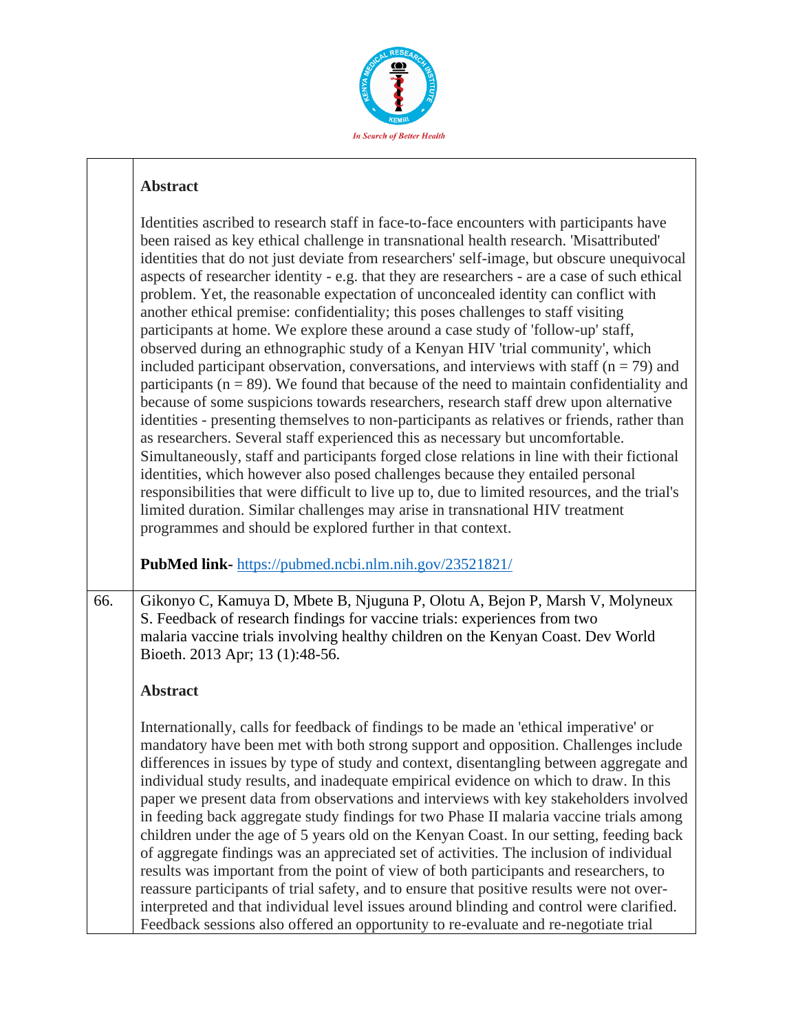| | |
|---|---|
| | **Abstract**<br><br>Identities ascribed to research staff in face-to-face encounters with participants have been raised as key ethical challenge in transnational health research. 'Misattributed' identities that do not just deviate from researchers' self-image, but obscure unequivocal aspects of researcher identity - e.g. that they are researchers - are a case of such ethical problem. Yet, the reasonable expectation of unconcealed identity can conflict with another ethical premise: confidentiality; this poses challenges to staff visiting participants at home. We explore these around a case study of 'follow-up' staff, observed during an ethnographic study of a Kenyan HIV 'trial community', which included participant observation, conversations, and interviews with staff (n = 79) and participants (n = 89). We found that because of the need to maintain confidentiality and because of some suspicions towards researchers, research staff drew upon alternative identities - presenting themselves to non-participants as relatives or friends, rather than as researchers. Several staff experienced this as necessary but uncomfortable. Simultaneously, staff and participants forged close relations in line with their fictional identities, which however also posed challenges because they entailed personal responsibilities that were difficult to live up to, due to limited resources, and the trial's limited duration. Similar challenges may arise in transnational HIV treatment programmes and should be explored further in that context.<br><br>**PubMed link-** https://pubmed.ncbi.nlm.nih.gov/23521821/ |
| 66. | Gikonyo C, Kamuya D, Mbete B, Njuguna P, Olotu A, Bejon P, Marsh V, Molyneux S. Feedback of research findings for vaccine trials: experiences from two malaria vaccine trials involving healthy children on the Kenyan Coast. Dev World Bioeth. 2013 Apr; 13 (1):48-56.<br><br>**Abstract**<br><br>Internationally, calls for feedback of findings to be made an 'ethical imperative' or mandatory have been met with both strong support and opposition. Challenges include differences in issues by type of study and context, disentangling between aggregate and individual study results, and inadequate empirical evidence on which to draw. In this paper we present data from observations and interviews with key stakeholders involved in feeding back aggregate study findings for two Phase II malaria vaccine trials among children under the age of 5 years old on the Kenyan Coast. In our setting, feeding back of aggregate findings was an appreciated set of activities. The inclusion of individual results was important from the point of view of both participants and researchers, to reassure participants of trial safety, and to ensure that positive results were not over-interpreted and that individual level issues around blinding and control were clarified. Feedback sessions also offered an opportunity to re-evaluate and re-negotiate trial |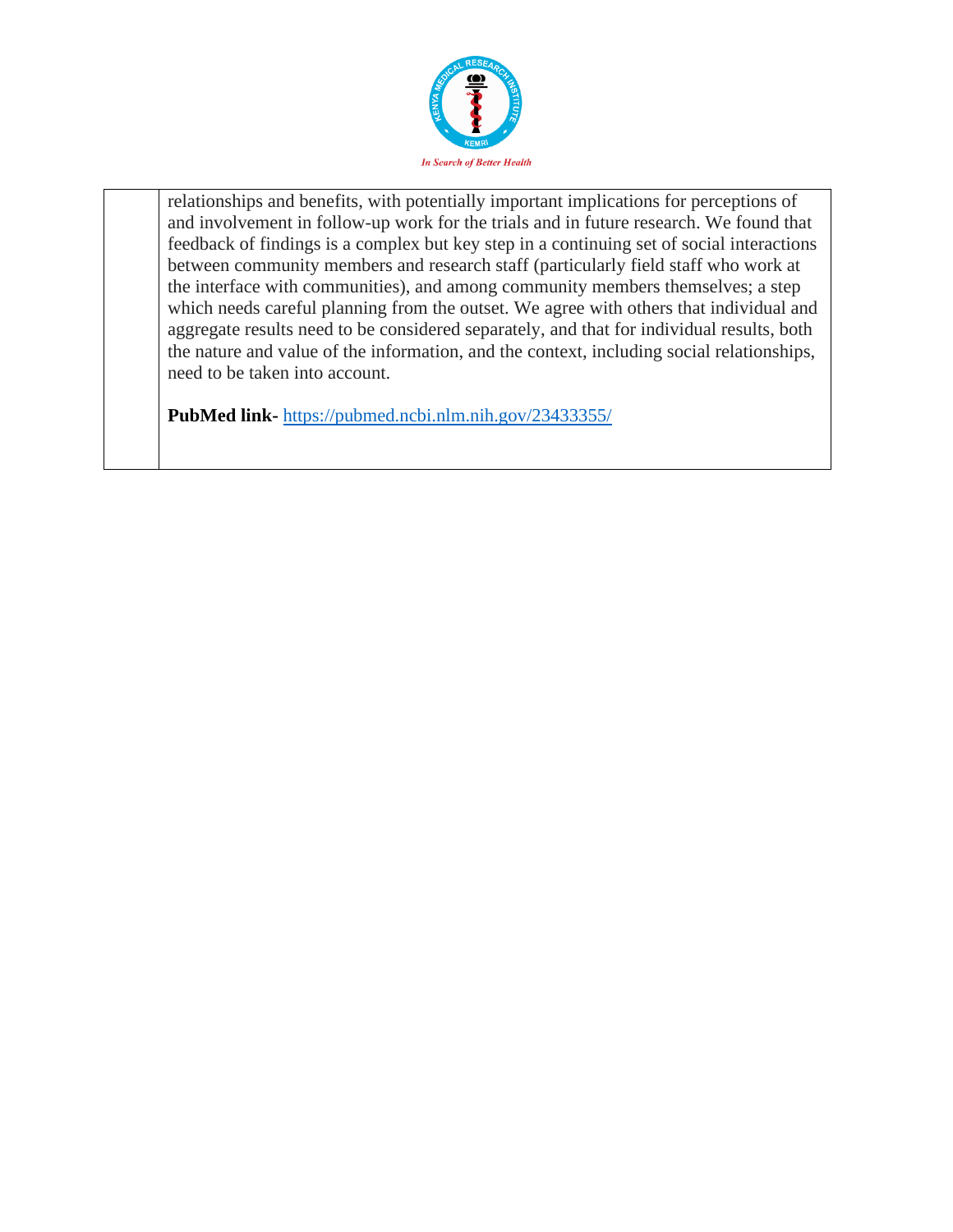| | |
|---|---|
| | relationships and benefits, with potentially important implications for perceptions of and involvement in follow-up work for the trials and in future research. We found that feedback of findings is a complex but key step in a continuing set of social interactions between community members and research staff (particularly field staff who work at the interface with communities), and among community members themselves; a step which needs careful planning from the outset. We agree with others that individual and aggregate results need to be considered separately, and that for individual results, both the nature and value of the information, and the context, including social relationships, need to be taken into account.<br><br>**PubMed link-** https://pubmed.ncbi.nlm.nih.gov/23433355/ |